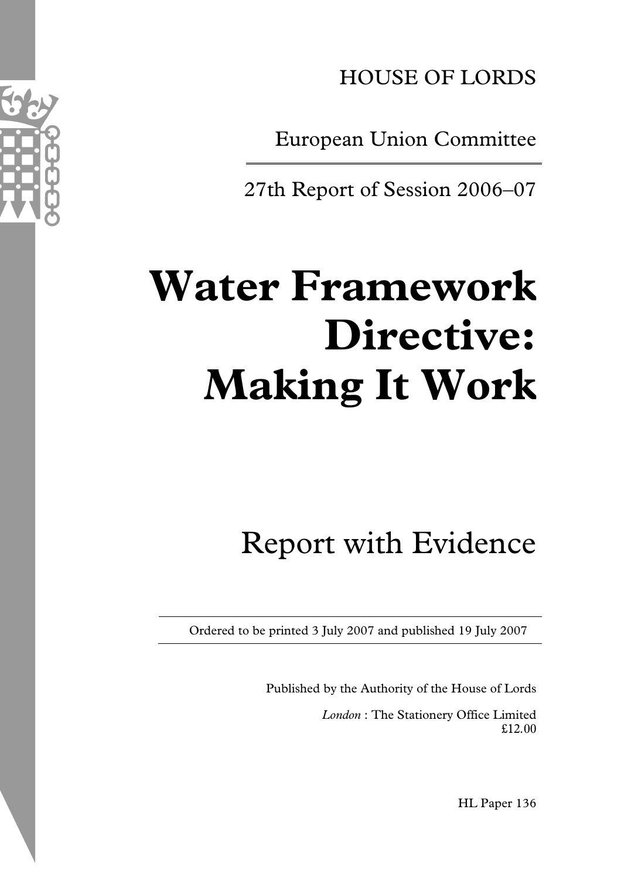HOUSE OF LORDS

European Union Committee

27th Report of Session 2006–07

# Water Framework Directive: Making It Work

## Report with Evidence

Ordered to be printed 3 July 2007 and published 19 July 2007

Published by the Authority of the House of Lords

*London* : The Stationery Office Limited
£12.00

HL Paper 136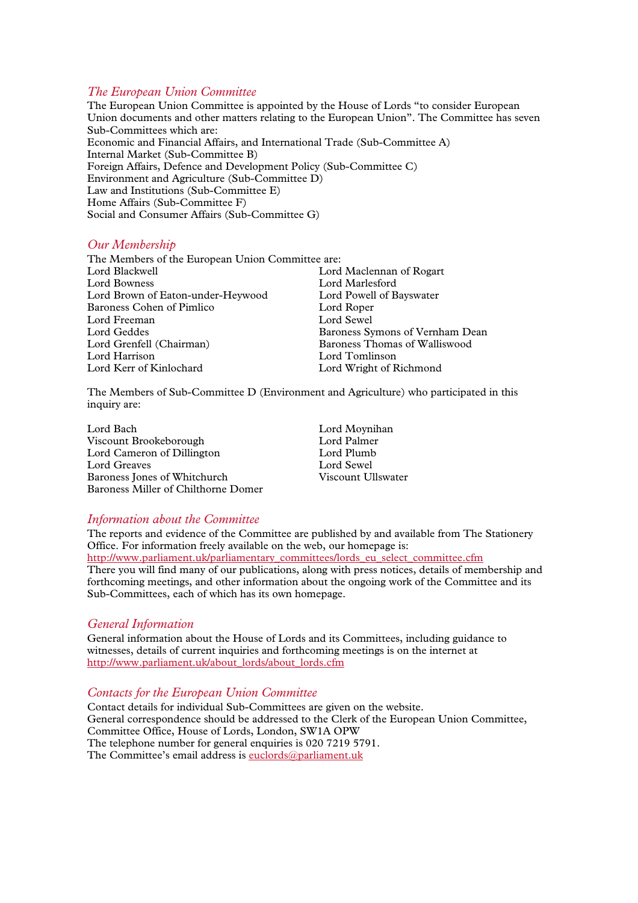## *The European Union Committee*

The European Union Committee is appointed by the House of Lords "to consider European Union documents and other matters relating to the European Union". The Committee has seven Sub-Committees which are:

Economic and Financial Affairs, and International Trade (Sub-Committee A)
Internal Market (Sub-Committee B)
Foreign Affairs, Defence and Development Policy (Sub-Committee C)
Environment and Agriculture (Sub-Committee D)
Law and Institutions (Sub-Committee E)
Home Affairs (Sub-Committee F)
Social and Consumer Affairs (Sub-Committee G)

## *Our Membership*

The Members of the European Union Committee are:

Lord Blackwell
Lord Bowness
Lord Brown of Eaton-under-Heywood
Baroness Cohen of Pimlico
Lord Freeman
Lord Geddes
Lord Grenfell (Chairman)
Lord Harrison
Lord Kerr of Kinlochard
Lord Maclennan of Rogart
Lord Marlesford
Lord Powell of Bayswater
Lord Roper
Lord Sewel
Baroness Symons of Vernham Dean
Baroness Thomas of Walliswood
Lord Tomlinson
Lord Wright of Richmond

The Members of Sub-Committee D (Environment and Agriculture) who participated in this inquiry are:

Lord Bach
Viscount Brookeborough
Lord Cameron of Dillington
Lord Greaves
Baroness Jones of Whitchurch
Baroness Miller of Chilthorne Domer
Lord Moynihan
Lord Palmer
Lord Plumb
Lord Sewel
Viscount Ullswater

## *Information about the Committee*

The reports and evidence of the Committee are published by and available from The Stationery Office. For information freely available on the web, our homepage is:
http://www.parliament.uk/parliamentary_committees/lords_eu_select_committee.cfm
There you will find many of our publications, along with press notices, details of membership and forthcoming meetings, and other information about the ongoing work of the Committee and its Sub-Committees, each of which has its own homepage.

## *General Information*

General information about the House of Lords and its Committees, including guidance to witnesses, details of current inquiries and forthcoming meetings is on the internet at
http://www.parliament.uk/about_lords/about_lords.cfm

## *Contacts for the European Union Committee*

Contact details for individual Sub-Committees are given on the website.
General correspondence should be addressed to the Clerk of the European Union Committee, Committee Office, House of Lords, London, SW1A OPW
The telephone number for general enquiries is 020 7219 5791.
The Committee's email address is euclords@parliament.uk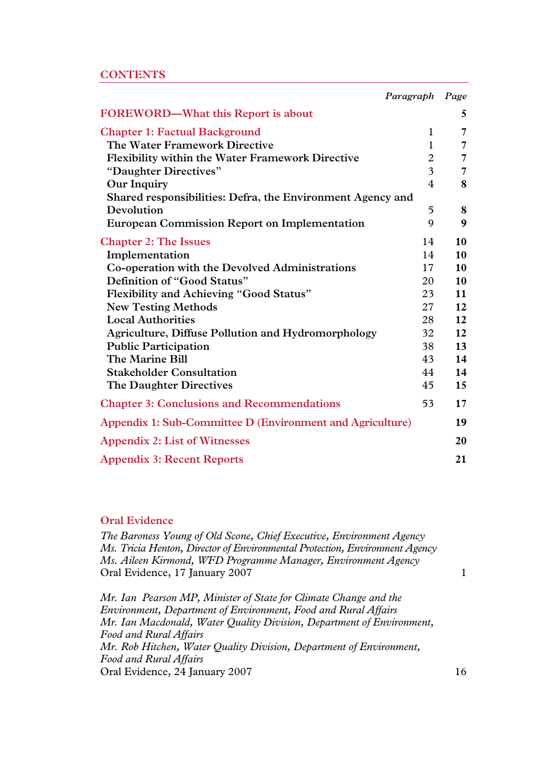## CONTENTS

| | *Paragraph* | *Page* |
|---|---|---|
| **FOREWORD—What this Report is about** | | **5** |
| **Chapter 1: Factual Background** | 1 | **7** |
| **The Water Framework Directive** | 1 | **7** |
| **Flexibility within the Water Framework Directive** | 2 | **7** |
| **“Daughter Directives”** | 3 | **7** |
| **Our Inquiry** | 4 | **8** |
| **Shared responsibilities: Defra, the Environment Agency and Devolution** | 5 | **8** |
| **European Commission Report on Implementation** | 9 | **9** |
| **Chapter 2: The Issues** | 14 | **10** |
| **Implementation** | 14 | **10** |
| **Co-operation with the Devolved Administrations** | 17 | **10** |
| **Definition of “Good Status”** | 20 | **10** |
| **Flexibility and Achieving “Good Status”** | 23 | **11** |
| **New Testing Methods** | 27 | **12** |
| **Local Authorities** | 28 | **12** |
| **Agriculture, Diffuse Pollution and Hydromorphology** | 32 | **12** |
| **Public Participation** | 38 | **13** |
| **The Marine Bill** | 43 | **14** |
| **Stakeholder Consultation** | 44 | **14** |
| **The Daughter Directives** | 45 | **15** |
| **Chapter 3: Conclusions and Recommendations** | 53 | **17** |
| **Appendix 1: Sub-Committee D (Environment and Agriculture)** | | **19** |
| **Appendix 2: List of Witnesses** | | **20** |
| **Appendix 3: Recent Reports** | | **21** |

### Oral Evidence

*The Baroness Young of Old Scone, Chief Executive, Environment Agency*
*Ms. Tricia Henton, Director of Environmental Protection, Environment Agency*
*Ms. Aileen Kirmond, WFD Programme Manager, Environment Agency*
Oral Evidence, 17 January 2007 — 1

*Mr. Ian Pearson MP, Minister of State for Climate Change and the Environment, Department of Environment, Food and Rural Affairs*
*Mr. Ian Macdonald, Water Quality Division, Department of Environment, Food and Rural Affairs*
*Mr. Rob Hitchen, Water Quality Division, Department of Environment, Food and Rural Affairs*
Oral Evidence, 24 January 2007 — 16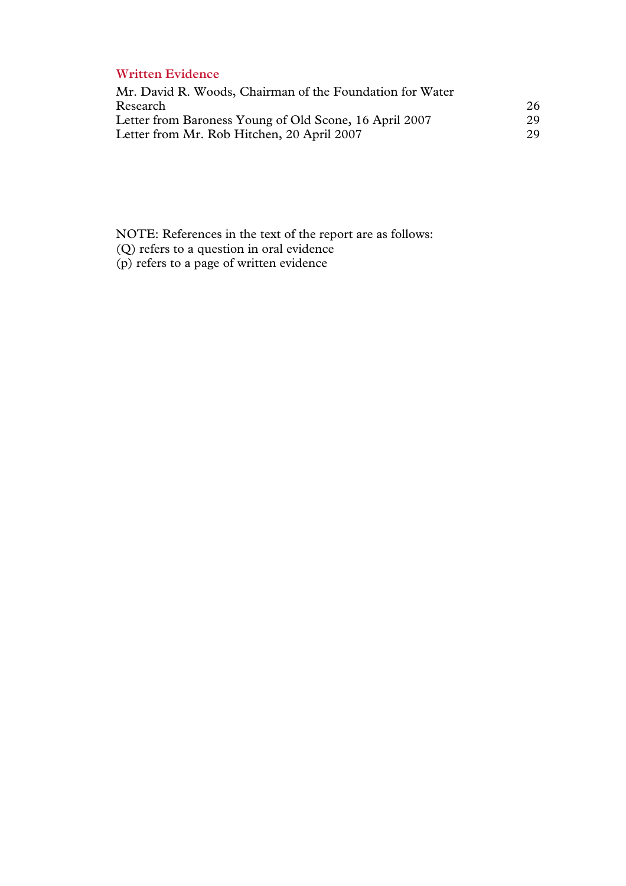## Written Evidence

| | |
|---|---|
| Mr. David R. Woods, Chairman of the Foundation for Water Research | 26 |
| Letter from Baroness Young of Old Scone, 16 April 2007 | 29 |
| Letter from Mr. Rob Hitchen, 20 April 2007 | 29 |

NOTE: References in the text of the report are as follows:
(Q) refers to a question in oral evidence
(p) refers to a page of written evidence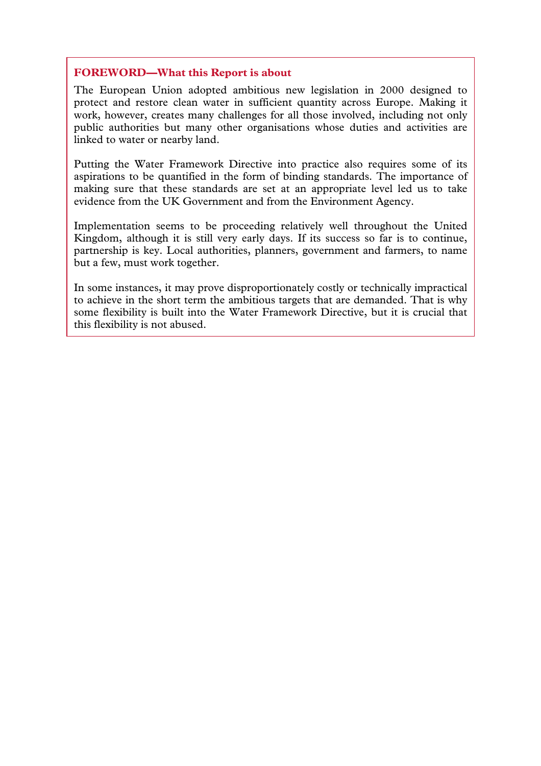## FOREWORD—What this Report is about

The European Union adopted ambitious new legislation in 2000 designed to protect and restore clean water in sufficient quantity across Europe. Making it work, however, creates many challenges for all those involved, including not only public authorities but many other organisations whose duties and activities are linked to water or nearby land.

Putting the Water Framework Directive into practice also requires some of its aspirations to be quantified in the form of binding standards. The importance of making sure that these standards are set at an appropriate level led us to take evidence from the UK Government and from the Environment Agency.

Implementation seems to be proceeding relatively well throughout the United Kingdom, although it is still very early days. If its success so far is to continue, partnership is key. Local authorities, planners, government and farmers, to name but a few, must work together.

In some instances, it may prove disproportionately costly or technically impractical to achieve in the short term the ambitious targets that are demanded. That is why some flexibility is built into the Water Framework Directive, but it is crucial that this flexibility is not abused.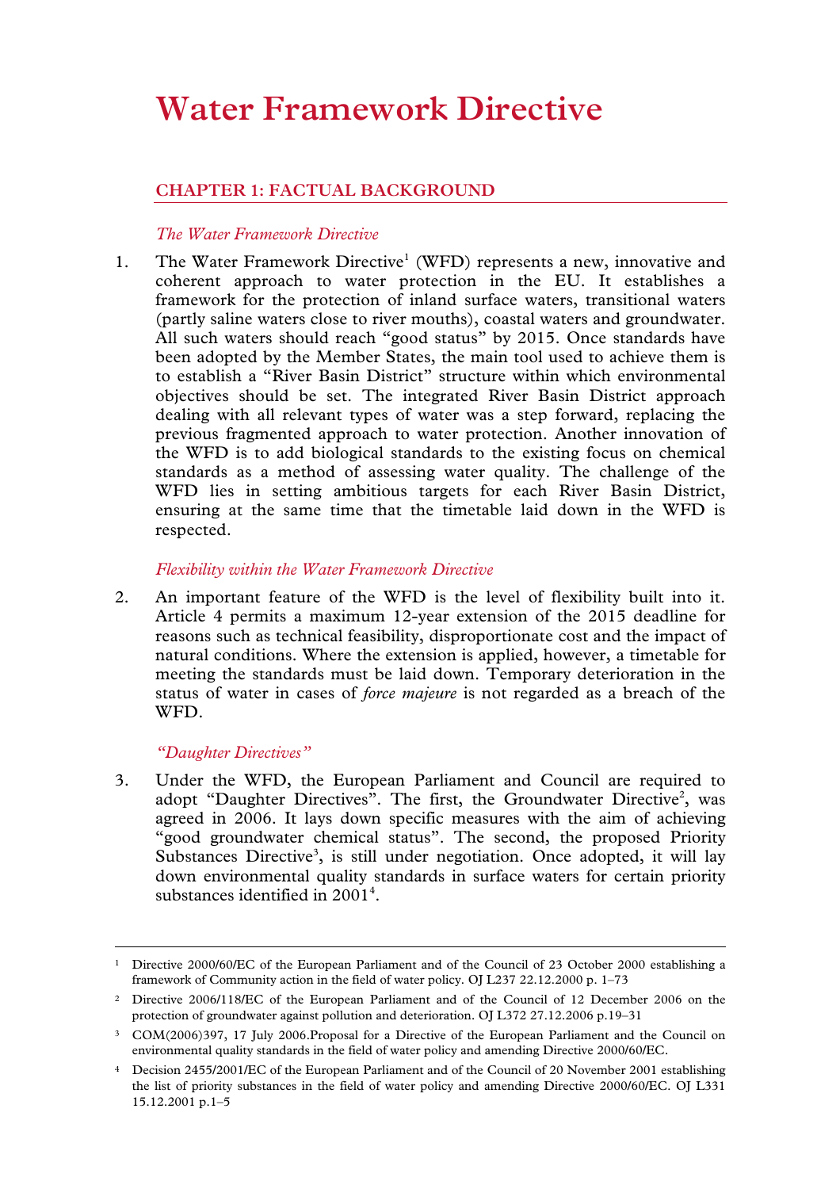# Water Framework Directive

## CHAPTER 1: FACTUAL BACKGROUND

### *The Water Framework Directive*

1. The Water Framework Directive[1] (WFD) represents a new, innovative and coherent approach to water protection in the EU. It establishes a framework for the protection of inland surface waters, transitional waters (partly saline waters close to river mouths), coastal waters and groundwater. All such waters should reach "good status" by 2015. Once standards have been adopted by the Member States, the main tool used to achieve them is to establish a "River Basin District" structure within which environmental objectives should be set. The integrated River Basin District approach dealing with all relevant types of water was a step forward, replacing the previous fragmented approach to water protection. Another innovation of the WFD is to add biological standards to the existing focus on chemical standards as a method of assessing water quality. The challenge of the WFD lies in setting ambitious targets for each River Basin District, ensuring at the same time that the timetable laid down in the WFD is respected.

### *Flexibility within the Water Framework Directive*

2. An important feature of the WFD is the level of flexibility built into it. Article 4 permits a maximum 12-year extension of the 2015 deadline for reasons such as technical feasibility, disproportionate cost and the impact of natural conditions. Where the extension is applied, however, a timetable for meeting the standards must be laid down. Temporary deterioration in the status of water in cases of *force majeure* is not regarded as a breach of the WFD.

### *"Daughter Directives"*

3. Under the WFD, the European Parliament and Council are required to adopt "Daughter Directives". The first, the Groundwater Directive[2], was agreed in 2006. It lays down specific measures with the aim of achieving "good groundwater chemical status". The second, the proposed Priority Substances Directive[3], is still under negotiation. Once adopted, it will lay down environmental quality standards in surface waters for certain priority substances identified in 2001[4].

---

[1] Directive 2000/60/EC of the European Parliament and of the Council of 23 October 2000 establishing a framework of Community action in the field of water policy. OJ L237 22.12.2000 p. 1–73

[2] Directive 2006/118/EC of the European Parliament and of the Council of 12 December 2006 on the protection of groundwater against pollution and deterioration. OJ L372 27.12.2006 p.19–31

[3] COM(2006)397, 17 July 2006.Proposal for a Directive of the European Parliament and the Council on environmental quality standards in the field of water policy and amending Directive 2000/60/EC.

[4] Decision 2455/2001/EC of the European Parliament and of the Council of 20 November 2001 establishing the list of priority substances in the field of water policy and amending Directive 2000/60/EC. OJ L331 15.12.2001 p.1–5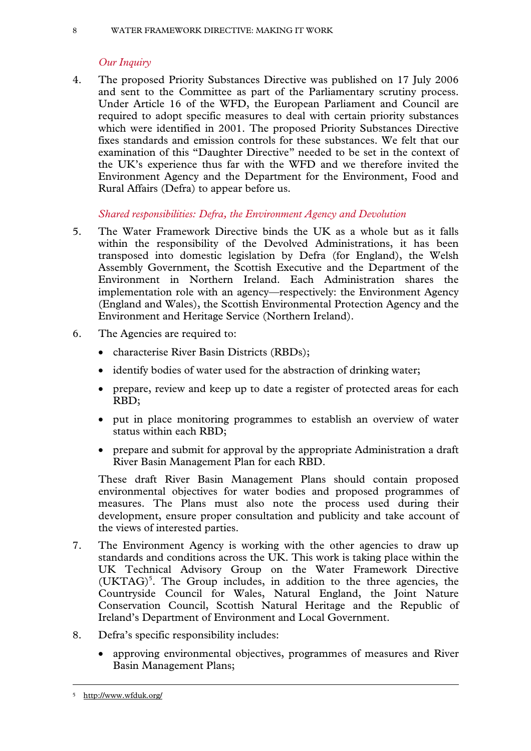*Our Inquiry*

4. The proposed Priority Substances Directive was published on 17 July 2006 and sent to the Committee as part of the Parliamentary scrutiny process. Under Article 16 of the WFD, the European Parliament and Council are required to adopt specific measures to deal with certain priority substances which were identified in 2001. The proposed Priority Substances Directive fixes standards and emission controls for these substances. We felt that our examination of this "Daughter Directive" needed to be set in the context of the UK's experience thus far with the WFD and we therefore invited the Environment Agency and the Department for the Environment, Food and Rural Affairs (Defra) to appear before us.

*Shared responsibilities: Defra, the Environment Agency and Devolution*

5. The Water Framework Directive binds the UK as a whole but as it falls within the responsibility of the Devolved Administrations, it has been transposed into domestic legislation by Defra (for England), the Welsh Assembly Government, the Scottish Executive and the Department of the Environment in Northern Ireland. Each Administration shares the implementation role with an agency—respectively: the Environment Agency (England and Wales), the Scottish Environmental Protection Agency and the Environment and Heritage Service (Northern Ireland).

6. The Agencies are required to:

   - characterise River Basin Districts (RBDs);
   - identify bodies of water used for the abstraction of drinking water;
   - prepare, review and keep up to date a register of protected areas for each RBD;
   - put in place monitoring programmes to establish an overview of water status within each RBD;
   - prepare and submit for approval by the appropriate Administration a draft River Basin Management Plan for each RBD.

   These draft River Basin Management Plans should contain proposed environmental objectives for water bodies and proposed programmes of measures. The Plans must also note the process used during their development, ensure proper consultation and publicity and take account of the views of interested parties.

7. The Environment Agency is working with the other agencies to draw up standards and conditions across the UK. This work is taking place within the UK Technical Advisory Group on the Water Framework Directive (UKTAG)[5]. The Group includes, in addition to the three agencies, the Countryside Council for Wales, Natural England, the Joint Nature Conservation Council, Scottish Natural Heritage and the Republic of Ireland's Department of Environment and Local Government.

8. Defra's specific responsibility includes:

   - approving environmental objectives, programmes of measures and River Basin Management Plans;

[5] http://www.wfduk.org/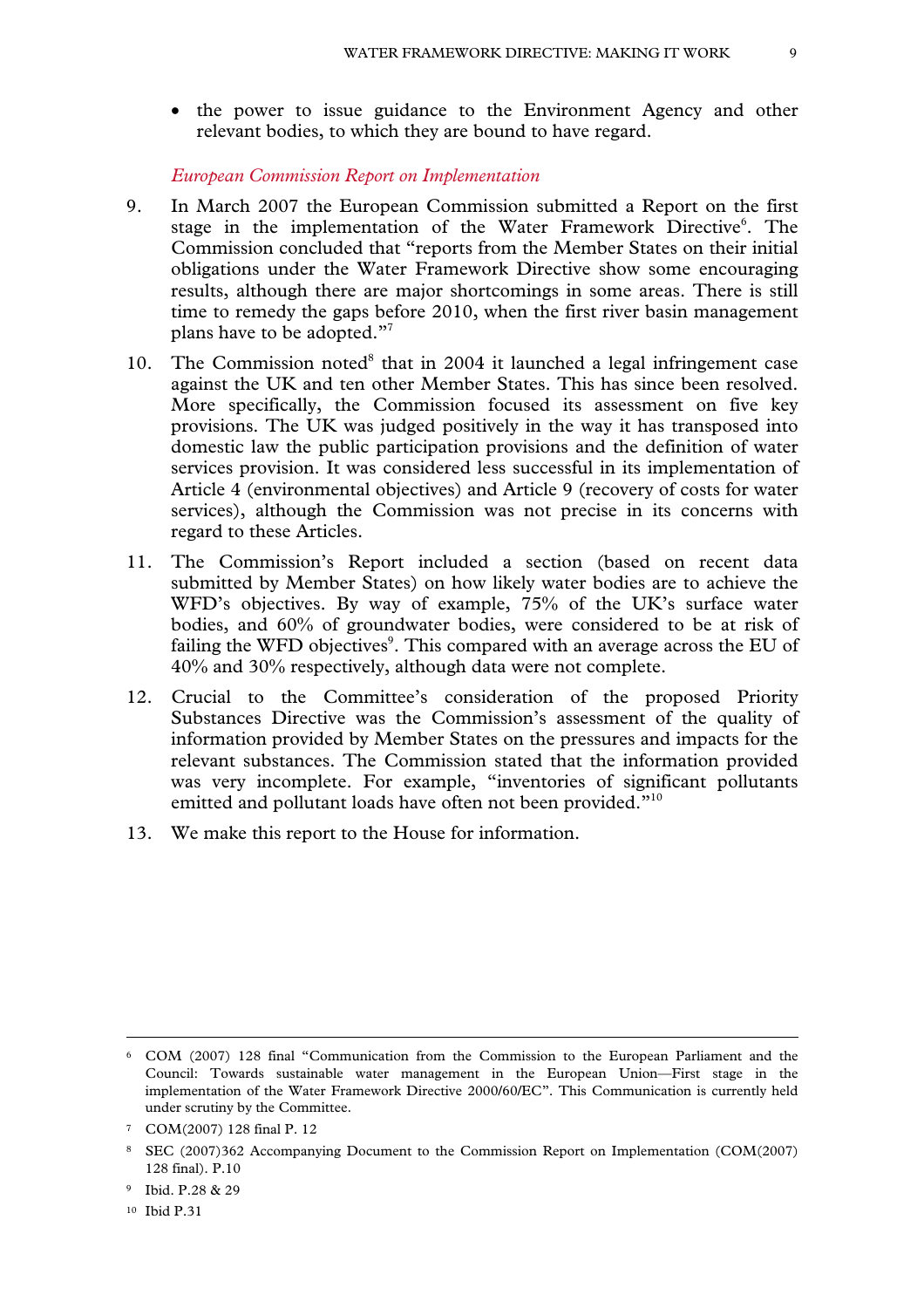- the power to issue guidance to the Environment Agency and other relevant bodies, to which they are bound to have regard.

*European Commission Report on Implementation*

9. In March 2007 the European Commission submitted a Report on the first stage in the implementation of the Water Framework Directive[6]. The Commission concluded that "reports from the Member States on their initial obligations under the Water Framework Directive show some encouraging results, although there are major shortcomings in some areas. There is still time to remedy the gaps before 2010, when the first river basin management plans have to be adopted."[7]

10. The Commission noted[8] that in 2004 it launched a legal infringement case against the UK and ten other Member States. This has since been resolved. More specifically, the Commission focused its assessment on five key provisions. The UK was judged positively in the way it has transposed into domestic law the public participation provisions and the definition of water services provision. It was considered less successful in its implementation of Article 4 (environmental objectives) and Article 9 (recovery of costs for water services), although the Commission was not precise in its concerns with regard to these Articles.

11. The Commission's Report included a section (based on recent data submitted by Member States) on how likely water bodies are to achieve the WFD's objectives. By way of example, 75% of the UK's surface water bodies, and 60% of groundwater bodies, were considered to be at risk of failing the WFD objectives[9]. This compared with an average across the EU of 40% and 30% respectively, although data were not complete.

12. Crucial to the Committee's consideration of the proposed Priority Substances Directive was the Commission's assessment of the quality of information provided by Member States on the pressures and impacts for the relevant substances. The Commission stated that the information provided was very incomplete. For example, "inventories of significant pollutants emitted and pollutant loads have often not been provided."[10]

13. We make this report to the House for information.

---

[6] COM (2007) 128 final "Communication from the Commission to the European Parliament and the Council: Towards sustainable water management in the European Union—First stage in the implementation of the Water Framework Directive 2000/60/EC". This Communication is currently held under scrutiny by the Committee.

[7] COM(2007) 128 final P. 12

[8] SEC (2007)362 Accompanying Document to the Commission Report on Implementation (COM(2007) 128 final). P.10

[9] Ibid. P.28 & 29

[10] Ibid P.31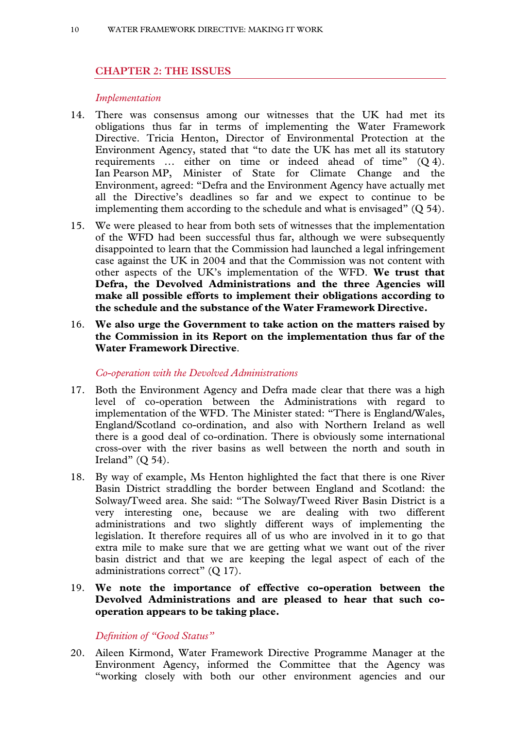## CHAPTER 2: THE ISSUES

### *Implementation*

14. There was consensus among our witnesses that the UK had met its obligations thus far in terms of implementing the Water Framework Directive. Tricia Henton, Director of Environmental Protection at the Environment Agency, stated that "to date the UK has met all its statutory requirements … either on time or indeed ahead of time" (Q 4). Ian Pearson MP, Minister of State for Climate Change and the Environment, agreed: "Defra and the Environment Agency have actually met all the Directive's deadlines so far and we expect to continue to be implementing them according to the schedule and what is envisaged" (Q 54).

15. We were pleased to hear from both sets of witnesses that the implementation of the WFD had been successful thus far, although we were subsequently disappointed to learn that the Commission had launched a legal infringement case against the UK in 2004 and that the Commission was not content with other aspects of the UK's implementation of the WFD. **We trust that Defra, the Devolved Administrations and the three Agencies will make all possible efforts to implement their obligations according to the schedule and the substance of the Water Framework Directive.**

16. **We also urge the Government to take action on the matters raised by the Commission in its Report on the implementation thus far of the Water Framework Directive**.

### *Co-operation with the Devolved Administrations*

17. Both the Environment Agency and Defra made clear that there was a high level of co-operation between the Administrations with regard to implementation of the WFD. The Minister stated: "There is England/Wales, England/Scotland co-ordination, and also with Northern Ireland as well there is a good deal of co-ordination. There is obviously some international cross-over with the river basins as well between the north and south in Ireland" (Q 54).

18. By way of example, Ms Henton highlighted the fact that there is one River Basin District straddling the border between England and Scotland: the Solway/Tweed area. She said: "The Solway/Tweed River Basin District is a very interesting one, because we are dealing with two different administrations and two slightly different ways of implementing the legislation. It therefore requires all of us who are involved in it to go that extra mile to make sure that we are getting what we want out of the river basin district and that we are keeping the legal aspect of each of the administrations correct" (Q 17).

19. **We note the importance of effective co-operation between the Devolved Administrations and are pleased to hear that such co-operation appears to be taking place.**

### *Definition of "Good Status"*

20. Aileen Kirmond, Water Framework Directive Programme Manager at the Environment Agency, informed the Committee that the Agency was "working closely with both our other environment agencies and our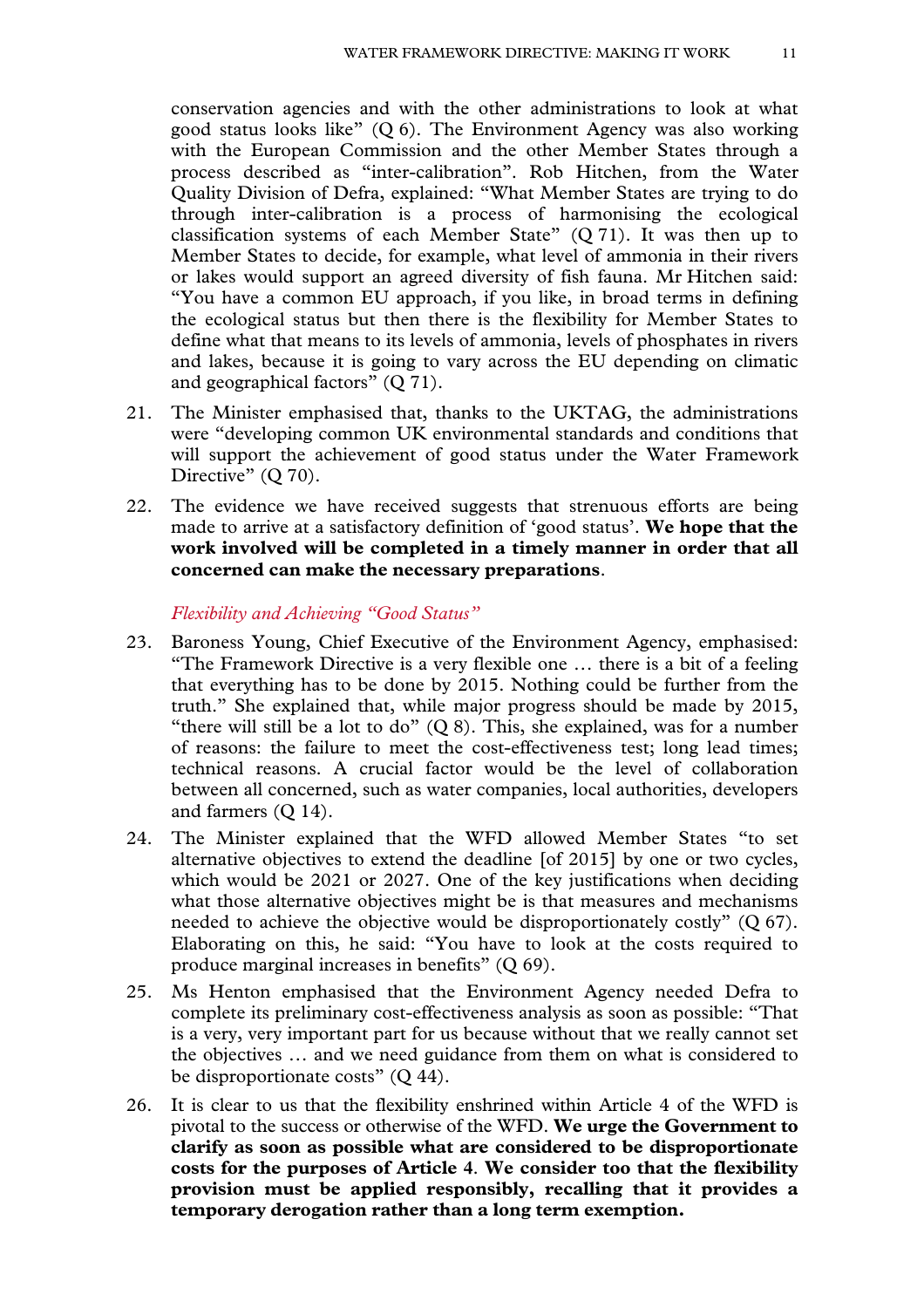conservation agencies and with the other administrations to look at what good status looks like" (Q 6). The Environment Agency was also working with the European Commission and the other Member States through a process described as "inter-calibration". Rob Hitchen, from the Water Quality Division of Defra, explained: "What Member States are trying to do through inter-calibration is a process of harmonising the ecological classification systems of each Member State" (Q 71). It was then up to Member States to decide, for example, what level of ammonia in their rivers or lakes would support an agreed diversity of fish fauna. Mr Hitchen said: "You have a common EU approach, if you like, in broad terms in defining the ecological status but then there is the flexibility for Member States to define what that means to its levels of ammonia, levels of phosphates in rivers and lakes, because it is going to vary across the EU depending on climatic and geographical factors" (Q 71).

21. The Minister emphasised that, thanks to the UKTAG, the administrations were "developing common UK environmental standards and conditions that will support the achievement of good status under the Water Framework Directive" (Q 70).

22. The evidence we have received suggests that strenuous efforts are being made to arrive at a satisfactory definition of 'good status'. **We hope that the work involved will be completed in a timely manner in order that all concerned can make the necessary preparations**.

### *Flexibility and Achieving "Good Status"*

23. Baroness Young, Chief Executive of the Environment Agency, emphasised: "The Framework Directive is a very flexible one … there is a bit of a feeling that everything has to be done by 2015. Nothing could be further from the truth." She explained that, while major progress should be made by 2015, "there will still be a lot to do" (Q 8). This, she explained, was for a number of reasons: the failure to meet the cost-effectiveness test; long lead times; technical reasons. A crucial factor would be the level of collaboration between all concerned, such as water companies, local authorities, developers and farmers (Q 14).

24. The Minister explained that the WFD allowed Member States "to set alternative objectives to extend the deadline [of 2015] by one or two cycles, which would be 2021 or 2027. One of the key justifications when deciding what those alternative objectives might be is that measures and mechanisms needed to achieve the objective would be disproportionately costly" (Q 67). Elaborating on this, he said: "You have to look at the costs required to produce marginal increases in benefits" (Q 69).

25. Ms Henton emphasised that the Environment Agency needed Defra to complete its preliminary cost-effectiveness analysis as soon as possible: "That is a very, very important part for us because without that we really cannot set the objectives … and we need guidance from them on what is considered to be disproportionate costs" (Q 44).

26. It is clear to us that the flexibility enshrined within Article 4 of the WFD is pivotal to the success or otherwise of the WFD. **We urge the Government to clarify as soon as possible what are considered to be disproportionate costs for the purposes of Article 4**. **We consider too that the flexibility provision must be applied responsibly, recalling that it provides a temporary derogation rather than a long term exemption.**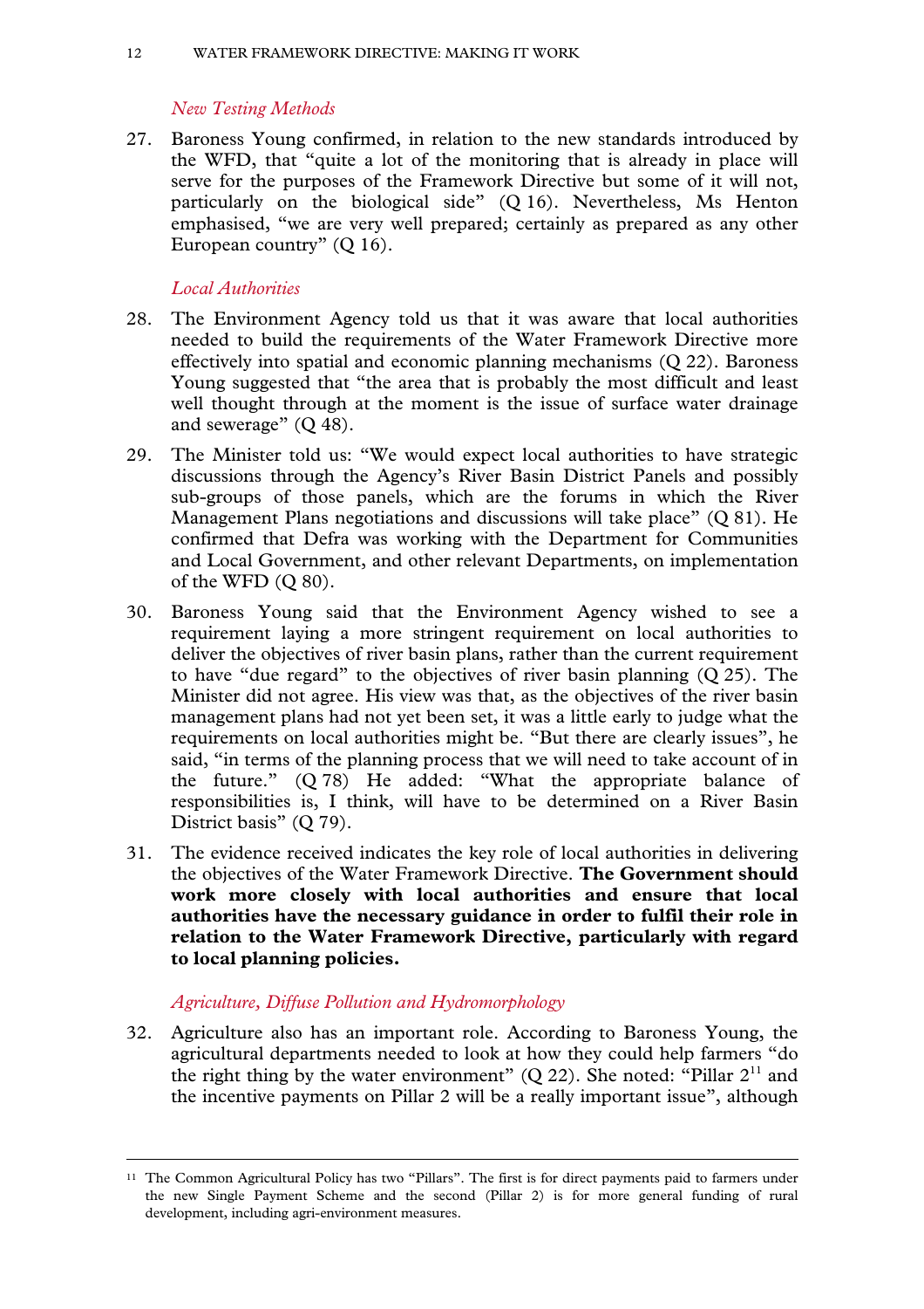*New Testing Methods*

27. Baroness Young confirmed, in relation to the new standards introduced by the WFD, that "quite a lot of the monitoring that is already in place will serve for the purposes of the Framework Directive but some of it will not, particularly on the biological side" (Q 16). Nevertheless, Ms Henton emphasised, "we are very well prepared; certainly as prepared as any other European country" (Q 16).

*Local Authorities*

28. The Environment Agency told us that it was aware that local authorities needed to build the requirements of the Water Framework Directive more effectively into spatial and economic planning mechanisms (Q 22). Baroness Young suggested that "the area that is probably the most difficult and least well thought through at the moment is the issue of surface water drainage and sewerage" (Q 48).

29. The Minister told us: "We would expect local authorities to have strategic discussions through the Agency's River Basin District Panels and possibly sub-groups of those panels, which are the forums in which the River Management Plans negotiations and discussions will take place" (Q 81). He confirmed that Defra was working with the Department for Communities and Local Government, and other relevant Departments, on implementation of the WFD (Q 80).

30. Baroness Young said that the Environment Agency wished to see a requirement laying a more stringent requirement on local authorities to deliver the objectives of river basin plans, rather than the current requirement to have "due regard" to the objectives of river basin planning (Q 25). The Minister did not agree. His view was that, as the objectives of the river basin management plans had not yet been set, it was a little early to judge what the requirements on local authorities might be. "But there are clearly issues", he said, "in terms of the planning process that we will need to take account of in the future." (Q 78) He added: "What the appropriate balance of responsibilities is, I think, will have to be determined on a River Basin District basis" (Q 79).

31. The evidence received indicates the key role of local authorities in delivering the objectives of the Water Framework Directive. **The Government should work more closely with local authorities and ensure that local authorities have the necessary guidance in order to fulfil their role in relation to the Water Framework Directive, particularly with regard to local planning policies.**

*Agriculture, Diffuse Pollution and Hydromorphology*

32. Agriculture also has an important role. According to Baroness Young, the agricultural departments needed to look at how they could help farmers "do the right thing by the water environment" (Q 22). She noted: "Pillar 2[11] and the incentive payments on Pillar 2 will be a really important issue", although

[11] The Common Agricultural Policy has two "Pillars". The first is for direct payments paid to farmers under the new Single Payment Scheme and the second (Pillar 2) is for more general funding of rural development, including agri-environment measures.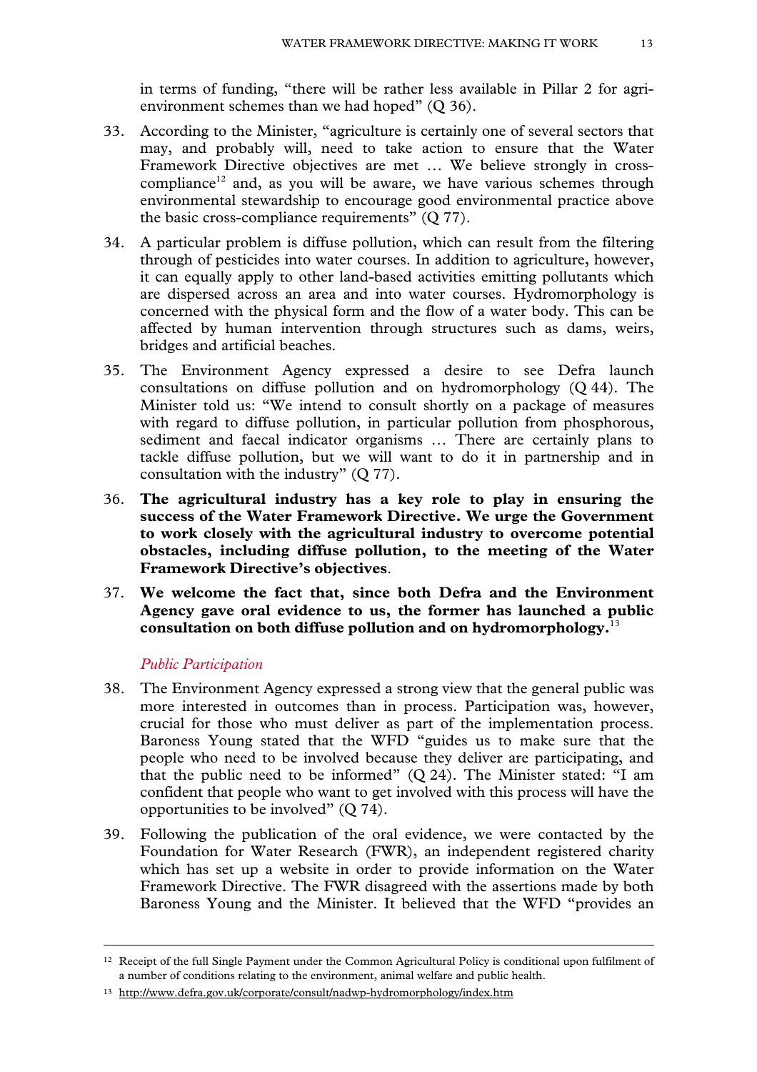in terms of funding, "there will be rather less available in Pillar 2 for agri-environment schemes than we had hoped" (Q 36).

33. According to the Minister, "agriculture is certainly one of several sectors that may, and probably will, need to take action to ensure that the Water Framework Directive objectives are met … We believe strongly in cross-compliance[12] and, as you will be aware, we have various schemes through environmental stewardship to encourage good environmental practice above the basic cross-compliance requirements" (Q 77).

34. A particular problem is diffuse pollution, which can result from the filtering through of pesticides into water courses. In addition to agriculture, however, it can equally apply to other land-based activities emitting pollutants which are dispersed across an area and into water courses. Hydromorphology is concerned with the physical form and the flow of a water body. This can be affected by human intervention through structures such as dams, weirs, bridges and artificial beaches.

35. The Environment Agency expressed a desire to see Defra launch consultations on diffuse pollution and on hydromorphology (Q 44). The Minister told us: "We intend to consult shortly on a package of measures with regard to diffuse pollution, in particular pollution from phosphorous, sediment and faecal indicator organisms … There are certainly plans to tackle diffuse pollution, but we will want to do it in partnership and in consultation with the industry" (Q 77).

36. **The agricultural industry has a key role to play in ensuring the success of the Water Framework Directive. We urge the Government to work closely with the agricultural industry to overcome potential obstacles, including diffuse pollution, to the meeting of the Water Framework Directive's objectives**.

37. **We welcome the fact that, since both Defra and the Environment Agency gave oral evidence to us, the former has launched a public consultation on both diffuse pollution and on hydromorphology.**[13]

*Public Participation*

38. The Environment Agency expressed a strong view that the general public was more interested in outcomes than in process. Participation was, however, crucial for those who must deliver as part of the implementation process. Baroness Young stated that the WFD "guides us to make sure that the people who need to be involved because they deliver are participating, and that the public need to be informed" (Q 24). The Minister stated: "I am confident that people who want to get involved with this process will have the opportunities to be involved" (Q 74).

39. Following the publication of the oral evidence, we were contacted by the Foundation for Water Research (FWR), an independent registered charity which has set up a website in order to provide information on the Water Framework Directive. The FWR disagreed with the assertions made by both Baroness Young and the Minister. It believed that the WFD "provides an

---

[12] Receipt of the full Single Payment under the Common Agricultural Policy is conditional upon fulfilment of a number of conditions relating to the environment, animal welfare and public health.

[13] http://www.defra.gov.uk/corporate/consult/nadwp-hydromorphology/index.htm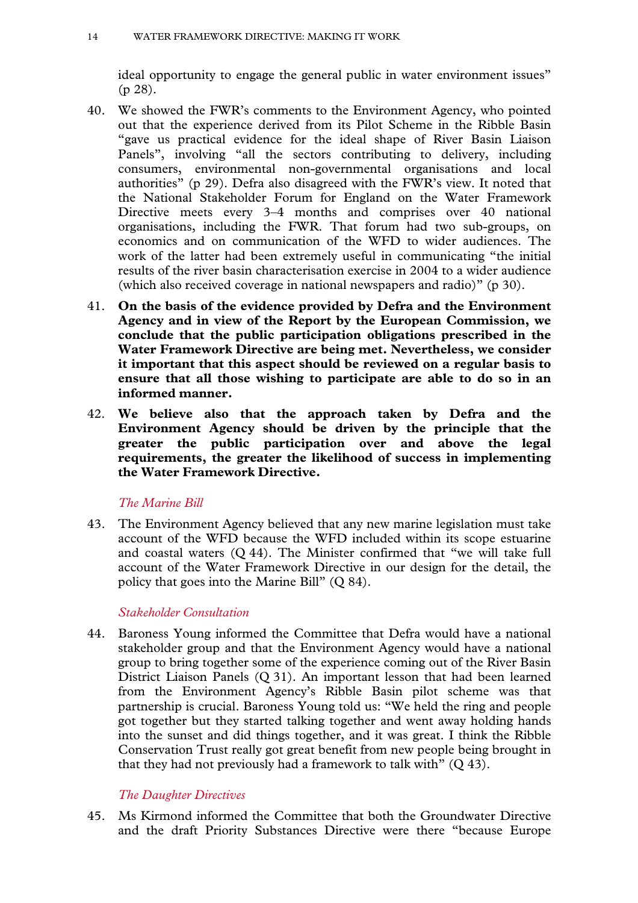ideal opportunity to engage the general public in water environment issues" (p 28).

40. We showed the FWR's comments to the Environment Agency, who pointed out that the experience derived from its Pilot Scheme in the Ribble Basin "gave us practical evidence for the ideal shape of River Basin Liaison Panels", involving "all the sectors contributing to delivery, including consumers, environmental non-governmental organisations and local authorities" (p 29). Defra also disagreed with the FWR's view. It noted that the National Stakeholder Forum for England on the Water Framework Directive meets every 3–4 months and comprises over 40 national organisations, including the FWR. That forum had two sub-groups, on economics and on communication of the WFD to wider audiences. The work of the latter had been extremely useful in communicating "the initial results of the river basin characterisation exercise in 2004 to a wider audience (which also received coverage in national newspapers and radio)" (p 30).

41. **On the basis of the evidence provided by Defra and the Environment Agency and in view of the Report by the European Commission, we conclude that the public participation obligations prescribed in the Water Framework Directive are being met. Nevertheless, we consider it important that this aspect should be reviewed on a regular basis to ensure that all those wishing to participate are able to do so in an informed manner.**

42. **We believe also that the approach taken by Defra and the Environment Agency should be driven by the principle that the greater the public participation over and above the legal requirements, the greater the likelihood of success in implementing the Water Framework Directive.**

### *The Marine Bill*

43. The Environment Agency believed that any new marine legislation must take account of the WFD because the WFD included within its scope estuarine and coastal waters (Q 44). The Minister confirmed that "we will take full account of the Water Framework Directive in our design for the detail, the policy that goes into the Marine Bill" (Q 84).

### *Stakeholder Consultation*

44. Baroness Young informed the Committee that Defra would have a national stakeholder group and that the Environment Agency would have a national group to bring together some of the experience coming out of the River Basin District Liaison Panels (Q 31). An important lesson that had been learned from the Environment Agency's Ribble Basin pilot scheme was that partnership is crucial. Baroness Young told us: "We held the ring and people got together but they started talking together and went away holding hands into the sunset and did things together, and it was great. I think the Ribble Conservation Trust really got great benefit from new people being brought in that they had not previously had a framework to talk with" (Q 43).

### *The Daughter Directives*

45. Ms Kirmond informed the Committee that both the Groundwater Directive and the draft Priority Substances Directive were there "because Europe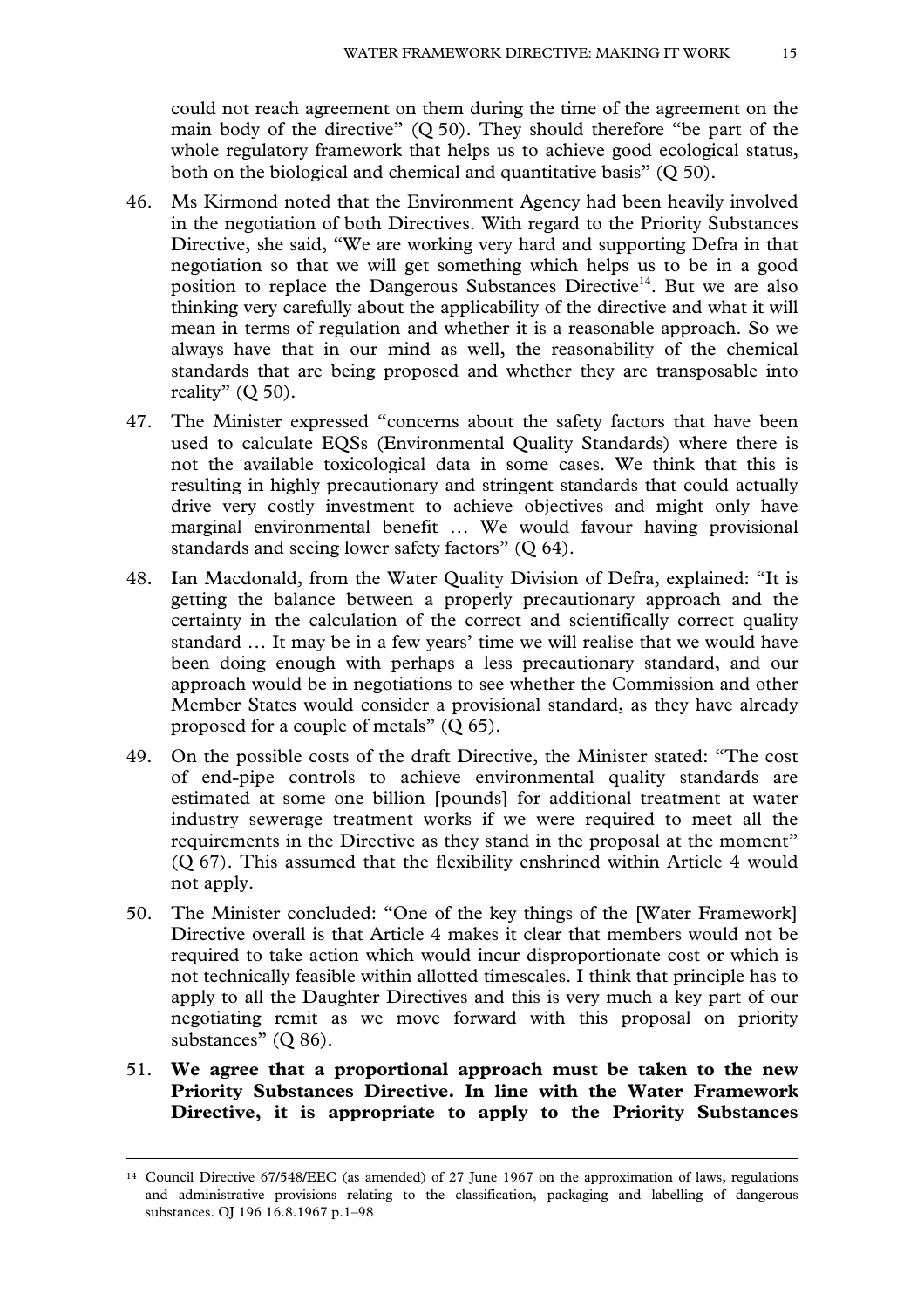could not reach agreement on them during the time of the agreement on the main body of the directive" (Q 50). They should therefore "be part of the whole regulatory framework that helps us to achieve good ecological status, both on the biological and chemical and quantitative basis" (Q 50).

46. Ms Kirmond noted that the Environment Agency had been heavily involved in the negotiation of both Directives. With regard to the Priority Substances Directive, she said, "We are working very hard and supporting Defra in that negotiation so that we will get something which helps us to be in a good position to replace the Dangerous Substances Directive[14]. But we are also thinking very carefully about the applicability of the directive and what it will mean in terms of regulation and whether it is a reasonable approach. So we always have that in our mind as well, the reasonability of the chemical standards that are being proposed and whether they are transposable into reality" (Q 50).

47. The Minister expressed "concerns about the safety factors that have been used to calculate EQSs (Environmental Quality Standards) where there is not the available toxicological data in some cases. We think that this is resulting in highly precautionary and stringent standards that could actually drive very costly investment to achieve objectives and might only have marginal environmental benefit … We would favour having provisional standards and seeing lower safety factors" (Q 64).

48. Ian Macdonald, from the Water Quality Division of Defra, explained: "It is getting the balance between a properly precautionary approach and the certainty in the calculation of the correct and scientifically correct quality standard … It may be in a few years' time we will realise that we would have been doing enough with perhaps a less precautionary standard, and our approach would be in negotiations to see whether the Commission and other Member States would consider a provisional standard, as they have already proposed for a couple of metals" (Q 65).

49. On the possible costs of the draft Directive, the Minister stated: "The cost of end-pipe controls to achieve environmental quality standards are estimated at some one billion [pounds] for additional treatment at water industry sewerage treatment works if we were required to meet all the requirements in the Directive as they stand in the proposal at the moment" (Q 67). This assumed that the flexibility enshrined within Article 4 would not apply.

50. The Minister concluded: "One of the key things of the [Water Framework] Directive overall is that Article 4 makes it clear that members would not be required to take action which would incur disproportionate cost or which is not technically feasible within allotted timescales. I think that principle has to apply to all the Daughter Directives and this is very much a key part of our negotiating remit as we move forward with this proposal on priority substances" (Q 86).

51. **We agree that a proportional approach must be taken to the new Priority Substances Directive. In line with the Water Framework Directive, it is appropriate to apply to the Priority Substances**

---

[14] Council Directive 67/548/EEC (as amended) of 27 June 1967 on the approximation of laws, regulations and administrative provisions relating to the classification, packaging and labelling of dangerous substances. OJ 196 16.8.1967 p.1–98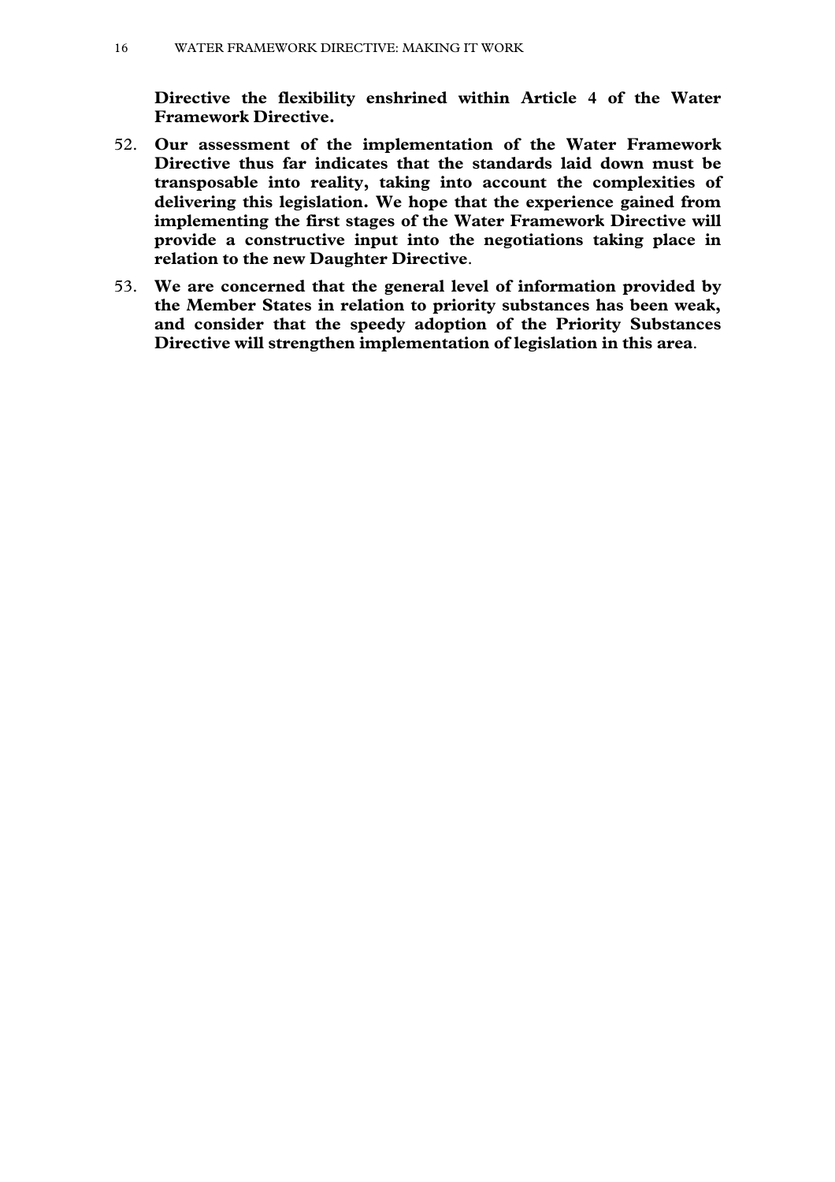**Directive the flexibility enshrined within Article 4 of the Water Framework Directive.**

52. **Our assessment of the implementation of the Water Framework Directive thus far indicates that the standards laid down must be transposable into reality, taking into account the complexities of delivering this legislation. We hope that the experience gained from implementing the first stages of the Water Framework Directive will provide a constructive input into the negotiations taking place in relation to the new Daughter Directive**.

53. **We are concerned that the general level of information provided by the Member States in relation to priority substances has been weak, and consider that the speedy adoption of the Priority Substances Directive will strengthen implementation of legislation in this area**.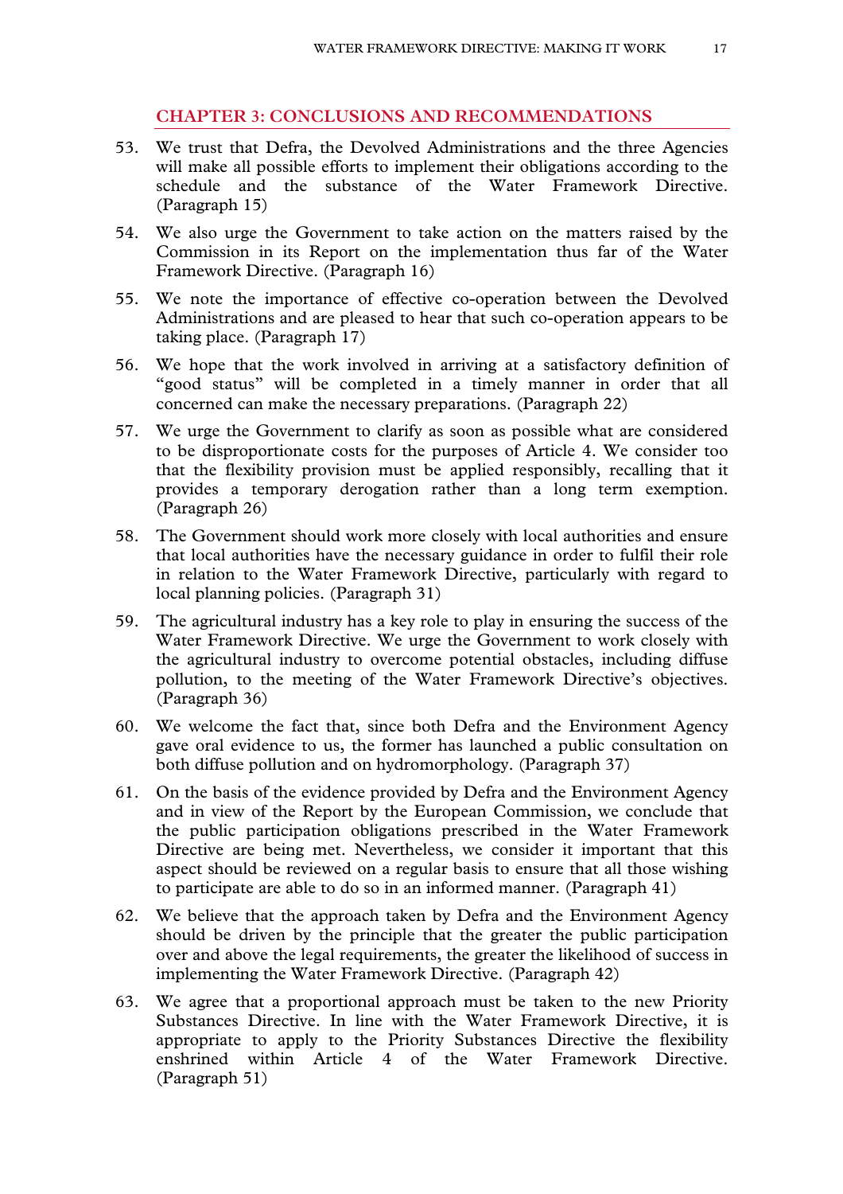## CHAPTER 3: CONCLUSIONS AND RECOMMENDATIONS

53. We trust that Defra, the Devolved Administrations and the three Agencies will make all possible efforts to implement their obligations according to the schedule and the substance of the Water Framework Directive. (Paragraph 15)

54. We also urge the Government to take action on the matters raised by the Commission in its Report on the implementation thus far of the Water Framework Directive. (Paragraph 16)

55. We note the importance of effective co-operation between the Devolved Administrations and are pleased to hear that such co-operation appears to be taking place. (Paragraph 17)

56. We hope that the work involved in arriving at a satisfactory definition of "good status" will be completed in a timely manner in order that all concerned can make the necessary preparations. (Paragraph 22)

57. We urge the Government to clarify as soon as possible what are considered to be disproportionate costs for the purposes of Article 4. We consider too that the flexibility provision must be applied responsibly, recalling that it provides a temporary derogation rather than a long term exemption. (Paragraph 26)

58. The Government should work more closely with local authorities and ensure that local authorities have the necessary guidance in order to fulfil their role in relation to the Water Framework Directive, particularly with regard to local planning policies. (Paragraph 31)

59. The agricultural industry has a key role to play in ensuring the success of the Water Framework Directive. We urge the Government to work closely with the agricultural industry to overcome potential obstacles, including diffuse pollution, to the meeting of the Water Framework Directive's objectives. (Paragraph 36)

60. We welcome the fact that, since both Defra and the Environment Agency gave oral evidence to us, the former has launched a public consultation on both diffuse pollution and on hydromorphology. (Paragraph 37)

61. On the basis of the evidence provided by Defra and the Environment Agency and in view of the Report by the European Commission, we conclude that the public participation obligations prescribed in the Water Framework Directive are being met. Nevertheless, we consider it important that this aspect should be reviewed on a regular basis to ensure that all those wishing to participate are able to do so in an informed manner. (Paragraph 41)

62. We believe that the approach taken by Defra and the Environment Agency should be driven by the principle that the greater the public participation over and above the legal requirements, the greater the likelihood of success in implementing the Water Framework Directive. (Paragraph 42)

63. We agree that a proportional approach must be taken to the new Priority Substances Directive. In line with the Water Framework Directive, it is appropriate to apply to the Priority Substances Directive the flexibility enshrined within Article 4 of the Water Framework Directive. (Paragraph 51)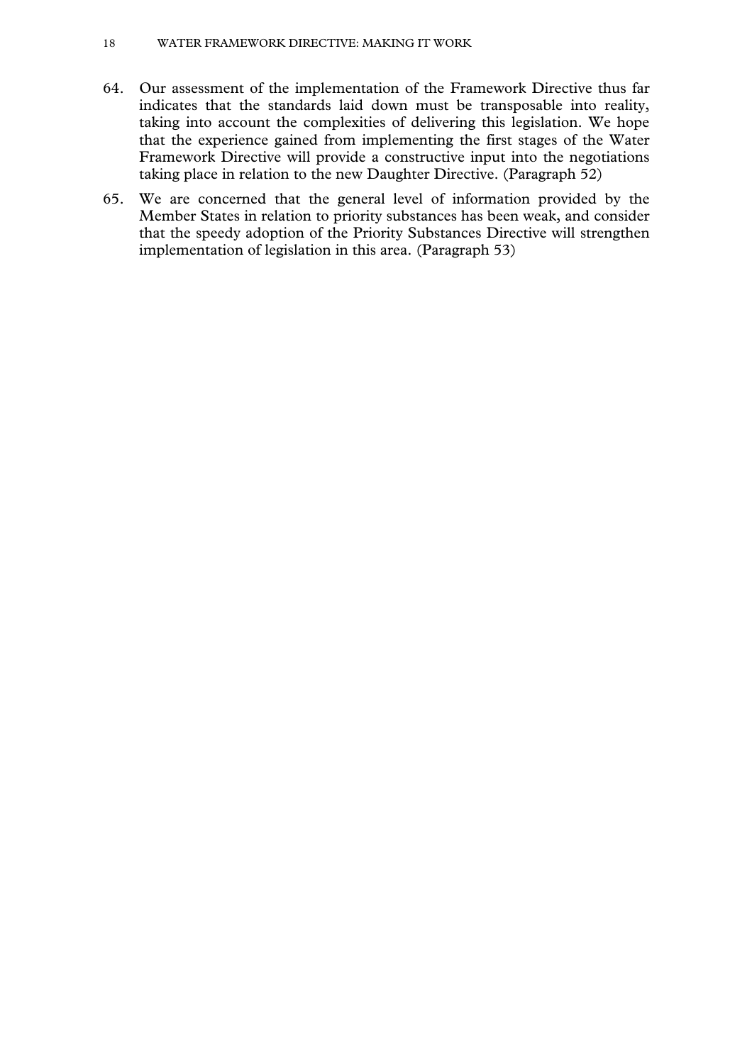64. Our assessment of the implementation of the Framework Directive thus far indicates that the standards laid down must be transposable into reality, taking into account the complexities of delivering this legislation. We hope that the experience gained from implementing the first stages of the Water Framework Directive will provide a constructive input into the negotiations taking place in relation to the new Daughter Directive. (Paragraph 52)

65. We are concerned that the general level of information provided by the Member States in relation to priority substances has been weak, and consider that the speedy adoption of the Priority Substances Directive will strengthen implementation of legislation in this area. (Paragraph 53)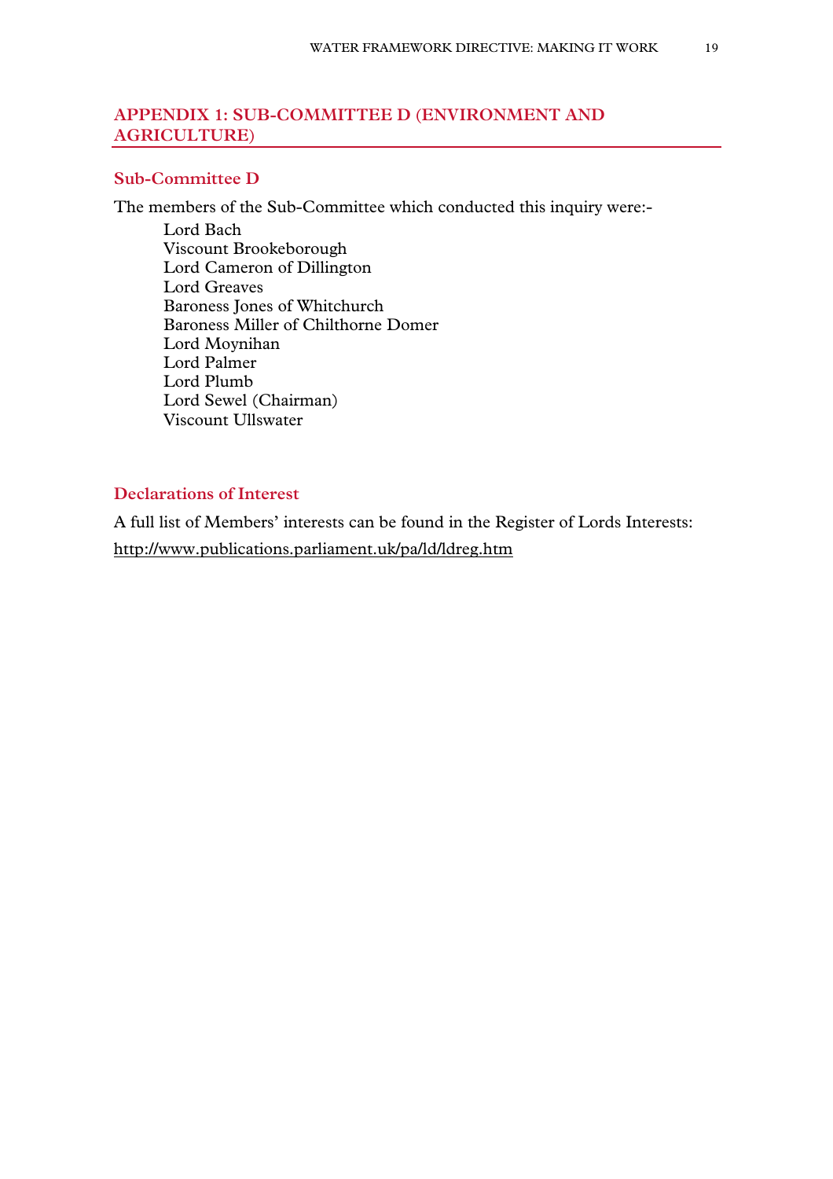## APPENDIX 1: SUB-COMMITTEE D (ENVIRONMENT AND AGRICULTURE)

### Sub-Committee D

The members of the Sub-Committee which conducted this inquiry were:-

Lord Bach
Viscount Brookeborough
Lord Cameron of Dillington
Lord Greaves
Baroness Jones of Whitchurch
Baroness Miller of Chilthorne Domer
Lord Moynihan
Lord Palmer
Lord Plumb
Lord Sewel (Chairman)
Viscount Ullswater

### Declarations of Interest

A full list of Members' interests can be found in the Register of Lords Interests:
http://www.publications.parliament.uk/pa/ld/ldreg.htm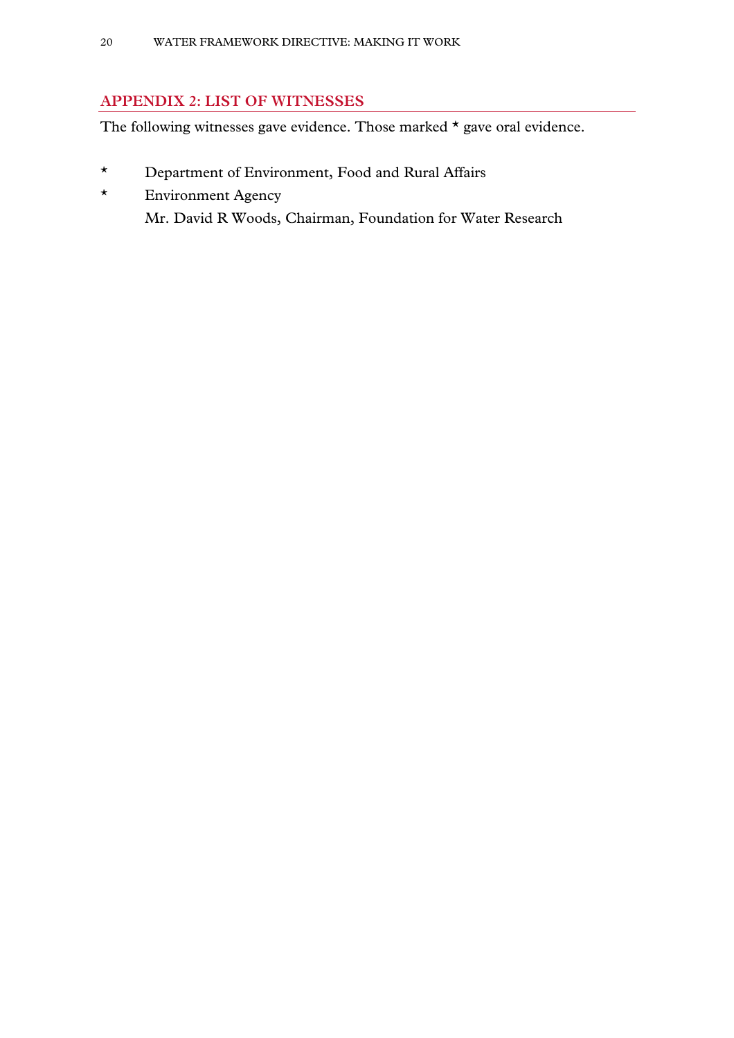## APPENDIX 2: LIST OF WITNESSES

The following witnesses gave evidence. Those marked * gave oral evidence.

\* Department of Environment, Food and Rural Affairs

\* Environment Agency

Mr. David R Woods, Chairman, Foundation for Water Research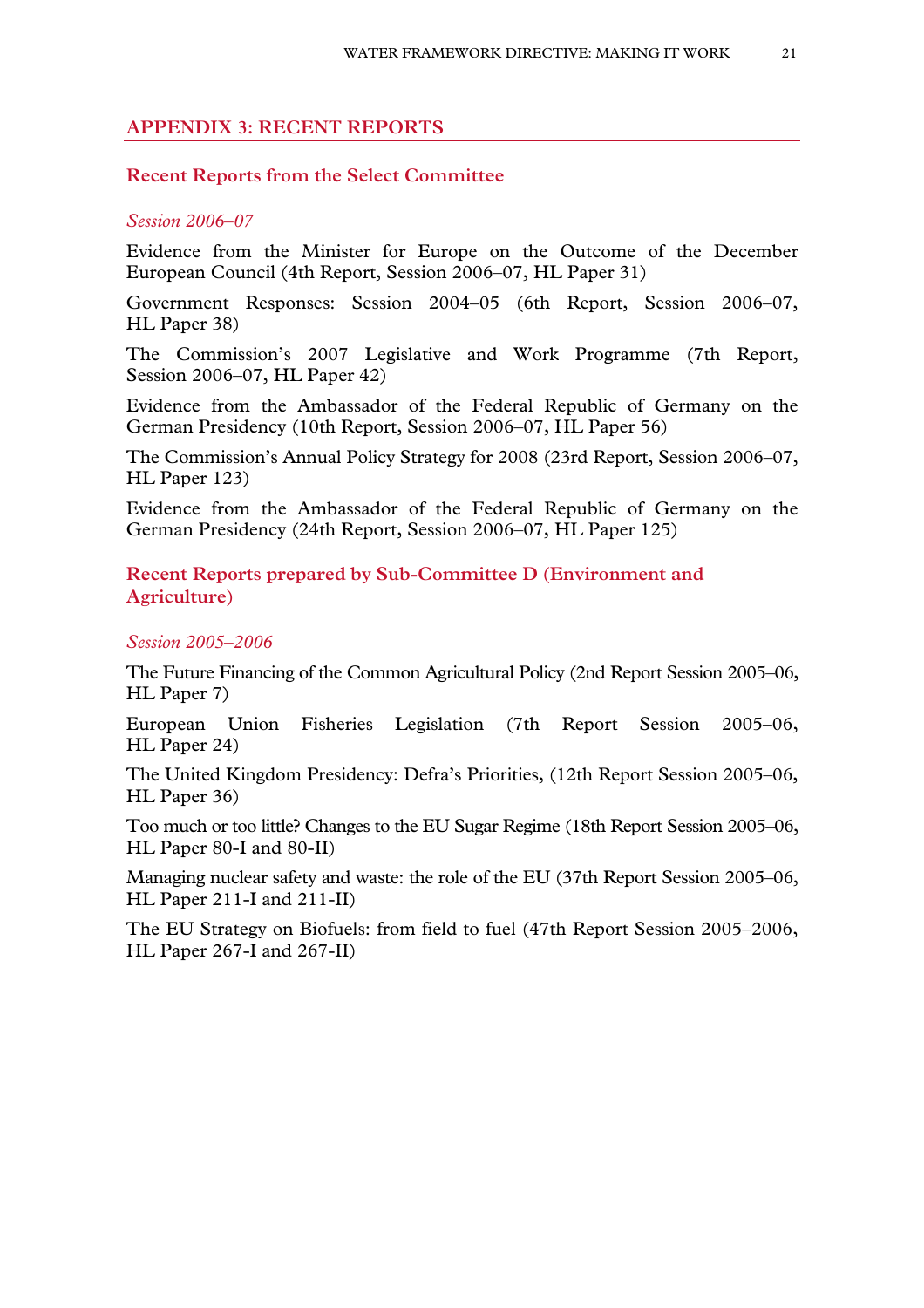## APPENDIX 3: RECENT REPORTS

### Recent Reports from the Select Committee

*Session 2006–07*

Evidence from the Minister for Europe on the Outcome of the December European Council (4th Report, Session 2006–07, HL Paper 31)

Government Responses: Session 2004–05 (6th Report, Session 2006–07, HL Paper 38)

The Commission's 2007 Legislative and Work Programme (7th Report, Session 2006–07, HL Paper 42)

Evidence from the Ambassador of the Federal Republic of Germany on the German Presidency (10th Report, Session 2006–07, HL Paper 56)

The Commission's Annual Policy Strategy for 2008 (23rd Report, Session 2006–07, HL Paper 123)

Evidence from the Ambassador of the Federal Republic of Germany on the German Presidency (24th Report, Session 2006–07, HL Paper 125)

### Recent Reports prepared by Sub-Committee D (Environment and Agriculture)

*Session 2005–2006*

The Future Financing of the Common Agricultural Policy (2nd Report Session 2005–06, HL Paper 7)

European Union Fisheries Legislation (7th Report Session 2005–06, HL Paper 24)

The United Kingdom Presidency: Defra's Priorities, (12th Report Session 2005–06, HL Paper 36)

Too much or too little? Changes to the EU Sugar Regime (18th Report Session 2005–06, HL Paper 80-I and 80-II)

Managing nuclear safety and waste: the role of the EU (37th Report Session 2005–06, HL Paper 211-I and 211-II)

The EU Strategy on Biofuels: from field to fuel (47th Report Session 2005–2006, HL Paper 267-I and 267-II)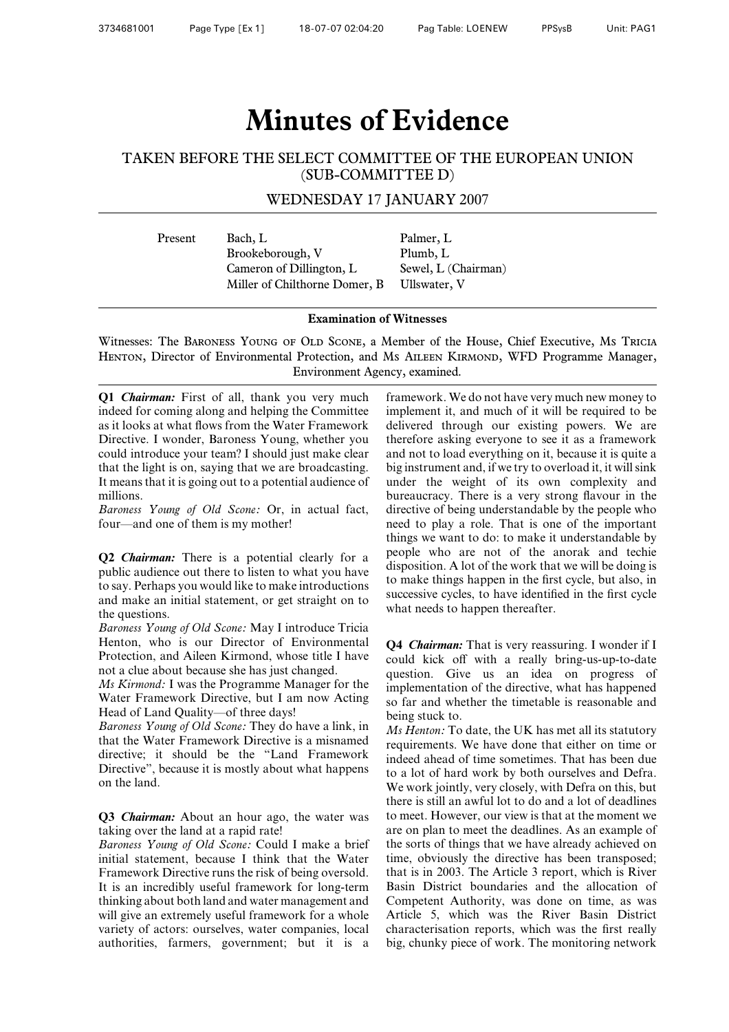# Minutes of Evidence

## TAKEN BEFORE THE SELECT COMMITTEE OF THE EUROPEAN UNION (SUB-COMMITTEE D)

### WEDNESDAY 17 JANUARY 2007

| Present | | |
|---|---|---|
| | Bach, L | Palmer, L |
| | Brookeborough, V | Plumb, L |
| | Cameron of Dillington, L | Sewel, L (Chairman) |
| | Miller of Chilthorne Domer, B | Ullswater, V |

**Examination of Witnesses**

Witnesses: The Baroness Young of Old Scone, a Member of the House, Chief Executive, Ms Tricia Henton, Director of Environmental Protection, and Ms Aileen Kirmond, WFD Programme Manager, Environment Agency, examined.

**Q1** ***Chairman:*** First of all, thank you very much indeed for coming along and helping the Committee as it looks at what flows from the Water Framework Directive. I wonder, Baroness Young, whether you could introduce your team? I should just make clear that the light is on, saying that we are broadcasting. It means that it is going out to a potential audience of millions.

*Baroness Young of Old Scone:* Or, in actual fact, four—and one of them is my mother!

**Q2** ***Chairman:*** There is a potential clearly for a public audience out there to listen to what you have to say. Perhaps you would like to make introductions and make an initial statement, or get straight on to the questions.

*Baroness Young of Old Scone:* May I introduce Tricia Henton, who is our Director of Environmental Protection, and Aileen Kirmond, whose title I have not a clue about because she has just changed.

*Ms Kirmond:* I was the Programme Manager for the Water Framework Directive, but I am now Acting Head of Land Quality—of three days!

*Baroness Young of Old Scone:* They do have a link, in that the Water Framework Directive is a misnamed directive; it should be the "Land Framework Directive", because it is mostly about what happens on the land.

**Q3** ***Chairman:*** About an hour ago, the water was taking over the land at a rapid rate!

*Baroness Young of Old Scone:* Could I make a brief initial statement, because I think that the Water Framework Directive runs the risk of being oversold. It is an incredibly useful framework for long-term thinking about both land and water management and will give an extremely useful framework for a whole variety of actors: ourselves, water companies, local authorities, farmers, government; but it is a framework. We do not have very much new money to implement it, and much of it will be required to be delivered through our existing powers. We are therefore asking everyone to see it as a framework and not to load everything on it, because it is quite a big instrument and, if we try to overload it, it will sink under the weight of its own complexity and bureaucracy. There is a very strong flavour in the directive of being understandable by the people who need to play a role. That is one of the important things we want to do: to make it understandable by people who are not of the anorak and techie disposition. A lot of the work that we will be doing is to make things happen in the first cycle, but also, in successive cycles, to have identified in the first cycle what needs to happen thereafter.

**Q4** ***Chairman:*** That is very reassuring. I wonder if I could kick off with a really bring-us-up-to-date question. Give us an idea on progress of implementation of the directive, what has happened so far and whether the timetable is reasonable and being stuck to.

*Ms Henton:* To date, the UK has met all its statutory requirements. We have done that either on time or indeed ahead of time sometimes. That has been due to a lot of hard work by both ourselves and Defra. We work jointly, very closely, with Defra on this, but there is still an awful lot to do and a lot of deadlines to meet. However, our view is that at the moment we are on plan to meet the deadlines. As an example of the sorts of things that we have already achieved on time, obviously the directive has been transposed; that is in 2003. The Article 3 report, which is River Basin District boundaries and the allocation of Competent Authority, was done on time, as was Article 5, which was the River Basin District characterisation reports, which was the first really big, chunky piece of work. The monitoring network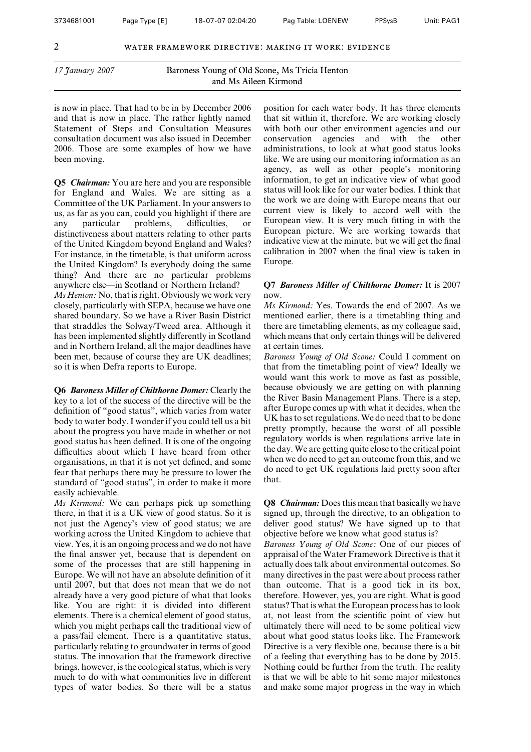*17 January 2007* — Baroness Young of Old Scone, Ms Tricia Henton and Ms Aileen Kirmond

is now in place. That had to be in by December 2006 and that is now in place. The rather lightly named Statement of Steps and Consultation Measures consultation document was also issued in December 2006. Those are some examples of how we have been moving.

**Q5** ***Chairman:*** You are here and you are responsible for England and Wales. We are sitting as a Committee of the UK Parliament. In your answers to us, as far as you can, could you highlight if there are any particular problems, difficulties, or distinctiveness about matters relating to other parts of the United Kingdom beyond England and Wales? For instance, in the timetable, is that uniform across the United Kingdom? Is everybody doing the same thing? And there are no particular problems anywhere else—in Scotland or Northern Ireland?

*Ms Henton:* No, that is right. Obviously we work very closely, particularly with SEPA, because we have one shared boundary. So we have a River Basin District that straddles the Solway/Tweed area. Although it has been implemented slightly differently in Scotland and in Northern Ireland, all the major deadlines have been met, because of course they are UK deadlines; so it is when Defra reports to Europe.

**Q6** ***Baroness Miller of Chilthorne Domer:*** Clearly the key to a lot of the success of the directive will be the definition of "good status", which varies from water body to water body. I wonder if you could tell us a bit about the progress you have made in whether or not good status has been defined. It is one of the ongoing difficulties about which I have heard from other organisations, in that it is not yet defined, and some fear that perhaps there may be pressure to lower the standard of "good status", in order to make it more easily achievable.

*Ms Kirmond:* We can perhaps pick up something there, in that it is a UK view of good status. So it is not just the Agency's view of good status; we are working across the United Kingdom to achieve that view. Yes, it is an ongoing process and we do not have the final answer yet, because that is dependent on some of the processes that are still happening in Europe. We will not have an absolute definition of it until 2007, but that does not mean that we do not already have a very good picture of what that looks like. You are right: it is divided into different elements. There is a chemical element of good status, which you might perhaps call the traditional view of a pass/fail element. There is a quantitative status, particularly relating to groundwater in terms of good status. The innovation that the framework directive brings, however, is the ecological status, which is very much to do with what communities live in different types of water bodies. So there will be a status position for each water body. It has three elements that sit within it, therefore. We are working closely with both our other environment agencies and our conservation agencies and with the other administrations, to look at what good status looks like. We are using our monitoring information as an agency, as well as other people's monitoring information, to get an indicative view of what good status will look like for our water bodies. I think that the work we are doing with Europe means that our current view is likely to accord well with the European view. It is very much fitting in with the European picture. We are working towards that indicative view at the minute, but we will get the final calibration in 2007 when the final view is taken in Europe.

**Q7** ***Baroness Miller of Chilthorne Domer:*** It is 2007 now.

*Ms Kirmond:* Yes. Towards the end of 2007. As we mentioned earlier, there is a timetabling thing and there are timetabling elements, as my colleague said, which means that only certain things will be delivered at certain times.

*Baroness Young of Old Scone:* Could I comment on that from the timetabling point of view? Ideally we would want this work to move as fast as possible, because obviously we are getting on with planning the River Basin Management Plans. There is a step, after Europe comes up with what it decides, when the UK has to set regulations. We do need that to be done pretty promptly, because the worst of all possible regulatory worlds is when regulations arrive late in the day. We are getting quite close to the critical point when we do need to get an outcome from this, and we do need to get UK regulations laid pretty soon after that.

**Q8** ***Chairman:*** Does this mean that basically we have signed up, through the directive, to an obligation to deliver good status? We have signed up to that objective before we know what good status is?

*Baroness Young of Old Scone:* One of our pieces of appraisal of the Water Framework Directive is that it actually does talk about environmental outcomes. So many directives in the past were about process rather than outcome. That is a good tick in its box, therefore. However, yes, you are right. What is good status? That is what the European process has to look at, not least from the scientific point of view but ultimately there will need to be some political view about what good status looks like. The Framework Directive is a very flexible one, because there is a bit of a feeling that everything has to be done by 2015. Nothing could be further from the truth. The reality is that we will be able to hit some major milestones and make some major progress in the way in which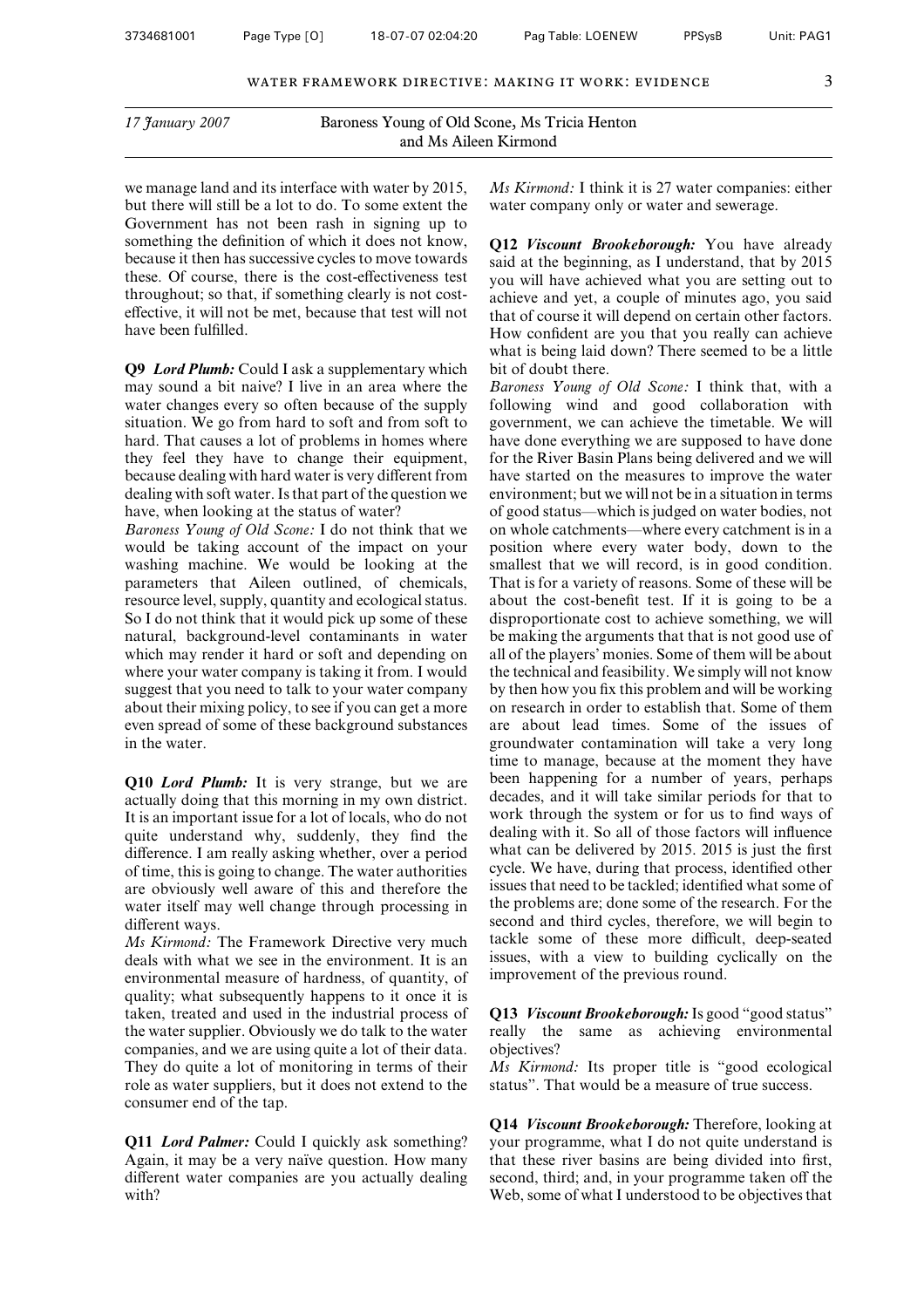17 January 2007 — Baroness Young of Old Scone, Ms Tricia Henton and Ms Aileen Kirmond

we manage land and its interface with water by 2015, but there will still be a lot to do. To some extent the Government has not been rash in signing up to something the definition of which it does not know, because it then has successive cycles to move towards these. Of course, there is the cost-effectiveness test throughout; so that, if something clearly is not cost-effective, it will not be met, because that test will not have been fulfilled.

**Q9** ***Lord Plumb:*** Could I ask a supplementary which may sound a bit naive? I live in an area where the water changes every so often because of the supply situation. We go from hard to soft and from soft to hard. That causes a lot of problems in homes where they feel they have to change their equipment, because dealing with hard water is very different from dealing with soft water. Is that part of the question we have, when looking at the status of water?

*Baroness Young of Old Scone:* I do not think that we would be taking account of the impact on your washing machine. We would be looking at the parameters that Aileen outlined, of chemicals, resource level, supply, quantity and ecological status. So I do not think that it would pick up some of these natural, background-level contaminants in water which may render it hard or soft and depending on where your water company is taking it from. I would suggest that you need to talk to your water company about their mixing policy, to see if you can get a more even spread of some of these background substances in the water.

**Q10** ***Lord Plumb:*** It is very strange, but we are actually doing that this morning in my own district. It is an important issue for a lot of locals, who do not quite understand why, suddenly, they find the difference. I am really asking whether, over a period of time, this is going to change. The water authorities are obviously well aware of this and therefore the water itself may well change through processing in different ways.

*Ms Kirmond:* The Framework Directive very much deals with what we see in the environment. It is an environmental measure of hardness, of quantity, of quality; what subsequently happens to it once it is taken, treated and used in the industrial process of the water supplier. Obviously we do talk to the water companies, and we are using quite a lot of their data. They do quite a lot of monitoring in terms of their role as water suppliers, but it does not extend to the consumer end of the tap.

**Q11** ***Lord Palmer:*** Could I quickly ask something? Again, it may be a very naïve question. How many different water companies are you actually dealing with?

*Ms Kirmond:* I think it is 27 water companies: either water company only or water and sewerage.

**Q12** ***Viscount Brookeborough:*** You have already said at the beginning, as I understand, that by 2015 you will have achieved what you are setting out to achieve and yet, a couple of minutes ago, you said that of course it will depend on certain other factors. How confident are you that you really can achieve what is being laid down? There seemed to be a little bit of doubt there.

*Baroness Young of Old Scone:* I think that, with a following wind and good collaboration with government, we can achieve the timetable. We will have done everything we are supposed to have done for the River Basin Plans being delivered and we will have started on the measures to improve the water environment; but we will not be in a situation in terms of good status—which is judged on water bodies, not on whole catchments—where every catchment is in a position where every water body, down to the smallest that we will record, is in good condition. That is for a variety of reasons. Some of these will be about the cost-benefit test. If it is going to be a disproportionate cost to achieve something, we will be making the arguments that that is not good use of all of the players' monies. Some of them will be about the technical and feasibility. We simply will not know by then how you fix this problem and will be working on research in order to establish that. Some of them are about lead times. Some of the issues of groundwater contamination will take a very long time to manage, because at the moment they have been happening for a number of years, perhaps decades, and it will take similar periods for that to work through the system or for us to find ways of dealing with it. So all of those factors will influence what can be delivered by 2015. 2015 is just the first cycle. We have, during that process, identified other issues that need to be tackled; identified what some of the problems are; done some of the research. For the second and third cycles, therefore, we will begin to tackle some of these more difficult, deep-seated issues, with a view to building cyclically on the improvement of the previous round.

**Q13** ***Viscount Brookeborough:*** Is good "good status" really the same as achieving environmental objectives?

*Ms Kirmond:* Its proper title is "good ecological status". That would be a measure of true success.

**Q14** ***Viscount Brookeborough:*** Therefore, looking at your programme, what I do not quite understand is that these river basins are being divided into first, second, third; and, in your programme taken off the Web, some of what I understood to be objectives that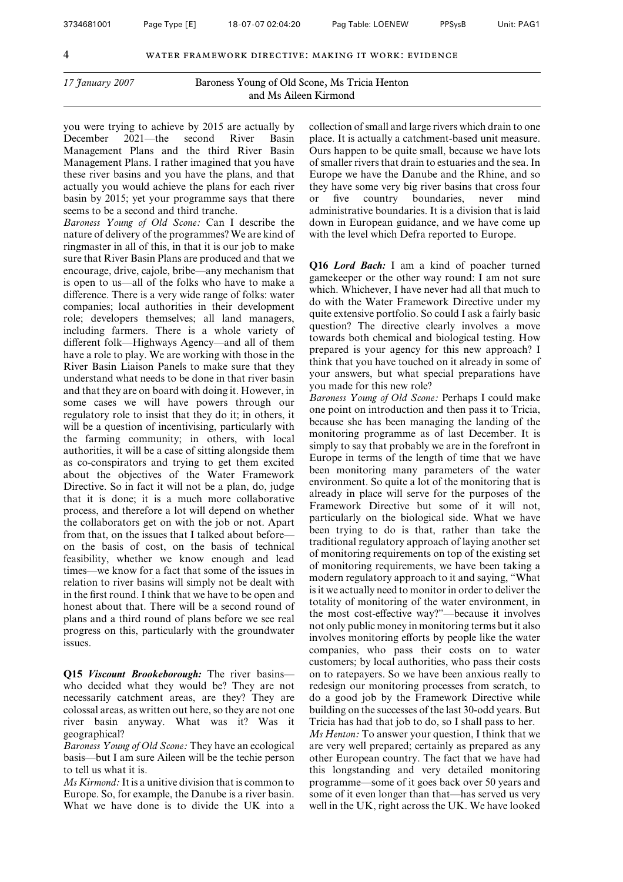*17 January 2007* Baroness Young of Old Scone, Ms Tricia Henton and Ms Aileen Kirmond

you were trying to achieve by 2015 are actually by December 2021—the second River Basin Management Plans and the third River Basin Management Plans. I rather imagined that you have these river basins and you have the plans, and that actually you would achieve the plans for each river basin by 2015; yet your programme says that there seems to be a second and third tranche.

*Baroness Young of Old Scone:* Can I describe the nature of delivery of the programmes? We are kind of ringmaster in all of this, in that it is our job to make sure that River Basin Plans are produced and that we encourage, drive, cajole, bribe—any mechanism that is open to us—all of the folks who have to make a difference. There is a very wide range of folks: water companies; local authorities in their development role; developers themselves; all land managers, including farmers. There is a whole variety of different folk—Highways Agency—and all of them have a role to play. We are working with those in the River Basin Liaison Panels to make sure that they understand what needs to be done in that river basin and that they are on board with doing it. However, in some cases we will have powers through our regulatory role to insist that they do it; in others, it will be a question of incentivising, particularly with the farming community; in others, with local authorities, it will be a case of sitting alongside them as co-conspirators and trying to get them excited about the objectives of the Water Framework Directive. So in fact it will not be a plan, do, judge that it is done; it is a much more collaborative process, and therefore a lot will depend on whether the collaborators get on with the job or not. Apart from that, on the issues that I talked about before—on the basis of cost, on the basis of technical feasibility, whether we know enough and lead times—we know for a fact that some of the issues in relation to river basins will simply not be dealt with in the first round. I think that we have to be open and honest about that. There will be a second round of plans and a third round of plans before we see real progress on this, particularly with the groundwater issues.

**Q15** ***Viscount Brookeborough:*** The river basins—who decided what they would be? They are not necessarily catchment areas, are they? They are colossal areas, as written out here, so they are not one river basin anyway. What was it? Was it geographical?

*Baroness Young of Old Scone:* They have an ecological basis—but I am sure Aileen will be the techie person to tell us what it is.

*Ms Kirmond:* It is a unitive division that is common to Europe. So, for example, the Danube is a river basin. What we have done is to divide the UK into a collection of small and large rivers which drain to one place. It is actually a catchment-based unit measure. Ours happen to be quite small, because we have lots of smaller rivers that drain to estuaries and the sea. In Europe we have the Danube and the Rhine, and so they have some very big river basins that cross four or five country boundaries, never mind administrative boundaries. It is a division that is laid down in European guidance, and we have come up with the level which Defra reported to Europe.

**Q16** ***Lord Bach:*** I am a kind of poacher turned gamekeeper or the other way round: I am not sure which. Whichever, I have never had all that much to do with the Water Framework Directive under my quite extensive portfolio. So could I ask a fairly basic question? The directive clearly involves a move towards both chemical and biological testing. How prepared is your agency for this new approach? I think that you have touched on it already in some of your answers, but what special preparations have you made for this new role?

*Baroness Young of Old Scone:* Perhaps I could make one point on introduction and then pass it to Tricia, because she has been managing the landing of the monitoring programme as of last December. It is simply to say that probably we are in the forefront in Europe in terms of the length of time that we have been monitoring many parameters of the water environment. So quite a lot of the monitoring that is already in place will serve for the purposes of the Framework Directive but some of it will not, particularly on the biological side. What we have been trying to do is that, rather than take the traditional regulatory approach of laying another set of monitoring requirements on top of the existing set of monitoring requirements, we have been taking a modern regulatory approach to it and saying, "What is it we actually need to monitor in order to deliver the totality of monitoring of the water environment, in the most cost-effective way?"—because it involves not only public money in monitoring terms but it also involves monitoring efforts by people like the water companies, who pass their costs on to water customers; by local authorities, who pass their costs on to ratepayers. So we have been anxious really to redesign our monitoring processes from scratch, to do a good job by the Framework Directive while building on the successes of the last 30-odd years. But Tricia has had that job to do, so I shall pass to her.

*Ms Henton:* To answer your question, I think that we are very well prepared; certainly as prepared as any other European country. The fact that we have had this longstanding and very detailed monitoring programme—some of it goes back over 50 years and some of it even longer than that—has served us very well in the UK, right across the UK. We have looked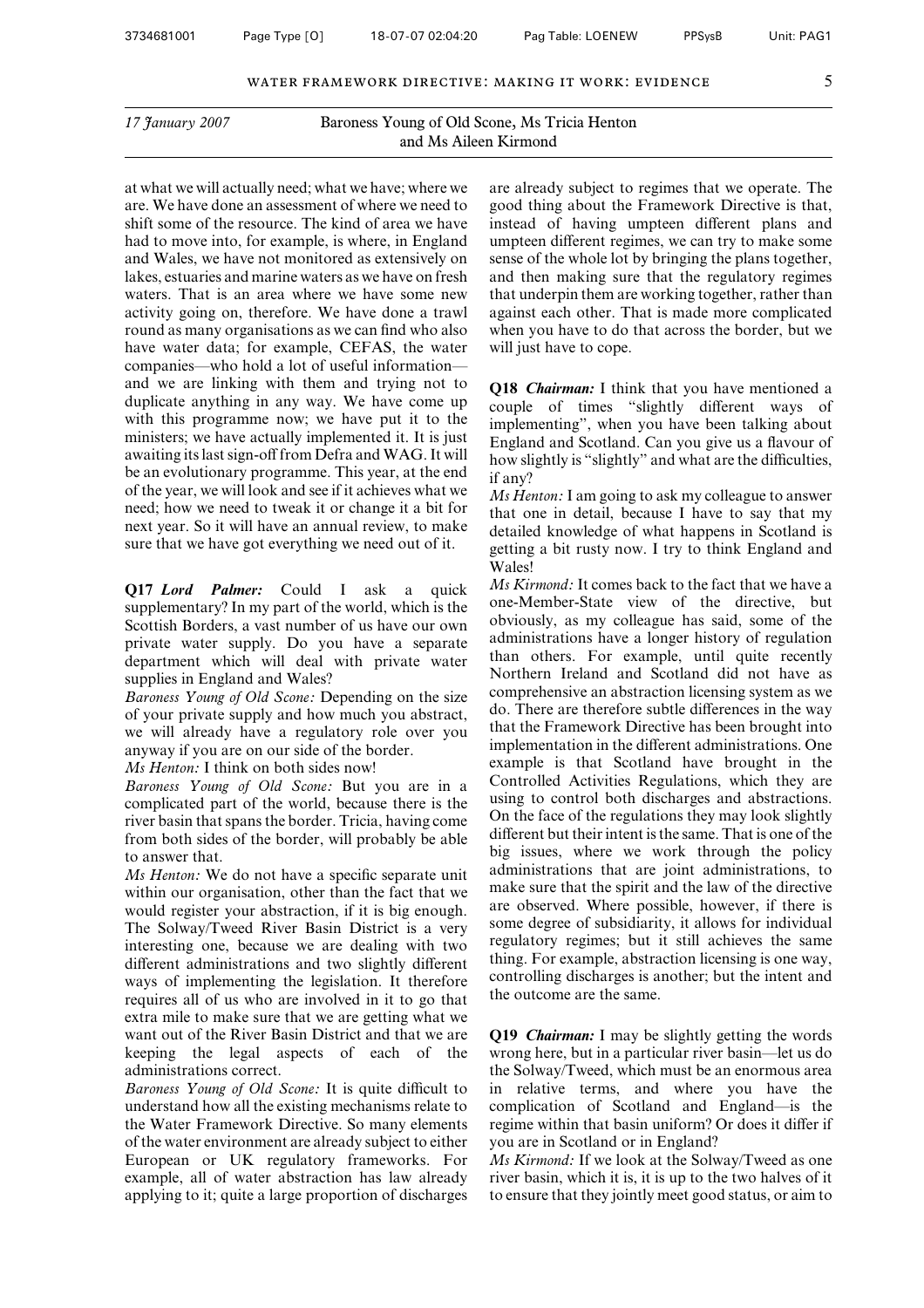17 January 2007 — Baroness Young of Old Scone, Ms Tricia Henton and Ms Aileen Kirmond

at what we will actually need; what we have; where we are. We have done an assessment of where we need to shift some of the resource. The kind of area we have had to move into, for example, is where, in England and Wales, we have not monitored as extensively on lakes, estuaries and marine waters as we have on fresh waters. That is an area where we have some new activity going on, therefore. We have done a trawl round as many organisations as we can find who also have water data; for example, CEFAS, the water companies—who hold a lot of useful information—and we are linking with them and trying not to duplicate anything in any way. We have come up with this programme now; we have put it to the ministers; we have actually implemented it. It is just awaiting its last sign-off from Defra and WAG. It will be an evolutionary programme. This year, at the end of the year, we will look and see if it achieves what we need; how we need to tweak it or change it a bit for next year. So it will have an annual review, to make sure that we have got everything we need out of it.

**Q17** ***Lord Palmer:*** Could I ask a quick supplementary? In my part of the world, which is the Scottish Borders, a vast number of us have our own private water supply. Do you have a separate department which will deal with private water supplies in England and Wales?

*Baroness Young of Old Scone:* Depending on the size of your private supply and how much you abstract, we will already have a regulatory role over you anyway if you are on our side of the border.

*Ms Henton:* I think on both sides now!

*Baroness Young of Old Scone:* But you are in a complicated part of the world, because there is the river basin that spans the border. Tricia, having come from both sides of the border, will probably be able to answer that.

*Ms Henton:* We do not have a specific separate unit within our organisation, other than the fact that we would register your abstraction, if it is big enough. The Solway/Tweed River Basin District is a very interesting one, because we are dealing with two different administrations and two slightly different ways of implementing the legislation. It therefore requires all of us who are involved in it to go that extra mile to make sure that we are getting what we want out of the River Basin District and that we are keeping the legal aspects of each of the administrations correct.

*Baroness Young of Old Scone:* It is quite difficult to understand how all the existing mechanisms relate to the Water Framework Directive. So many elements of the water environment are already subject to either European or UK regulatory frameworks. For example, all of water abstraction has law already applying to it; quite a large proportion of discharges are already subject to regimes that we operate. The good thing about the Framework Directive is that, instead of having umpteen different plans and umpteen different regimes, we can try to make some sense of the whole lot by bringing the plans together, and then making sure that the regulatory regimes that underpin them are working together, rather than against each other. That is made more complicated when you have to do that across the border, but we will just have to cope.

**Q18** ***Chairman:*** I think that you have mentioned a couple of times "slightly different ways of implementing", when you have been talking about England and Scotland. Can you give us a flavour of how slightly is "slightly" and what are the difficulties, if any?

*Ms Henton:* I am going to ask my colleague to answer that one in detail, because I have to say that my detailed knowledge of what happens in Scotland is getting a bit rusty now. I try to think England and Wales!

*Ms Kirmond:* It comes back to the fact that we have a one-Member-State view of the directive, but obviously, as my colleague has said, some of the administrations have a longer history of regulation than others. For example, until quite recently Northern Ireland and Scotland did not have as comprehensive an abstraction licensing system as we do. There are therefore subtle differences in the way that the Framework Directive has been brought into implementation in the different administrations. One example is that Scotland have brought in the Controlled Activities Regulations, which they are using to control both discharges and abstractions. On the face of the regulations they may look slightly different but their intent is the same. That is one of the big issues, where we work through the policy administrations that are joint administrations, to make sure that the spirit and the law of the directive are observed. Where possible, however, if there is some degree of subsidiarity, it allows for individual regulatory regimes; but it still achieves the same thing. For example, abstraction licensing is one way, controlling discharges is another; but the intent and the outcome are the same.

**Q19** ***Chairman:*** I may be slightly getting the words wrong here, but in a particular river basin—let us do the Solway/Tweed, which must be an enormous area in relative terms, and where you have the complication of Scotland and England—is the regime within that basin uniform? Or does it differ if you are in Scotland or in England?

*Ms Kirmond:* If we look at the Solway/Tweed as one river basin, which it is, it is up to the two halves of it to ensure that they jointly meet good status, or aim to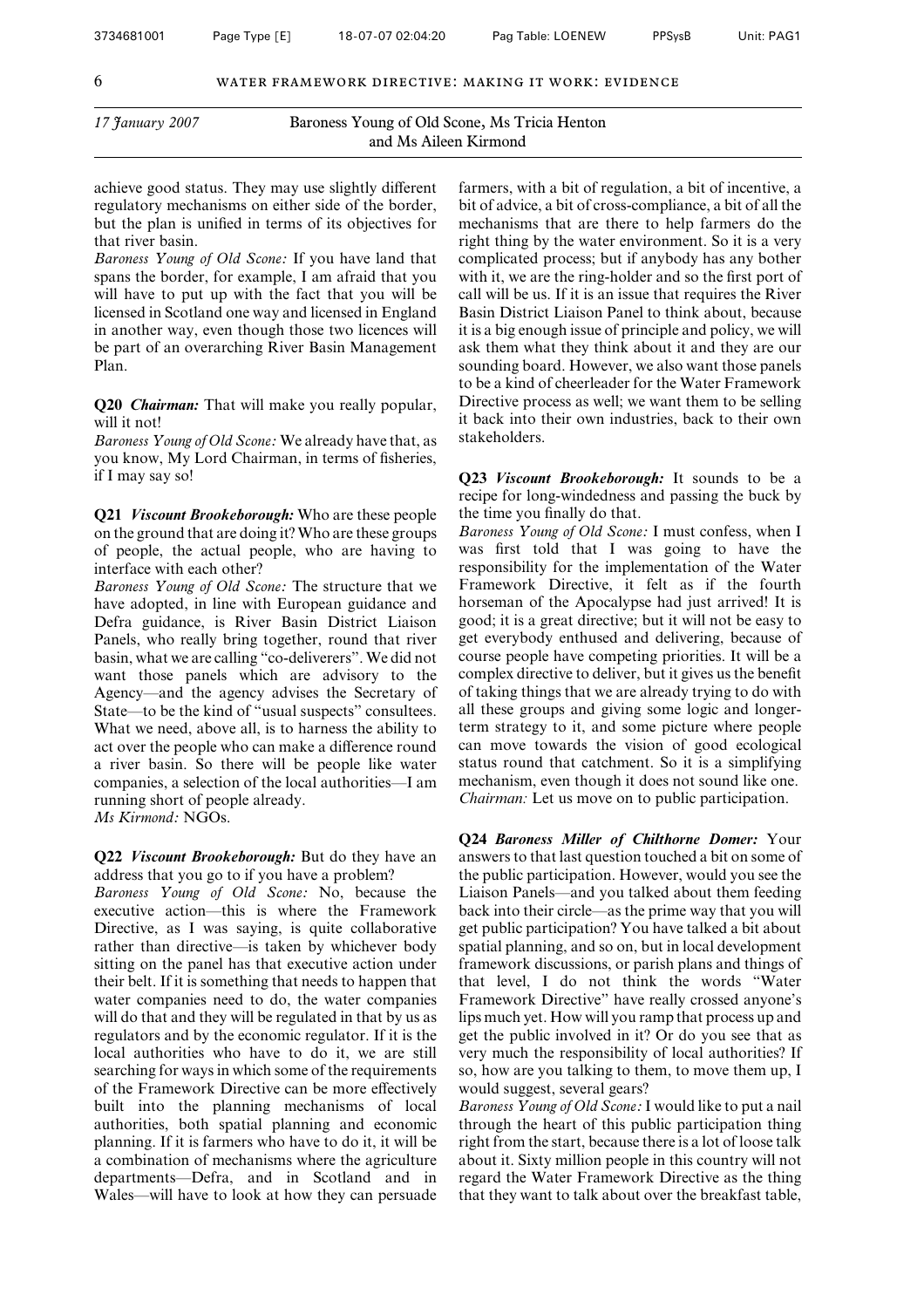17 January 2007 — Baroness Young of Old Scone, Ms Tricia Henton and Ms Aileen Kirmond

achieve good status. They may use slightly different regulatory mechanisms on either side of the border, but the plan is unified in terms of its objectives for that river basin.

*Baroness Young of Old Scone:* If you have land that spans the border, for example, I am afraid that you will have to put up with the fact that you will be licensed in Scotland one way and licensed in England in another way, even though those two licences will be part of an overarching River Basin Management Plan.

**Q20** ***Chairman:*** That will make you really popular, will it not!

*Baroness Young of Old Scone:* We already have that, as you know, My Lord Chairman, in terms of fisheries, if I may say so!

**Q21** ***Viscount Brookeborough:*** Who are these people on the ground that are doing it? Who are these groups of people, the actual people, who are having to interface with each other?

*Baroness Young of Old Scone:* The structure that we have adopted, in line with European guidance and Defra guidance, is River Basin District Liaison Panels, who really bring together, round that river basin, what we are calling "co-deliverers". We did not want those panels which are advisory to the Agency—and the agency advises the Secretary of State—to be the kind of "usual suspects" consultees. What we need, above all, is to harness the ability to act over the people who can make a difference round a river basin. So there will be people like water companies, a selection of the local authorities—I am running short of people already.

*Ms Kirmond:* NGOs.

**Q22** ***Viscount Brookeborough:*** But do they have an address that you go to if you have a problem?

*Baroness Young of Old Scone:* No, because the executive action—this is where the Framework Directive, as I was saying, is quite collaborative rather than directive—is taken by whichever body sitting on the panel has that executive action under their belt. If it is something that needs to happen that water companies need to do, the water companies will do that and they will be regulated in that by us as regulators and by the economic regulator. If it is the local authorities who have to do it, we are still searching for ways in which some of the requirements of the Framework Directive can be more effectively built into the planning mechanisms of local authorities, both spatial planning and economic planning. If it is farmers who have to do it, it will be a combination of mechanisms where the agriculture departments—Defra, and in Scotland and in Wales—will have to look at how they can persuade farmers, with a bit of regulation, a bit of incentive, a bit of advice, a bit of cross-compliance, a bit of all the mechanisms that are there to help farmers do the right thing by the water environment. So it is a very complicated process; but if anybody has any bother with it, we are the ring-holder and so the first port of call will be us. If it is an issue that requires the River Basin District Liaison Panel to think about, because it is a big enough issue of principle and policy, we will ask them what they think about it and they are our sounding board. However, we also want those panels to be a kind of cheerleader for the Water Framework Directive process as well; we want them to be selling it back into their own industries, back to their own stakeholders.

**Q23** ***Viscount Brookeborough:*** It sounds to be a recipe for long-windedness and passing the buck by the time you finally do that.

*Baroness Young of Old Scone:* I must confess, when I was first told that I was going to have the responsibility for the implementation of the Water Framework Directive, it felt as if the fourth horseman of the Apocalypse had just arrived! It is good; it is a great directive; but it will not be easy to get everybody enthused and delivering, because of course people have competing priorities. It will be a complex directive to deliver, but it gives us the benefit of taking things that we are already trying to do with all these groups and giving some logic and longer-term strategy to it, and some picture where people can move towards the vision of good ecological status round that catchment. So it is a simplifying mechanism, even though it does not sound like one.

*Chairman:* Let us move on to public participation.

**Q24** ***Baroness Miller of Chilthorne Domer:*** Your answers to that last question touched a bit on some of the public participation. However, would you see the Liaison Panels—and you talked about them feeding back into their circle—as the prime way that you will get public participation? You have talked a bit about spatial planning, and so on, but in local development framework discussions, or parish plans and things of that level, I do not think the words "Water Framework Directive" have really crossed anyone's lips much yet. How will you ramp that process up and get the public involved in it? Or do you see that as very much the responsibility of local authorities? If so, how are you talking to them, to move them up, I would suggest, several gears?

*Baroness Young of Old Scone:* I would like to put a nail through the heart of this public participation thing right from the start, because there is a lot of loose talk about it. Sixty million people in this country will not regard the Water Framework Directive as the thing that they want to talk about over the breakfast table,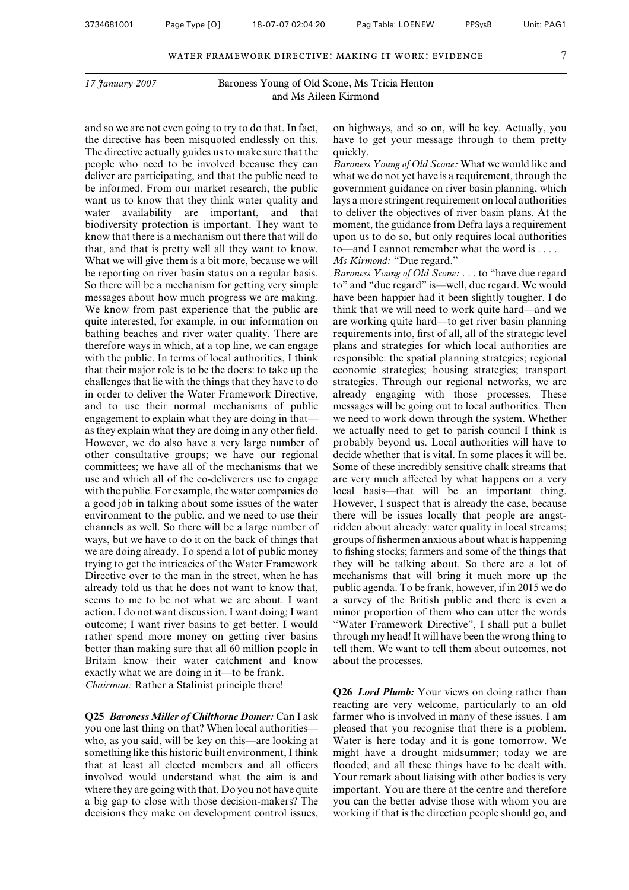17 January 2007 — Baroness Young of Old Scone, Ms Tricia Henton and Ms Aileen Kirmond

and so we are not even going to try to do that. In fact, the directive has been misquoted endlessly on this. The directive actually guides us to make sure that the people who need to be involved because they can deliver are participating, and that the public need to be informed. From our market research, the public want us to know that they think water quality and water availability are important, and that biodiversity protection is important. They want to know that there is a mechanism out there that will do that, and that is pretty well all they want to know. What we will give them is a bit more, because we will be reporting on river basin status on a regular basis. So there will be a mechanism for getting very simple messages about how much progress we are making. We know from past experience that the public are quite interested, for example, in our information on bathing beaches and river water quality. There are therefore ways in which, at a top line, we can engage with the public. In terms of local authorities, I think that their major role is to be the doers: to take up the challenges that lie with the things that they have to do in order to deliver the Water Framework Directive, and to use their normal mechanisms of public engagement to explain what they are doing in that—as they explain what they are doing in any other field. However, we do also have a very large number of other consultative groups; we have our regional committees; we have all of the mechanisms that we use and which all of the co-deliverers use to engage with the public. For example, the water companies do a good job in talking about some issues of the water environment to the public, and we need to use their channels as well. So there will be a large number of ways, but we have to do it on the back of things that we are doing already. To spend a lot of public money trying to get the intricacies of the Water Framework Directive over to the man in the street, when he has already told us that he does not want to know that, seems to me to be not what we are about. I want action. I do not want discussion. I want doing; I want outcome; I want river basins to get better. I would rather spend more money on getting river basins better than making sure that all 60 million people in Britain know their water catchment and know exactly what we are doing in it—to be frank.

*Chairman:* Rather a Stalinist principle there!

**Q25** ***Baroness Miller of Chilthorne Domer:*** Can I ask you one last thing on that? When local authorities—who, as you said, will be key on this—are looking at something like this historic built environment, I think that at least all elected members and all officers involved would understand what the aim is and where they are going with that. Do you not have quite a big gap to close with those decision-makers? The decisions they make on development control issues, on highways, and so on, will be key. Actually, you have to get your message through to them pretty quickly.

*Baroness Young of Old Scone:* What we would like and what we do not yet have is a requirement, through the government guidance on river basin planning, which lays a more stringent requirement on local authorities to deliver the objectives of river basin plans. At the moment, the guidance from Defra lays a requirement upon us to do so, but only requires local authorities to—and I cannot remember what the word is . . . .

*Ms Kirmond:* "Due regard."

*Baroness Young of Old Scone:* . . . to "have due regard to" and "due regard" is—well, due regard. We would have been happier had it been slightly tougher. I do think that we will need to work quite hard—and we are working quite hard—to get river basin planning requirements into, first of all, all of the strategic level plans and strategies for which local authorities are responsible: the spatial planning strategies; regional economic strategies; housing strategies; transport strategies. Through our regional networks, we are already engaging with those processes. These messages will be going out to local authorities. Then we need to work down through the system. Whether we actually need to get to parish council I think is probably beyond us. Local authorities will have to decide whether that is vital. In some places it will be. Some of these incredibly sensitive chalk streams that are very much affected by what happens on a very local basis—that will be an important thing. However, I suspect that is already the case, because there will be issues locally that people are angst-ridden about already: water quality in local streams; groups of fishermen anxious about what is happening to fishing stocks; farmers and some of the things that they will be talking about. So there are a lot of mechanisms that will bring it much more up the public agenda. To be frank, however, if in 2015 we do a survey of the British public and there is even a minor proportion of them who can utter the words "Water Framework Directive", I shall put a bullet through my head! It will have been the wrong thing to tell them. We want to tell them about outcomes, not about the processes.

**Q26** ***Lord Plumb:*** Your views on doing rather than reacting are very welcome, particularly to an old farmer who is involved in many of these issues. I am pleased that you recognise that there is a problem. Water is here today and it is gone tomorrow. We might have a drought midsummer; today we are flooded; and all these things have to be dealt with. Your remark about liaising with other bodies is very important. You are there at the centre and therefore you can the better advise those with whom you are working if that is the direction people should go, and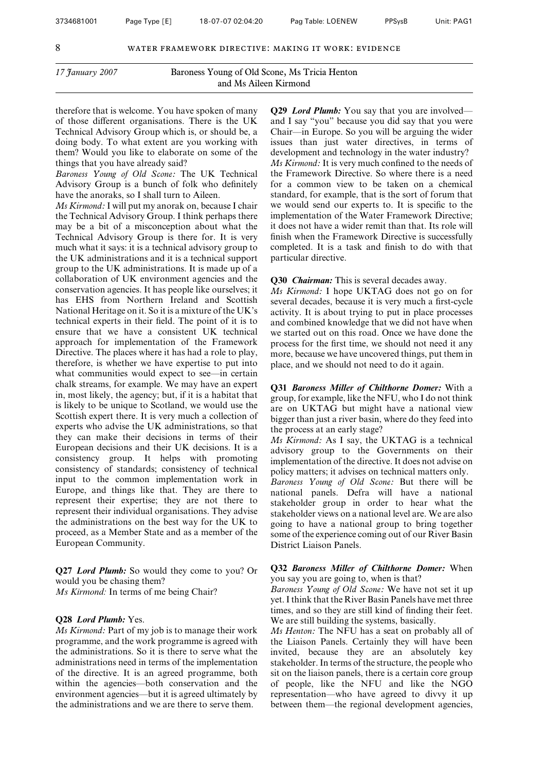*17 January 2007* Baroness Young of Old Scone, Ms Tricia Henton and Ms Aileen Kirmond

therefore that is welcome. You have spoken of many of those different organisations. There is the UK Technical Advisory Group which is, or should be, a doing body. To what extent are you working with them? Would you like to elaborate on some of the things that you have already said?

*Baroness Young of Old Scone:* The UK Technical Advisory Group is a bunch of folk who definitely have the anoraks, so I shall turn to Aileen.

*Ms Kirmond:* I will put my anorak on, because I chair the Technical Advisory Group. I think perhaps there may be a bit of a misconception about what the Technical Advisory Group is there for. It is very much what it says: it is a technical advisory group to the UK administrations and it is a technical support group to the UK administrations. It is made up of a collaboration of UK environment agencies and the conservation agencies. It has people like ourselves; it has EHS from Northern Ireland and Scottish National Heritage on it. So it is a mixture of the UK's technical experts in their field. The point of it is to ensure that we have a consistent UK technical approach for implementation of the Framework Directive. The places where it has had a role to play, therefore, is whether we have expertise to put into what communities would expect to see—in certain chalk streams, for example. We may have an expert in, most likely, the agency; but, if it is a habitat that is likely to be unique to Scotland, we would use the Scottish expert there. It is very much a collection of experts who advise the UK administrations, so that they can make their decisions in terms of their European decisions and their UK decisions. It is a consistency group. It helps with promoting consistency of standards; consistency of technical input to the common implementation work in Europe, and things like that. They are there to represent their expertise; they are not there to represent their individual organisations. They advise the administrations on the best way for the UK to proceed, as a Member State and as a member of the European Community.

**Q27** ***Lord Plumb:*** So would they come to you? Or would you be chasing them?

*Ms Kirmond:* In terms of me being Chair?

**Q28** ***Lord Plumb:*** Yes.

*Ms Kirmond:* Part of my job is to manage their work programme, and the work programme is agreed with the administrations. So it is there to serve what the administrations need in terms of the implementation of the directive. It is an agreed programme, both within the agencies—both conservation and the environment agencies—but it is agreed ultimately by the administrations and we are there to serve them.

**Q29** ***Lord Plumb:*** You say that you are involved—and I say "you" because you did say that you were Chair—in Europe. So you will be arguing the wider issues than just water directives, in terms of development and technology in the water industry?

*Ms Kirmond:* It is very much confined to the needs of the Framework Directive. So where there is a need for a common view to be taken on a chemical standard, for example, that is the sort of forum that we would send our experts to. It is specific to the implementation of the Water Framework Directive; it does not have a wider remit than that. Its role will finish when the Framework Directive is successfully completed. It is a task and finish to do with that particular directive.

**Q30** ***Chairman:*** This is several decades away.

*Ms Kirmond:* I hope UKTAG does not go on for several decades, because it is very much a first-cycle activity. It is about trying to put in place processes and combined knowledge that we did not have when we started out on this road. Once we have done the process for the first time, we should not need it any more, because we have uncovered things, put them in place, and we should not need to do it again.

**Q31** ***Baroness Miller of Chilthorne Domer:*** With a group, for example, like the NFU, who I do not think are on UKTAG but might have a national view bigger than just a river basin, where do they feed into the process at an early stage?

*Ms Kirmond:* As I say, the UKTAG is a technical advisory group to the Governments on their implementation of the directive. It does not advise on policy matters; it advises on technical matters only.

*Baroness Young of Old Scone:* But there will be national panels. Defra will have a national stakeholder group in order to hear what the stakeholder views on a national level are. We are also going to have a national group to bring together some of the experience coming out of our River Basin District Liaison Panels.

**Q32** ***Baroness Miller of Chilthorne Domer:*** When you say you are going to, when is that?

*Baroness Young of Old Scone:* We have not set it up yet. I think that the River Basin Panels have met three times, and so they are still kind of finding their feet. We are still building the systems, basically.

*Ms Henton:* The NFU has a seat on probably all of the Liaison Panels. Certainly they will have been invited, because they are an absolutely key stakeholder. In terms of the structure, the people who sit on the liaison panels, there is a certain core group of people, like the NFU and like the NGO representation—who have agreed to divvy it up between them—the regional development agencies,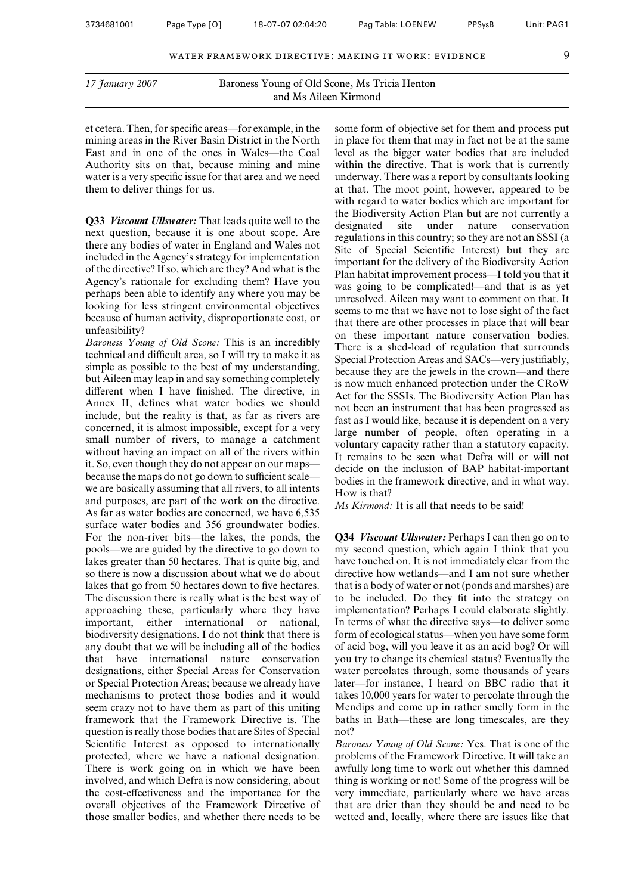17 January 2007 — Baroness Young of Old Scone, Ms Tricia Henton and Ms Aileen Kirmond

et cetera. Then, for specific areas—for example, in the mining areas in the River Basin District in the North East and in one of the ones in Wales—the Coal Authority sits on that, because mining and mine water is a very specific issue for that area and we need them to deliver things for us.

**Q33** ***Viscount Ullswater:*** That leads quite well to the next question, because it is one about scope. Are there any bodies of water in England and Wales not included in the Agency's strategy for implementation of the directive? If so, which are they? And what is the Agency's rationale for excluding them? Have you perhaps been able to identify any where you may be looking for less stringent environmental objectives because of human activity, disproportionate cost, or unfeasibility?

*Baroness Young of Old Scone:* This is an incredibly technical and difficult area, so I will try to make it as simple as possible to the best of my understanding, but Aileen may leap in and say something completely different when I have finished. The directive, in Annex II, defines what water bodies we should include, but the reality is that, as far as rivers are concerned, it is almost impossible, except for a very small number of rivers, to manage a catchment without having an impact on all of the rivers within it. So, even though they do not appear on our maps—because the maps do not go down to sufficient scale—we are basically assuming that all rivers, to all intents and purposes, are part of the work on the directive. As far as water bodies are concerned, we have 6,535 surface water bodies and 356 groundwater bodies. For the non-river bits—the lakes, the ponds, the pools—we are guided by the directive to go down to lakes greater than 50 hectares. That is quite big, and so there is now a discussion about what we do about lakes that go from 50 hectares down to five hectares. The discussion there is really what is the best way of approaching these, particularly where they have important, either international or national, biodiversity designations. I do not think that there is any doubt that we will be including all of the bodies that have international nature conservation designations, either Special Areas for Conservation or Special Protection Areas; because we already have mechanisms to protect those bodies and it would seem crazy not to have them as part of this uniting framework that the Framework Directive is. The question is really those bodies that are Sites of Special Scientific Interest as opposed to internationally protected, where we have a national designation. There is work going on in which we have been involved, and which Defra is now considering, about the cost-effectiveness and the importance for the overall objectives of the Framework Directive of those smaller bodies, and whether there needs to be some form of objective set for them and process put in place for them that may in fact not be at the same level as the bigger water bodies that are included within the directive. That is work that is currently underway. There was a report by consultants looking at that. The moot point, however, appeared to be with regard to water bodies which are important for the Biodiversity Action Plan but are not currently a designated site under nature conservation regulations in this country; so they are not an SSSI (a Site of Special Scientific Interest) but they are important for the delivery of the Biodiversity Action Plan habitat improvement process—I told you that it was going to be complicated!—and that is as yet unresolved. Aileen may want to comment on that. It seems to me that we have not to lose sight of the fact that there are other processes in place that will bear on these important nature conservation bodies. There is a shed-load of regulation that surrounds Special Protection Areas and SACs—very justifiably, because they are the jewels in the crown—and there is now much enhanced protection under the CRoW Act for the SSSIs. The Biodiversity Action Plan has not been an instrument that has been progressed as fast as I would like, because it is dependent on a very large number of people, often operating in a voluntary capacity rather than a statutory capacity. It remains to be seen what Defra will or will not decide on the inclusion of BAP habitat-important bodies in the framework directive, and in what way. How is that?

*Ms Kirmond:* It is all that needs to be said!

**Q34** ***Viscount Ullswater:*** Perhaps I can then go on to my second question, which again I think that you have touched on. It is not immediately clear from the directive how wetlands—and I am not sure whether that is a body of water or not (ponds and marshes) are to be included. Do they fit into the strategy on implementation? Perhaps I could elaborate slightly. In terms of what the directive says—to deliver some form of ecological status—when you have some form of acid bog, will you leave it as an acid bog? Or will you try to change its chemical status? Eventually the water percolates through, some thousands of years later—for instance, I heard on BBC radio that it takes 10,000 years for water to percolate through the Mendips and come up in rather smelly form in the baths in Bath—these are long timescales, are they not?

*Baroness Young of Old Scone:* Yes. That is one of the problems of the Framework Directive. It will take an awfully long time to work out whether this damned thing is working or not! Some of the progress will be very immediate, particularly where we have areas that are drier than they should be and need to be wetted and, locally, where there are issues like that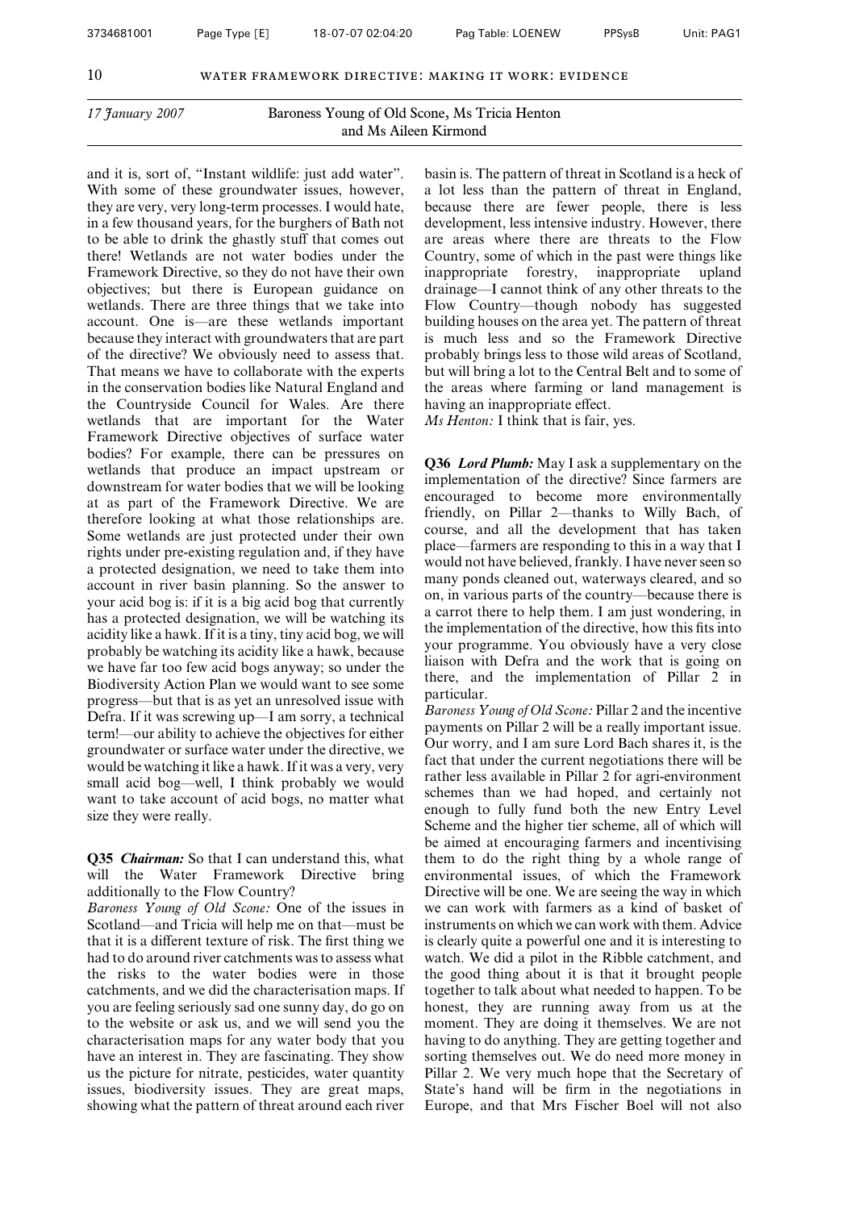*17 January 2007* — Baroness Young of Old Scone, Ms Tricia Henton and Ms Aileen Kirmond

and it is, sort of, "Instant wildlife: just add water". With some of these groundwater issues, however, they are very, very long-term processes. I would hate, in a few thousand years, for the burghers of Bath not to be able to drink the ghastly stuff that comes out there! Wetlands are not water bodies under the Framework Directive, so they do not have their own objectives; but there is European guidance on wetlands. There are three things that we take into account. One is—are these wetlands important because they interact with groundwaters that are part of the directive? We obviously need to assess that. That means we have to collaborate with the experts in the conservation bodies like Natural England and the Countryside Council for Wales. Are there wetlands that are important for the Water Framework Directive objectives of surface water bodies? For example, there can be pressures on wetlands that produce an impact upstream or downstream for water bodies that we will be looking at as part of the Framework Directive. We are therefore looking at what those relationships are. Some wetlands are just protected under their own rights under pre-existing regulation and, if they have a protected designation, we need to take them into account in river basin planning. So the answer to your acid bog is: if it is a big acid bog that currently has a protected designation, we will be watching its acidity like a hawk. If it is a tiny, tiny acid bog, we will probably be watching its acidity like a hawk, because we have far too few acid bogs anyway; so under the Biodiversity Action Plan we would want to see some progress—but that is as yet an unresolved issue with Defra. If it was screwing up—I am sorry, a technical term!—our ability to achieve the objectives for either groundwater or surface water under the directive, we would be watching it like a hawk. If it was a very, very small acid bog—well, I think probably we would want to take account of acid bogs, no matter what size they were really.

**Q35** ***Chairman:*** So that I can understand this, what will the Water Framework Directive bring additionally to the Flow Country?

*Baroness Young of Old Scone:* One of the issues in Scotland—and Tricia will help me on that—must be that it is a different texture of risk. The first thing we had to do around river catchments was to assess what the risks to the water bodies were in those catchments, and we did the characterisation maps. If you are feeling seriously sad one sunny day, do go on to the website or ask us, and we will send you the characterisation maps for any water body that you have an interest in. They are fascinating. They show us the picture for nitrate, pesticides, water quantity issues, biodiversity issues. They are great maps, showing what the pattern of threat around each river basin is. The pattern of threat in Scotland is a heck of a lot less than the pattern of threat in England, because there are fewer people, there is less development, less intensive industry. However, there are areas where there are threats to the Flow Country, some of which in the past were things like inappropriate forestry, inappropriate upland drainage—I cannot think of any other threats to the Flow Country—though nobody has suggested building houses on the area yet. The pattern of threat is much less and so the Framework Directive probably brings less to those wild areas of Scotland, but will bring a lot to the Central Belt and to some of the areas where farming or land management is having an inappropriate effect.

*Ms Henton:* I think that is fair, yes.

**Q36** ***Lord Plumb:*** May I ask a supplementary on the implementation of the directive? Since farmers are encouraged to become more environmentally friendly, on Pillar 2—thanks to Willy Bach, of course, and all the development that has taken place—farmers are responding to this in a way that I would not have believed, frankly. I have never seen so many ponds cleaned out, waterways cleared, and so on, in various parts of the country—because there is a carrot there to help them. I am just wondering, in the implementation of the directive, how this fits into your programme. You obviously have a very close liaison with Defra and the work that is going on there, and the implementation of Pillar 2 in particular.

*Baroness Young of Old Scone:* Pillar 2 and the incentive payments on Pillar 2 will be a really important issue. Our worry, and I am sure Lord Bach shares it, is the fact that under the current negotiations there will be rather less available in Pillar 2 for agri-environment schemes than we had hoped, and certainly not enough to fully fund both the new Entry Level Scheme and the higher tier scheme, all of which will be aimed at encouraging farmers and incentivising them to do the right thing by a whole range of environmental issues, of which the Framework Directive will be one. We are seeing the way in which we can work with farmers as a kind of basket of instruments on which we can work with them. Advice is clearly quite a powerful one and it is interesting to watch. We did a pilot in the Ribble catchment, and the good thing about it is that it brought people together to talk about what needed to happen. To be honest, they are running away from us at the moment. They are doing it themselves. We are not having to do anything. They are getting together and sorting themselves out. We do need more money in Pillar 2. We very much hope that the Secretary of State's hand will be firm in the negotiations in Europe, and that Mrs Fischer Boel will not also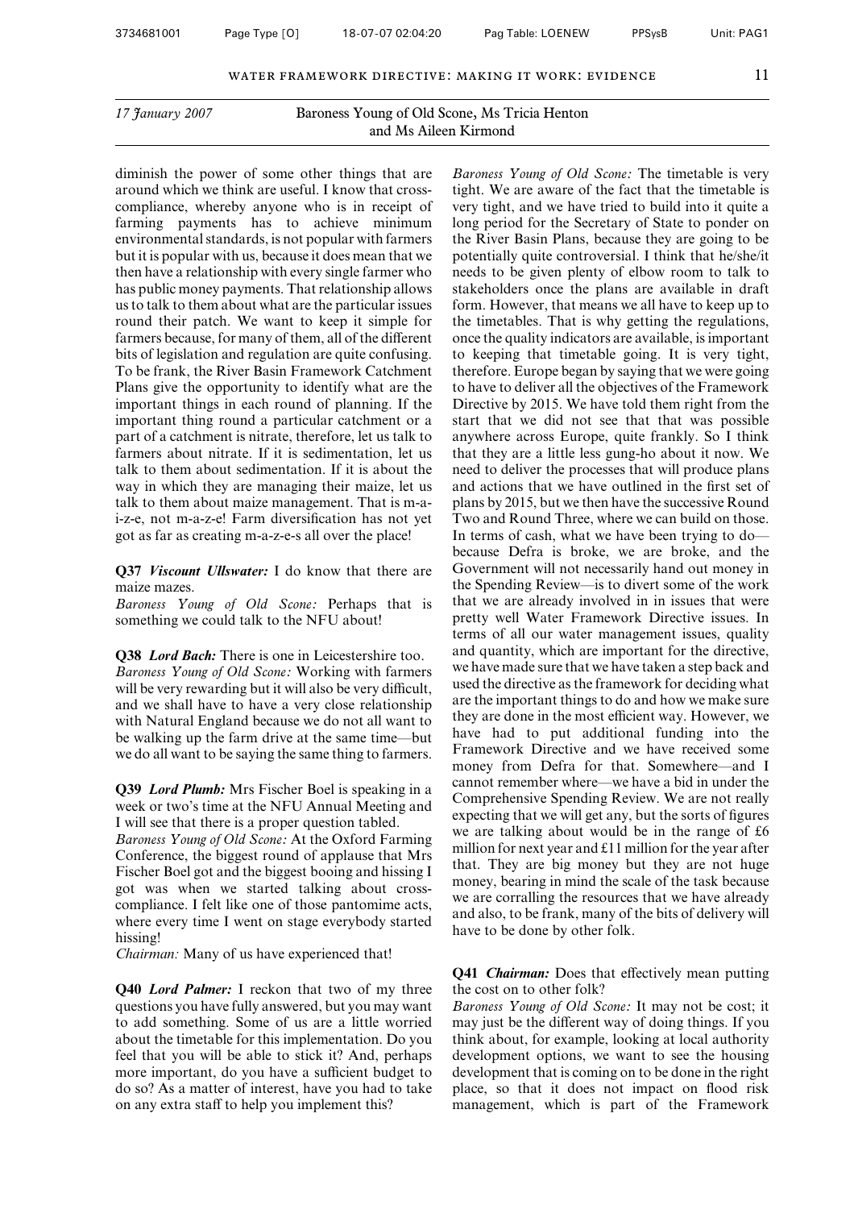17 January 2007 — Baroness Young of Old Scone, Ms Tricia Henton and Ms Aileen Kirmond

diminish the power of some other things that are around which we think are useful. I know that cross-compliance, whereby anyone who is in receipt of farming payments has to achieve minimum environmental standards, is not popular with farmers but it is popular with us, because it does mean that we then have a relationship with every single farmer who has public money payments. That relationship allows us to talk to them about what are the particular issues round their patch. We want to keep it simple for farmers because, for many of them, all of the different bits of legislation and regulation are quite confusing. To be frank, the River Basin Framework Catchment Plans give the opportunity to identify what are the important things in each round of planning. If the important thing round a particular catchment or a part of a catchment is nitrate, therefore, let us talk to farmers about nitrate. If it is sedimentation, let us talk to them about sedimentation. If it is about the way in which they are managing their maize, let us talk to them about maize management. That is m-a-i-z-e, not m-a-z-e! Farm diversification has not yet got as far as creating m-a-z-e-s all over the place!

**Q37** ***Viscount Ullswater:*** I do know that there are maize mazes.

*Baroness Young of Old Scone:* Perhaps that is something we could talk to the NFU about!

**Q38** ***Lord Bach:*** There is one in Leicestershire too.

*Baroness Young of Old Scone:* Working with farmers will be very rewarding but it will also be very difficult, and we shall have to have a very close relationship with Natural England because we do not all want to be walking up the farm drive at the same time—but we do all want to be saying the same thing to farmers.

**Q39** ***Lord Plumb:*** Mrs Fischer Boel is speaking in a week or two's time at the NFU Annual Meeting and I will see that there is a proper question tabled.

*Baroness Young of Old Scone:* At the Oxford Farming Conference, the biggest round of applause that Mrs Fischer Boel got and the biggest booing and hissing I got was when we started talking about cross-compliance. I felt like one of those pantomime acts, where every time I went on stage everybody started hissing!

*Chairman:* Many of us have experienced that!

**Q40** ***Lord Palmer:*** I reckon that two of my three questions you have fully answered, but you may want to add something. Some of us are a little worried about the timetable for this implementation. Do you feel that you will be able to stick it? And, perhaps more important, do you have a sufficient budget to do so? As a matter of interest, have you had to take on any extra staff to help you implement this?

*Baroness Young of Old Scone:* The timetable is very tight. We are aware of the fact that the timetable is very tight, and we have tried to build into it quite a long period for the Secretary of State to ponder on the River Basin Plans, because they are going to be potentially quite controversial. I think that he/she/it needs to be given plenty of elbow room to talk to stakeholders once the plans are available in draft form. However, that means we all have to keep up to the timetables. That is why getting the regulations, once the quality indicators are available, is important to keeping that timetable going. It is very tight, therefore. Europe began by saying that we were going to have to deliver all the objectives of the Framework Directive by 2015. We have told them right from the start that we did not see that that was possible anywhere across Europe, quite frankly. So I think that they are a little less gung-ho about it now. We need to deliver the processes that will produce plans and actions that we have outlined in the first set of plans by 2015, but we then have the successive Round Two and Round Three, where we can build on those. In terms of cash, what we have been trying to do—because Defra is broke, we are broke, and the Government will not necessarily hand out money in the Spending Review—is to divert some of the work that we are already involved in in issues that were pretty well Water Framework Directive issues. In terms of all our water management issues, quality and quantity, which are important for the directive, we have made sure that we have taken a step back and used the directive as the framework for deciding what are the important things to do and how we make sure they are done in the most efficient way. However, we have had to put additional funding into the Framework Directive and we have received some money from Defra for that. Somewhere—and I cannot remember where—we have a bid in under the Comprehensive Spending Review. We are not really expecting that we will get any, but the sorts of figures we are talking about would be in the range of £6 million for next year and £11 million for the year after that. They are big money but they are not huge money, bearing in mind the scale of the task because we are corralling the resources that we have already and also, to be frank, many of the bits of delivery will have to be done by other folk.

**Q41** ***Chairman:*** Does that effectively mean putting the cost on to other folk?

*Baroness Young of Old Scone:* It may not be cost; it may just be the different way of doing things. If you think about, for example, looking at local authority development options, we want to see the housing development that is coming on to be done in the right place, so that it does not impact on flood risk management, which is part of the Framework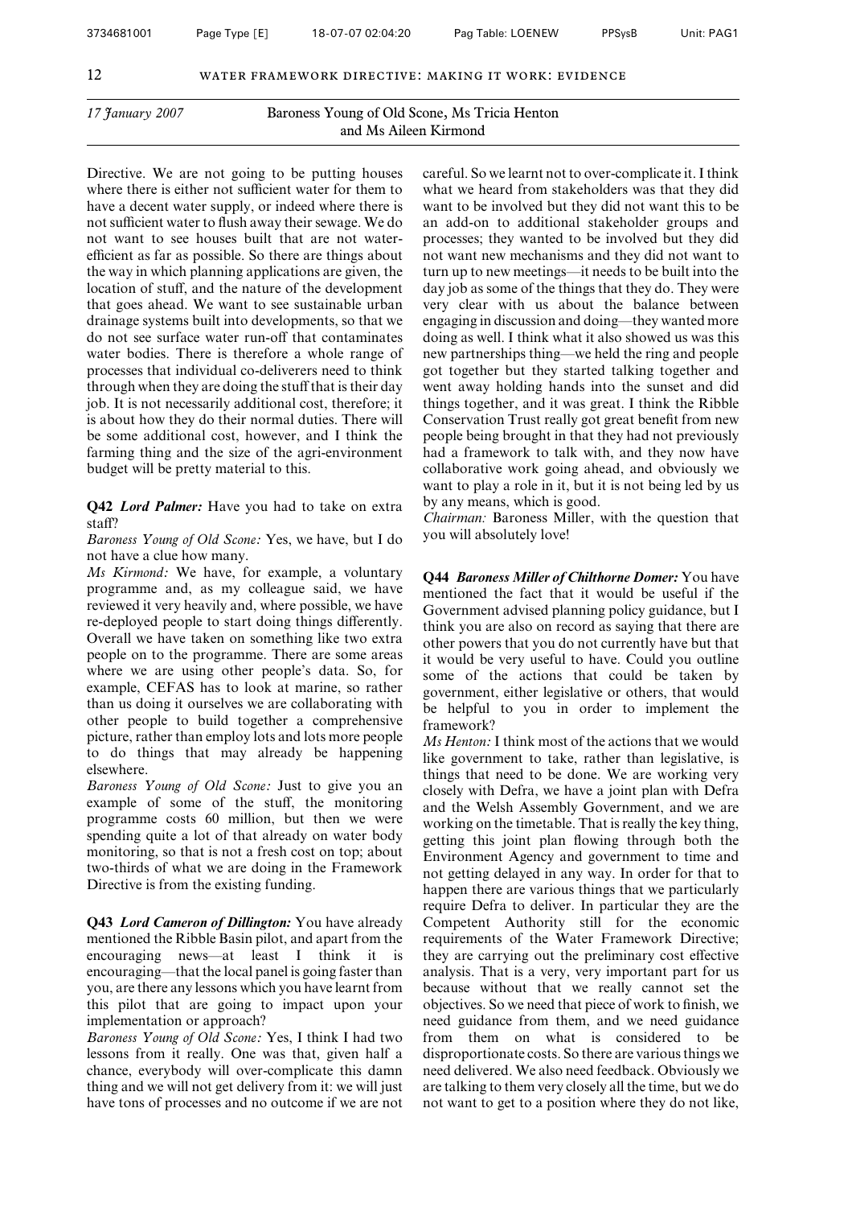*17 January 2007* — Baroness Young of Old Scone, Ms Tricia Henton and Ms Aileen Kirmond

Directive. We are not going to be putting houses where there is either not sufficient water for them to have a decent water supply, or indeed where there is not sufficient water to flush away their sewage. We do not want to see houses built that are not water-efficient as far as possible. So there are things about the way in which planning applications are given, the location of stuff, and the nature of the development that goes ahead. We want to see sustainable urban drainage systems built into developments, so that we do not see surface water run-off that contaminates water bodies. There is therefore a whole range of processes that individual co-deliverers need to think through when they are doing the stuff that is their day job. It is not necessarily additional cost, therefore; it is about how they do their normal duties. There will be some additional cost, however, and I think the farming thing and the size of the agri-environment budget will be pretty material to this.

**Q42** ***Lord Palmer:*** Have you had to take on extra staff?

*Baroness Young of Old Scone:* Yes, we have, but I do not have a clue how many.

*Ms Kirmond:* We have, for example, a voluntary programme and, as my colleague said, we have reviewed it very heavily and, where possible, we have re-deployed people to start doing things differently. Overall we have taken on something like two extra people on to the programme. There are some areas where we are using other people's data. So, for example, CEFAS has to look at marine, so rather than us doing it ourselves we are collaborating with other people to build together a comprehensive picture, rather than employ lots and lots more people to do things that may already be happening elsewhere.

*Baroness Young of Old Scone:* Just to give you an example of some of the stuff, the monitoring programme costs 60 million, but then we were spending quite a lot of that already on water body monitoring, so that is not a fresh cost on top; about two-thirds of what we are doing in the Framework Directive is from the existing funding.

**Q43** ***Lord Cameron of Dillington:*** You have already mentioned the Ribble Basin pilot, and apart from the encouraging news—at least I think it is encouraging—that the local panel is going faster than you, are there any lessons which you have learnt from this pilot that are going to impact upon your implementation or approach?

*Baroness Young of Old Scone:* Yes, I think I had two lessons from it really. One was that, given half a chance, everybody will over-complicate this damn thing and we will not get delivery from it: we will just have tons of processes and no outcome if we are not careful. So we learnt not to over-complicate it. I think what we heard from stakeholders was that they did want to be involved but they did not want this to be an add-on to additional stakeholder groups and processes; they wanted to be involved but they did not want new mechanisms and they did not want to turn up to new meetings—it needs to be built into the day job as some of the things that they do. They were very clear with us about the balance between engaging in discussion and doing—they wanted more doing as well. I think what it also showed us was this new partnerships thing—we held the ring and people got together but they started talking together and went away holding hands into the sunset and did things together, and it was great. I think the Ribble Conservation Trust really got great benefit from new people being brought in that they had not previously had a framework to talk with, and they now have collaborative work going ahead, and obviously we want to play a role in it, but it is not being led by us by any means, which is good.

*Chairman:* Baroness Miller, with the question that you will absolutely love!

**Q44** ***Baroness Miller of Chilthorne Domer:*** You have mentioned the fact that it would be useful if the Government advised planning policy guidance, but I think you are also on record as saying that there are other powers that you do not currently have but that it would be very useful to have. Could you outline some of the actions that could be taken by government, either legislative or others, that would be helpful to you in order to implement the framework?

*Ms Henton:* I think most of the actions that we would like government to take, rather than legislative, is things that need to be done. We are working very closely with Defra, we have a joint plan with Defra and the Welsh Assembly Government, and we are working on the timetable. That is really the key thing, getting this joint plan flowing through both the Environment Agency and government to time and not getting delayed in any way. In order for that to happen there are various things that we particularly require Defra to deliver. In particular they are the Competent Authority still for the economic requirements of the Water Framework Directive; they are carrying out the preliminary cost effective analysis. That is a very, very important part for us because without that we really cannot set the objectives. So we need that piece of work to finish, we need guidance from them, and we need guidance from them on what is considered to be disproportionate costs. So there are various things we need delivered. We also need feedback. Obviously we are talking to them very closely all the time, but we do not want to get to a position where they do not like,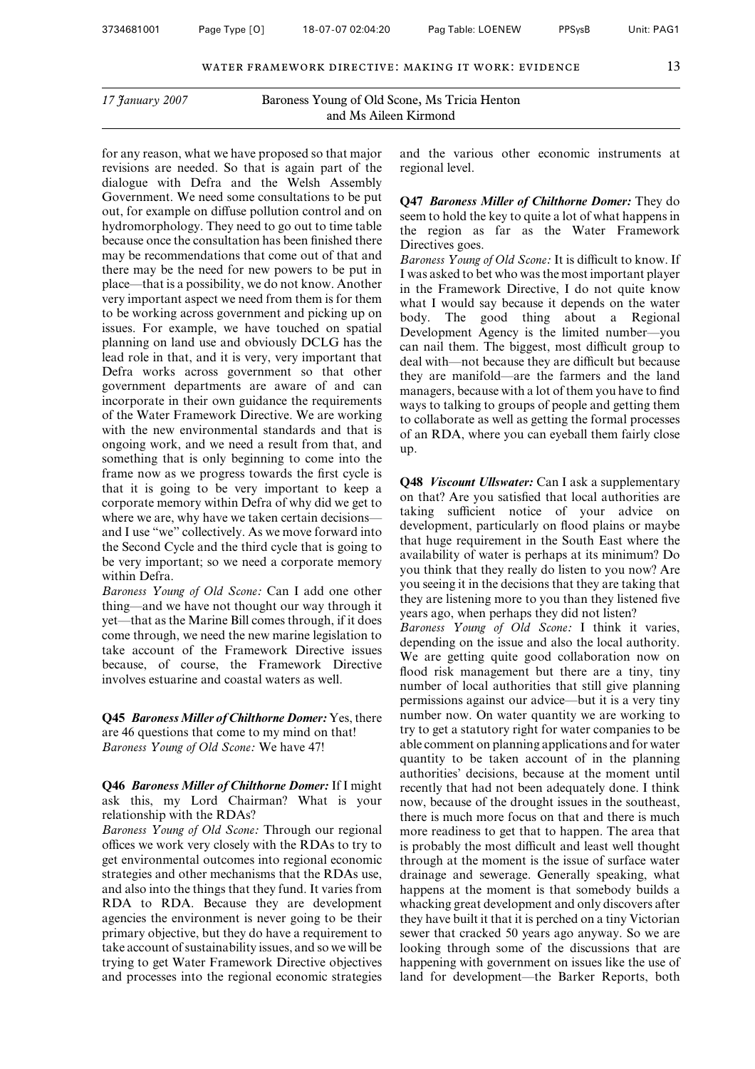17 January 2007 — Baroness Young of Old Scone, Ms Tricia Henton and Ms Aileen Kirmond

for any reason, what we have proposed so that major revisions are needed. So that is again part of the dialogue with Defra and the Welsh Assembly Government. We need some consultations to be put out, for example on diffuse pollution control and on hydromorphology. They need to go out to time table because once the consultation has been finished there may be recommendations that come out of that and there may be the need for new powers to be put in place—that is a possibility, we do not know. Another very important aspect we need from them is for them to be working across government and picking up on issues. For example, we have touched on spatial planning on land use and obviously DCLG has the lead role in that, and it is very, very important that Defra works across government so that other government departments are aware of and can incorporate in their own guidance the requirements of the Water Framework Directive. We are working with the new environmental standards and that is ongoing work, and we need a result from that, and something that is only beginning to come into the frame now as we progress towards the first cycle is that it is going to be very important to keep a corporate memory within Defra of why did we get to where we are, why have we taken certain decisions—and I use "we" collectively. As we move forward into the Second Cycle and the third cycle that is going to be very important; so we need a corporate memory within Defra.

*Baroness Young of Old Scone:* Can I add one other thing—and we have not thought our way through it yet—that as the Marine Bill comes through, if it does come through, we need the new marine legislation to take account of the Framework Directive issues because, of course, the Framework Directive involves estuarine and coastal waters as well.

**Q45** ***Baroness Miller of Chilthorne Domer:*** Yes, there are 46 questions that come to my mind on that!

*Baroness Young of Old Scone:* We have 47!

**Q46** ***Baroness Miller of Chilthorne Domer:*** If I might ask this, my Lord Chairman? What is your relationship with the RDAs?

*Baroness Young of Old Scone:* Through our regional offices we work very closely with the RDAs to try to get environmental outcomes into regional economic strategies and other mechanisms that the RDAs use, and also into the things that they fund. It varies from RDA to RDA. Because they are development agencies the environment is never going to be their primary objective, but they do have a requirement to take account of sustainability issues, and so we will be trying to get Water Framework Directive objectives and processes into the regional economic strategies and the various other economic instruments at regional level.

**Q47** ***Baroness Miller of Chilthorne Domer:*** They do seem to hold the key to quite a lot of what happens in the region as far as the Water Framework Directives goes.

*Baroness Young of Old Scone:* It is difficult to know. If I was asked to bet who was the most important player in the Framework Directive, I do not quite know what I would say because it depends on the water body. The good thing about a Regional Development Agency is the limited number—you can nail them. The biggest, most difficult group to deal with—not because they are difficult but because they are manifold—are the farmers and the land managers, because with a lot of them you have to find ways to talking to groups of people and getting them to collaborate as well as getting the formal processes of an RDA, where you can eyeball them fairly close up.

**Q48** ***Viscount Ullswater:*** Can I ask a supplementary on that? Are you satisfied that local authorities are taking sufficient notice of your advice on development, particularly on flood plains or maybe that huge requirement in the South East where the availability of water is perhaps at its minimum? Do you think that they really do listen to you now? Are you seeing it in the decisions that they are taking that they are listening more to you than they listened five years ago, when perhaps they did not listen?

*Baroness Young of Old Scone:* I think it varies, depending on the issue and also the local authority. We are getting quite good collaboration now on flood risk management but there are a tiny, tiny number of local authorities that still give planning permissions against our advice—but it is a very tiny number now. On water quantity we are working to try to get a statutory right for water companies to be able comment on planning applications and for water quantity to be taken account of in the planning authorities' decisions, because at the moment until recently that had not been adequately done. I think now, because of the drought issues in the southeast, there is much more focus on that and there is much more readiness to get that to happen. The area that is probably the most difficult and least well thought through at the moment is the issue of surface water drainage and sewerage. Generally speaking, what happens at the moment is that somebody builds a whacking great development and only discovers after they have built it that it is perched on a tiny Victorian sewer that cracked 50 years ago anyway. So we are looking through some of the discussions that are happening with government on issues like the use of land for development—the Barker Reports, both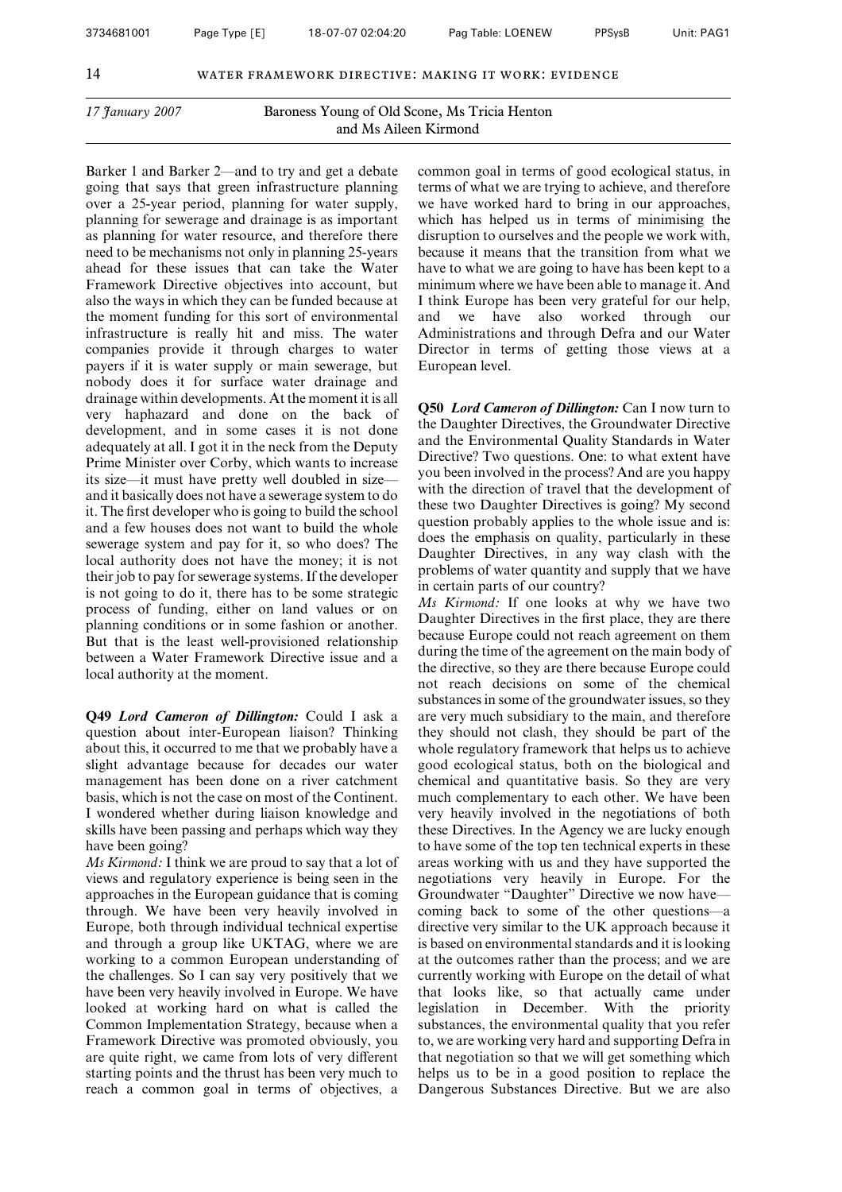*17 January 2007* Baroness Young of Old Scone, Ms Tricia Henton and Ms Aileen Kirmond

Barker 1 and Barker 2—and to try and get a debate going that says that green infrastructure planning over a 25-year period, planning for water supply, planning for sewerage and drainage is as important as planning for water resource, and therefore there need to be mechanisms not only in planning 25-years ahead for these issues that can take the Water Framework Directive objectives into account, but also the ways in which they can be funded because at the moment funding for this sort of environmental infrastructure is really hit and miss. The water companies provide it through charges to water payers if it is water supply or main sewerage, but nobody does it for surface water drainage and drainage within developments. At the moment it is all very haphazard and done on the back of development, and in some cases it is not done adequately at all. I got it in the neck from the Deputy Prime Minister over Corby, which wants to increase its size—it must have pretty well doubled in size—and it basically does not have a sewerage system to do it. The first developer who is going to build the school and a few houses does not want to build the whole sewerage system and pay for it, so who does? The local authority does not have the money; it is not their job to pay for sewerage systems. If the developer is not going to do it, there has to be some strategic process of funding, either on land values or on planning conditions or in some fashion or another. But that is the least well-provisioned relationship between a Water Framework Directive issue and a local authority at the moment.

**Q49** ***Lord Cameron of Dillington:*** Could I ask a question about inter-European liaison? Thinking about this, it occurred to me that we probably have a slight advantage because for decades our water management has been done on a river catchment basis, which is not the case on most of the Continent. I wondered whether during liaison knowledge and skills have been passing and perhaps which way they have been going?

*Ms Kirmond:* I think we are proud to say that a lot of views and regulatory experience is being seen in the approaches in the European guidance that is coming through. We have been very heavily involved in Europe, both through individual technical expertise and through a group like UKTAG, where we are working to a common European understanding of the challenges. So I can say very positively that we have been very heavily involved in Europe. We have looked at working hard on what is called the Common Implementation Strategy, because when a Framework Directive was promoted obviously, you are quite right, we came from lots of very different starting points and the thrust has been very much to reach a common goal in terms of objectives, a common goal in terms of good ecological status, in terms of what we are trying to achieve, and therefore we have worked hard to bring in our approaches, which has helped us in terms of minimising the disruption to ourselves and the people we work with, because it means that the transition from what we have to what we are going to have has been kept to a minimum where we have been able to manage it. And I think Europe has been very grateful for our help, and we have also worked through our Administrations and through Defra and our Water Director in terms of getting those views at a European level.

**Q50** ***Lord Cameron of Dillington:*** Can I now turn to the Daughter Directives, the Groundwater Directive and the Environmental Quality Standards in Water Directive? Two questions. One: to what extent have you been involved in the process? And are you happy with the direction of travel that the development of these two Daughter Directives is going? My second question probably applies to the whole issue and is: does the emphasis on quality, particularly in these Daughter Directives, in any way clash with the problems of water quantity and supply that we have in certain parts of our country?

*Ms Kirmond:* If one looks at why we have two Daughter Directives in the first place, they are there because Europe could not reach agreement on them during the time of the agreement on the main body of the directive, so they are there because Europe could not reach decisions on some of the chemical substances in some of the groundwater issues, so they are very much subsidiary to the main, and therefore they should not clash, they should be part of the whole regulatory framework that helps us to achieve good ecological status, both on the biological and chemical and quantitative basis. So they are very much complementary to each other. We have been very heavily involved in the negotiations of both these Directives. In the Agency we are lucky enough to have some of the top ten technical experts in these areas working with us and they have supported the negotiations very heavily in Europe. For the Groundwater "Daughter" Directive we now have—coming back to some of the other questions—a directive very similar to the UK approach because it is based on environmental standards and it is looking at the outcomes rather than the process; and we are currently working with Europe on the detail of what that looks like, so that actually came under legislation in December. With the priority substances, the environmental quality that you refer to, we are working very hard and supporting Defra in that negotiation so that we will get something which helps us to be in a good position to replace the Dangerous Substances Directive. But we are also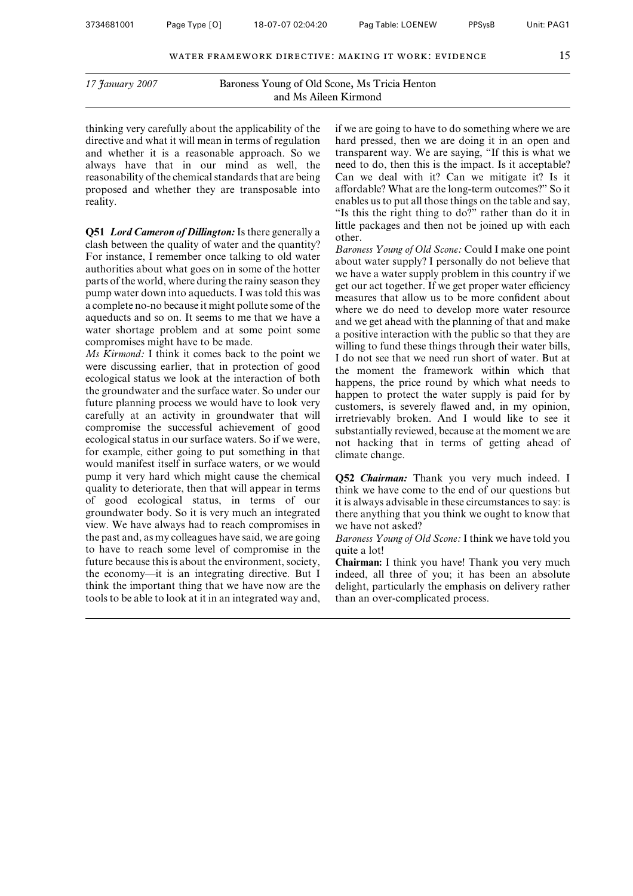17 January 2007 — Baroness Young of Old Scone, Ms Tricia Henton and Ms Aileen Kirmond

thinking very carefully about the applicability of the directive and what it will mean in terms of regulation and whether it is a reasonable approach. So we always have that in our mind as well, the reasonability of the chemical standards that are being proposed and whether they are transposable into reality.

**Q51** ***Lord Cameron of Dillington:*** Is there generally a clash between the quality of water and the quantity? For instance, I remember once talking to old water authorities about what goes on in some of the hotter parts of the world, where during the rainy season they pump water down into aqueducts. I was told this was a complete no-no because it might pollute some of the aqueducts and so on. It seems to me that we have a water shortage problem and at some point some compromises might have to be made.

*Ms Kirmond:* I think it comes back to the point we were discussing earlier, that in protection of good ecological status we look at the interaction of both the groundwater and the surface water. So under our future planning process we would have to look very carefully at an activity in groundwater that will compromise the successful achievement of good ecological status in our surface waters. So if we were, for example, either going to put something in that would manifest itself in surface waters, or we would pump it very hard which might cause the chemical quality to deteriorate, then that will appear in terms of good ecological status, in terms of our groundwater body. So it is very much an integrated view. We have always had to reach compromises in the past and, as my colleagues have said, we are going to have to reach some level of compromise in the future because this is about the environment, society, the economy—it is an integrating directive. But I think the important thing that we have now are the tools to be able to look at it in an integrated way and, if we are going to have to do something where we are hard pressed, then we are doing it in an open and transparent way. We are saying, "If this is what we need to do, then this is the impact. Is it acceptable? Can we deal with it? Can we mitigate it? Is it affordable? What are the long-term outcomes?" So it enables us to put all those things on the table and say, "Is this the right thing to do?" rather than do it in little packages and then not be joined up with each other.

*Baroness Young of Old Scone:* Could I make one point about water supply? I personally do not believe that we have a water supply problem in this country if we get our act together. If we get proper water efficiency measures that allow us to be more confident about where we do need to develop more water resource and we get ahead with the planning of that and make a positive interaction with the public so that they are willing to fund these things through their water bills, I do not see that we need run short of water. But at the moment the framework within which that happens, the price round by which what needs to happen to protect the water supply is paid for by customers, is severely flawed and, in my opinion, irretrievably broken. And I would like to see it substantially reviewed, because at the moment we are not hacking that in terms of getting ahead of climate change.

**Q52** ***Chairman:*** Thank you very much indeed. I think we have come to the end of our questions but it is always advisable in these circumstances to say: is there anything that you think we ought to know that we have not asked?

*Baroness Young of Old Scone:* I think we have told you quite a lot!

**Chairman:** I think you have! Thank you very much indeed, all three of you; it has been an absolute delight, particularly the emphasis on delivery rather than an over-complicated process.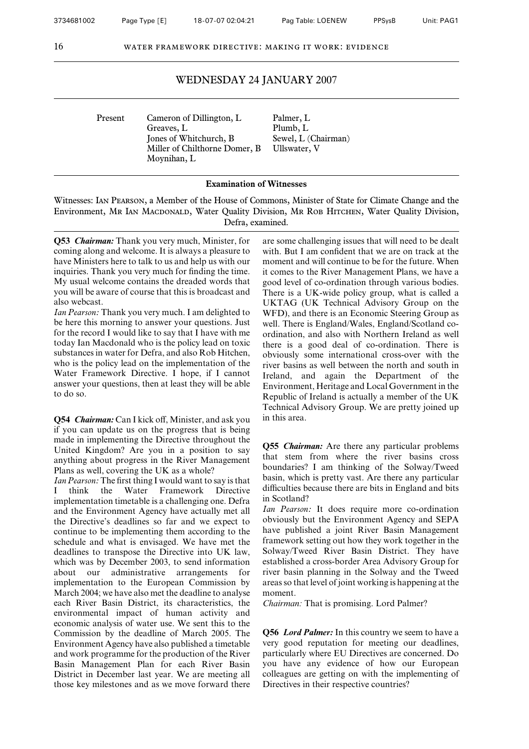## WEDNESDAY 24 JANUARY 2007

| Present | Cameron of Dillington, L | Palmer, L |
|---|---|---|
| | Greaves, L | Plumb, L |
| | Jones of Whitchurch, B | Sewel, L (Chairman) |
| | Miller of Chilthorne Domer, B | Ullswater, V |
| | Moynihan, L | |

### Examination of Witnesses

Witnesses: Ian Pearson, a Member of the House of Commons, Minister of State for Climate Change and the Environment, Mr Ian Macdonald, Water Quality Division, Mr Rob Hitchen, Water Quality Division, Defra, examined.

**Q53** ***Chairman:*** Thank you very much, Minister, for coming along and welcome. It is always a pleasure to have Ministers here to talk to us and help us with our inquiries. Thank you very much for finding the time. My usual welcome contains the dreaded words that you will be aware of course that this is broadcast and also webcast.

*Ian Pearson:* Thank you very much. I am delighted to be here this morning to answer your questions. Just for the record I would like to say that I have with me today Ian Macdonald who is the policy lead on toxic substances in water for Defra, and also Rob Hitchen, who is the policy lead on the implementation of the Water Framework Directive. I hope, if I cannot answer your questions, then at least they will be able to do so.

**Q54** ***Chairman:*** Can I kick off, Minister, and ask you if you can update us on the progress that is being made in implementing the Directive throughout the United Kingdom? Are you in a position to say anything about progress in the River Management Plans as well, covering the UK as a whole?

*Ian Pearson:* The first thing I would want to say is that I think the Water Framework Directive implementation timetable is a challenging one. Defra and the Environment Agency have actually met all the Directive's deadlines so far and we expect to continue to be implementing them according to the schedule and what is envisaged. We have met the deadlines to transpose the Directive into UK law, which was by December 2003, to send information about our administrative arrangements for implementation to the European Commission by March 2004; we have also met the deadline to analyse each River Basin District, its characteristics, the environmental impact of human activity and economic analysis of water use. We sent this to the Commission by the deadline of March 2005. The Environment Agency have also published a timetable and work programme for the production of the River Basin Management Plan for each River Basin District in December last year. We are meeting all those key milestones and as we move forward there are some challenging issues that will need to be dealt with. But I am confident that we are on track at the moment and will continue to be for the future. When it comes to the River Management Plans, we have a good level of co-ordination through various bodies. There is a UK-wide policy group, what is called a UKTAG (UK Technical Advisory Group on the WFD), and there is an Economic Steering Group as well. There is England/Wales, England/Scotland co-ordination, and also with Northern Ireland as well there is a good deal of co-ordination. There is obviously some international cross-over with the river basins as well between the north and south in Ireland, and again the Department of the Environment, Heritage and Local Government in the Republic of Ireland is actually a member of the UK Technical Advisory Group. We are pretty joined up in this area.

**Q55** ***Chairman:*** Are there any particular problems that stem from where the river basins cross boundaries? I am thinking of the Solway/Tweed basin, which is pretty vast. Are there any particular difficulties because there are bits in England and bits in Scotland?

*Ian Pearson:* It does require more co-ordination obviously but the Environment Agency and SEPA have published a joint River Basin Management framework setting out how they work together in the Solway/Tweed River Basin District. They have established a cross-border Area Advisory Group for river basin planning in the Solway and the Tweed areas so that level of joint working is happening at the moment.

*Chairman:* That is promising. Lord Palmer?

**Q56** ***Lord Palmer:*** In this country we seem to have a very good reputation for meeting our deadlines, particularly where EU Directives are concerned. Do you have any evidence of how our European colleagues are getting on with the implementing of Directives in their respective countries?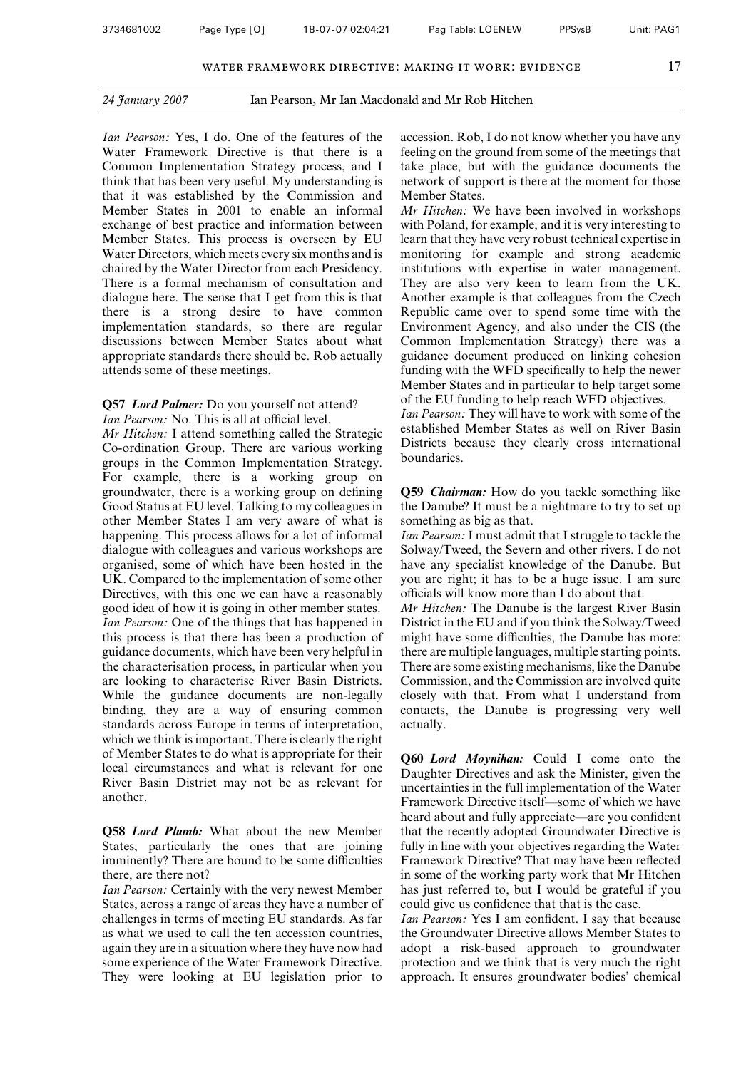*Ian Pearson:* Yes, I do. One of the features of the Water Framework Directive is that there is a Common Implementation Strategy process, and I think that has been very useful. My understanding is that it was established by the Commission and Member States in 2001 to enable an informal exchange of best practice and information between Member States. This process is overseen by EU Water Directors, which meets every six months and is chaired by the Water Director from each Presidency. There is a formal mechanism of consultation and dialogue here. The sense that I get from this is that there is a strong desire to have common implementation standards, so there are regular discussions between Member States about what appropriate standards there should be. Rob actually attends some of these meetings.

**Q57** ***Lord Palmer:*** Do you yourself not attend?

*Ian Pearson:* No. This is all at official level.

*Mr Hitchen:* I attend something called the Strategic Co-ordination Group. There are various working groups in the Common Implementation Strategy. For example, there is a working group on groundwater, there is a working group on defining Good Status at EU level. Talking to my colleagues in other Member States I am very aware of what is happening. This process allows for a lot of informal dialogue with colleagues and various workshops are organised, some of which have been hosted in the UK. Compared to the implementation of some other Directives, with this one we can have a reasonably good idea of how it is going in other member states.

*Ian Pearson:* One of the things that has happened in this process is that there has been a production of guidance documents, which have been very helpful in the characterisation process, in particular when you are looking to characterise River Basin Districts. While the guidance documents are non-legally binding, they are a way of ensuring common standards across Europe in terms of interpretation, which we think is important. There is clearly the right of Member States to do what is appropriate for their local circumstances and what is relevant for one River Basin District may not be as relevant for another.

**Q58** ***Lord Plumb:*** What about the new Member States, particularly the ones that are joining imminently? There are bound to be some difficulties there, are there not?

*Ian Pearson:* Certainly with the very newest Member States, across a range of areas they have a number of challenges in terms of meeting EU standards. As far as what we used to call the ten accession countries, again they are in a situation where they have now had some experience of the Water Framework Directive. They were looking at EU legislation prior to accession. Rob, I do not know whether you have any feeling on the ground from some of the meetings that take place, but with the guidance documents the network of support is there at the moment for those Member States.

*Mr Hitchen:* We have been involved in workshops with Poland, for example, and it is very interesting to learn that they have very robust technical expertise in monitoring for example and strong academic institutions with expertise in water management. They are also very keen to learn from the UK. Another example is that colleagues from the Czech Republic came over to spend some time with the Environment Agency, and also under the CIS (the Common Implementation Strategy) there was a guidance document produced on linking cohesion funding with the WFD specifically to help the newer Member States and in particular to help target some of the EU funding to help reach WFD objectives.

*Ian Pearson:* They will have to work with some of the established Member States as well on River Basin Districts because they clearly cross international boundaries.

**Q59** ***Chairman:*** How do you tackle something like the Danube? It must be a nightmare to try to set up something as big as that.

*Ian Pearson:* I must admit that I struggle to tackle the Solway/Tweed, the Severn and other rivers. I do not have any specialist knowledge of the Danube. But you are right; it has to be a huge issue. I am sure officials will know more than I do about that.

*Mr Hitchen:* The Danube is the largest River Basin District in the EU and if you think the Solway/Tweed might have some difficulties, the Danube has more: there are multiple languages, multiple starting points. There are some existing mechanisms, like the Danube Commission, and the Commission are involved quite closely with that. From what I understand from contacts, the Danube is progressing very well actually.

**Q60** ***Lord Moynihan:*** Could I come onto the Daughter Directives and ask the Minister, given the uncertainties in the full implementation of the Water Framework Directive itself—some of which we have heard about and fully appreciate—are you confident that the recently adopted Groundwater Directive is fully in line with your objectives regarding the Water Framework Directive? That may have been reflected in some of the working party work that Mr Hitchen has just referred to, but I would be grateful if you could give us confidence that that is the case.

*Ian Pearson:* Yes I am confident. I say that because the Groundwater Directive allows Member States to adopt a risk-based approach to groundwater protection and we think that is very much the right approach. It ensures groundwater bodies' chemical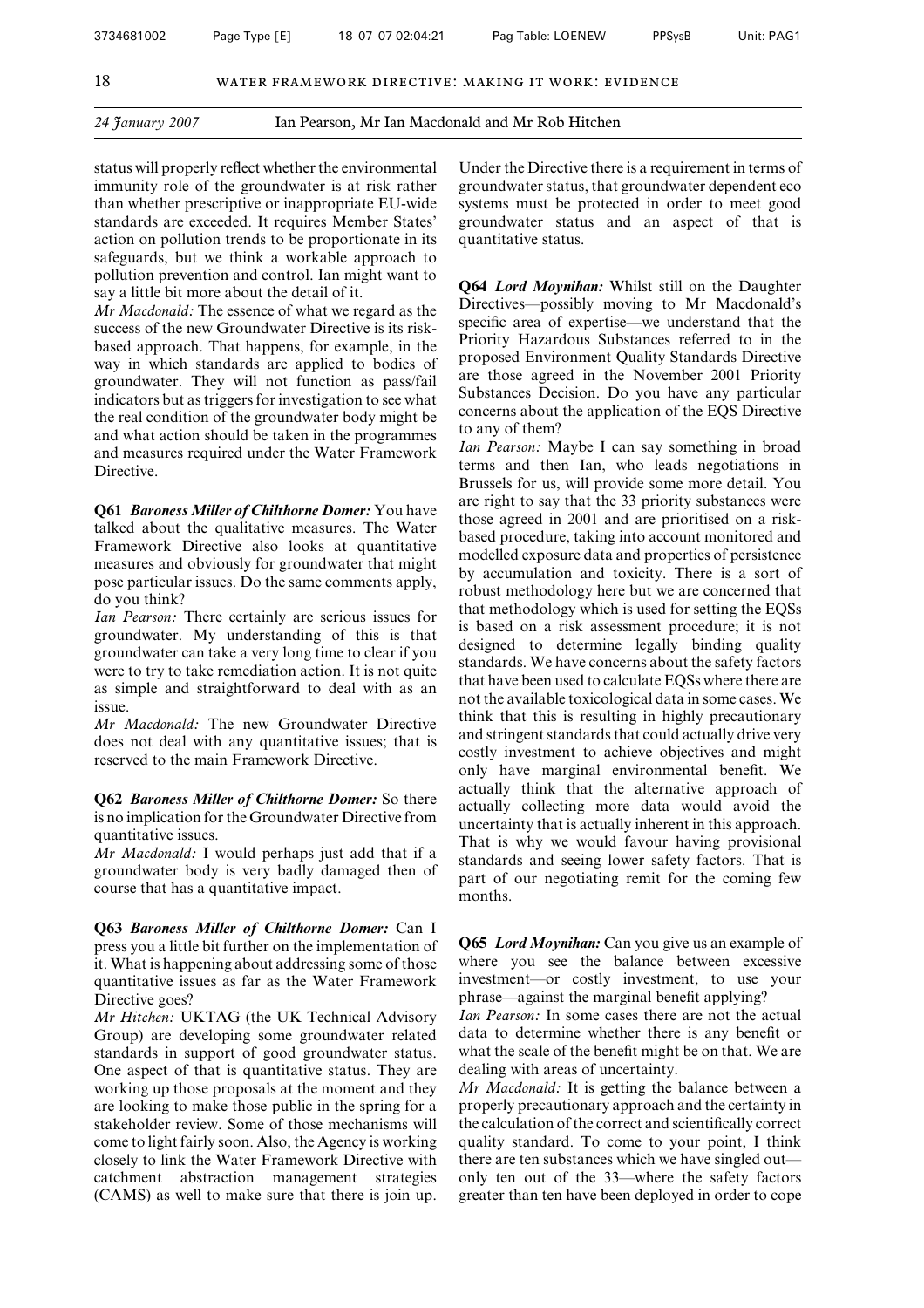status will properly reflect whether the environmental immunity role of the groundwater is at risk rather than whether prescriptive or inappropriate EU-wide standards are exceeded. It requires Member States' action on pollution trends to be proportionate in its safeguards, but we think a workable approach to pollution prevention and control. Ian might want to say a little bit more about the detail of it.

*Mr Macdonald:* The essence of what we regard as the success of the new Groundwater Directive is its risk-based approach. That happens, for example, in the way in which standards are applied to bodies of groundwater. They will not function as pass/fail indicators but as triggers for investigation to see what the real condition of the groundwater body might be and what action should be taken in the programmes and measures required under the Water Framework Directive.

**Q61** ***Baroness Miller of Chilthorne Domer:*** You have talked about the qualitative measures. The Water Framework Directive also looks at quantitative measures and obviously for groundwater that might pose particular issues. Do the same comments apply, do you think?

*Ian Pearson:* There certainly are serious issues for groundwater. My understanding of this is that groundwater can take a very long time to clear if you were to try to take remediation action. It is not quite as simple and straightforward to deal with as an issue.

*Mr Macdonald:* The new Groundwater Directive does not deal with any quantitative issues; that is reserved to the main Framework Directive.

**Q62** ***Baroness Miller of Chilthorne Domer:*** So there is no implication for the Groundwater Directive from quantitative issues.

*Mr Macdonald:* I would perhaps just add that if a groundwater body is very badly damaged then of course that has a quantitative impact.

**Q63** ***Baroness Miller of Chilthorne Domer:*** Can I press you a little bit further on the implementation of it. What is happening about addressing some of those quantitative issues as far as the Water Framework Directive goes?

*Mr Hitchen:* UKTAG (the UK Technical Advisory Group) are developing some groundwater related standards in support of good groundwater status. One aspect of that is quantitative status. They are working up those proposals at the moment and they are looking to make those public in the spring for a stakeholder review. Some of those mechanisms will come to light fairly soon. Also, the Agency is working closely to link the Water Framework Directive with catchment abstraction management strategies (CAMS) as well to make sure that there is join up. Under the Directive there is a requirement in terms of groundwater status, that groundwater dependent eco systems must be protected in order to meet good groundwater status and an aspect of that is quantitative status.

**Q64** ***Lord Moynihan:*** Whilst still on the Daughter Directives—possibly moving to Mr Macdonald's specific area of expertise—we understand that the Priority Hazardous Substances referred to in the proposed Environment Quality Standards Directive are those agreed in the November 2001 Priority Substances Decision. Do you have any particular concerns about the application of the EQS Directive to any of them?

*Ian Pearson:* Maybe I can say something in broad terms and then Ian, who leads negotiations in Brussels for us, will provide some more detail. You are right to say that the 33 priority substances were those agreed in 2001 and are prioritised on a risk-based procedure, taking into account monitored and modelled exposure data and properties of persistence by accumulation and toxicity. There is a sort of robust methodology here but we are concerned that that methodology which is used for setting the EQSs is based on a risk assessment procedure; it is not designed to determine legally binding quality standards. We have concerns about the safety factors that have been used to calculate EQSs where there are not the available toxicological data in some cases. We think that this is resulting in highly precautionary and stringent standards that could actually drive very costly investment to achieve objectives and might only have marginal environmental benefit. We actually think that the alternative approach of actually collecting more data would avoid the uncertainty that is actually inherent in this approach. That is why we would favour having provisional standards and seeing lower safety factors. That is part of our negotiating remit for the coming few months.

**Q65** ***Lord Moynihan:*** Can you give us an example of where you see the balance between excessive investment—or costly investment, to use your phrase—against the marginal benefit applying?

*Ian Pearson:* In some cases there are not the actual data to determine whether there is any benefit or what the scale of the benefit might be on that. We are dealing with areas of uncertainty.

*Mr Macdonald:* It is getting the balance between a properly precautionary approach and the certainty in the calculation of the correct and scientifically correct quality standard. To come to your point, I think there are ten substances which we have singled out—only ten out of the 33—where the safety factors greater than ten have been deployed in order to cope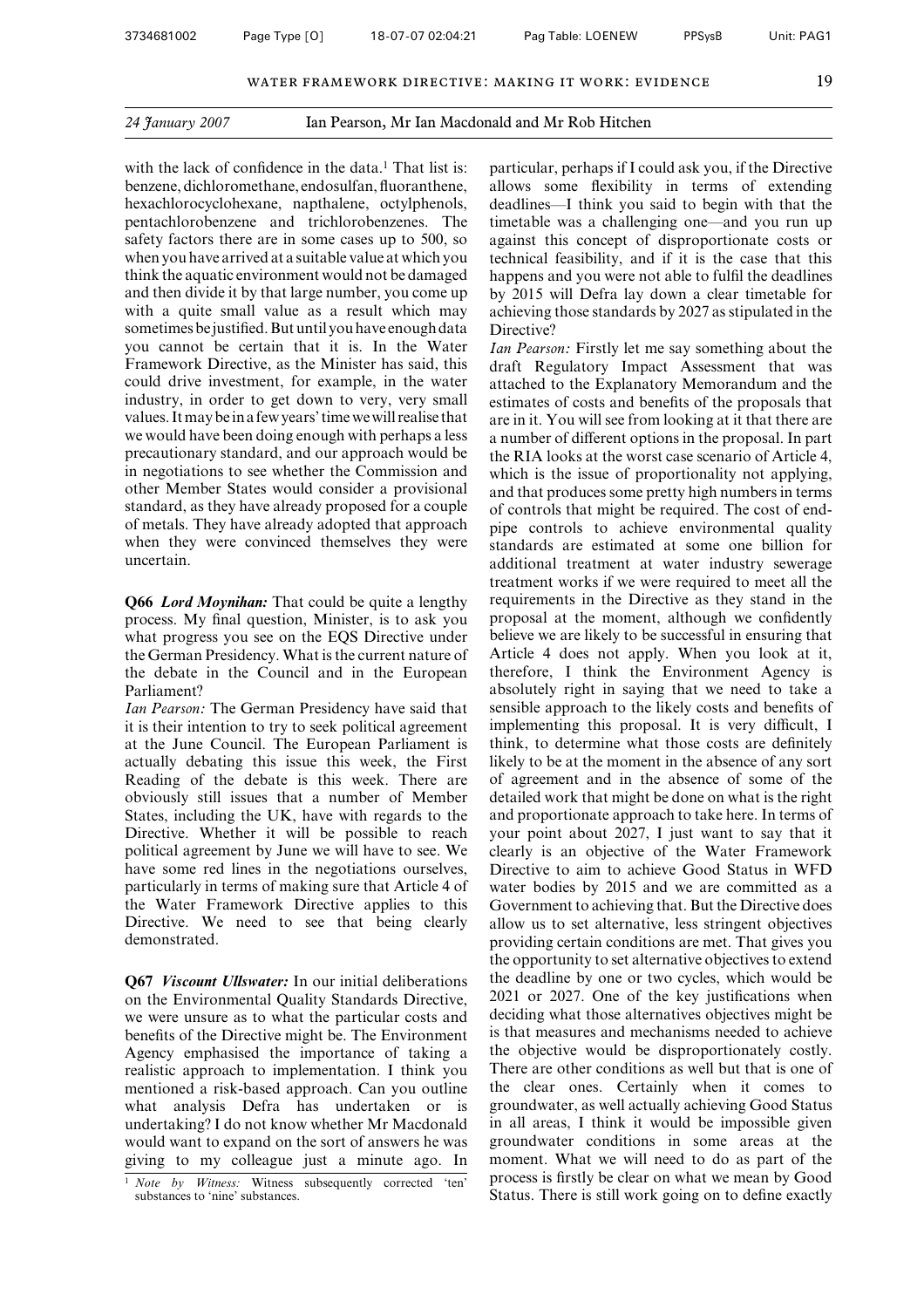24 January 2007 Ian Pearson, Mr Ian Macdonald and Mr Rob Hitchen

with the lack of confidence in the data.[1] That list is: benzene, dichloromethane, endosulfan, fluoranthene, hexachlorocyclohexane, napthalene, octylphenols, pentachlorobenzene and trichlorobenzenes. The safety factors there are in some cases up to 500, so when you have arrived at a suitable value at which you think the aquatic environment would not be damaged and then divide it by that large number, you come up with a quite small value as a result which may sometimes be justified. But until you have enough data you cannot be certain that it is. In the Water Framework Directive, as the Minister has said, this could drive investment, for example, in the water industry, in order to get down to very, very small values. It may be in a few years' time we will realise that we would have been doing enough with perhaps a less precautionary standard, and our approach would be in negotiations to see whether the Commission and other Member States would consider a provisional standard, as they have already proposed for a couple of metals. They have already adopted that approach when they were convinced themselves they were uncertain.

**Q66** ***Lord Moynihan:*** That could be quite a lengthy process. My final question, Minister, is to ask you what progress you see on the EQS Directive under the German Presidency. What is the current nature of the debate in the Council and in the European Parliament?

*Ian Pearson:* The German Presidency have said that it is their intention to try to seek political agreement at the June Council. The European Parliament is actually debating this issue this week, the First Reading of the debate is this week. There are obviously still issues that a number of Member States, including the UK, have with regards to the Directive. Whether it will be possible to reach political agreement by June we will have to see. We have some red lines in the negotiations ourselves, particularly in terms of making sure that Article 4 of the Water Framework Directive applies to this Directive. We need to see that being clearly demonstrated.

**Q67** ***Viscount Ullswater:*** In our initial deliberations on the Environmental Quality Standards Directive, we were unsure as to what the particular costs and benefits of the Directive might be. The Environment Agency emphasised the importance of taking a realistic approach to implementation. I think you mentioned a risk-based approach. Can you outline what analysis Defra has undertaken or is undertaking? I do not know whether Mr Macdonald would want to expand on the sort of answers he was giving to my colleague just a minute ago. In particular, perhaps if I could ask you, if the Directive allows some flexibility in terms of extending deadlines—I think you said to begin with that the timetable was a challenging one—and you run up against this concept of disproportionate costs or technical feasibility, and if it is the case that this happens and you were not able to fulfil the deadlines by 2015 will Defra lay down a clear timetable for achieving those standards by 2027 as stipulated in the Directive?

*Ian Pearson:* Firstly let me say something about the draft Regulatory Impact Assessment that was attached to the Explanatory Memorandum and the estimates of costs and benefits of the proposals that are in it. You will see from looking at it that there are a number of different options in the proposal. In part the RIA looks at the worst case scenario of Article 4, which is the issue of proportionality not applying, and that produces some pretty high numbers in terms of controls that might be required. The cost of end-pipe controls to achieve environmental quality standards are estimated at some one billion for additional treatment at water industry sewerage treatment works if we were required to meet all the requirements in the Directive as they stand in the proposal at the moment, although we confidently believe we are likely to be successful in ensuring that Article 4 does not apply. When you look at it, therefore, I think the Environment Agency is absolutely right in saying that we need to take a sensible approach to the likely costs and benefits of implementing this proposal. It is very difficult, I think, to determine what those costs are definitely likely to be at the moment in the absence of any sort of agreement and in the absence of some of the detailed work that might be done on what is the right and proportionate approach to take here. In terms of your point about 2027, I just want to say that it clearly is an objective of the Water Framework Directive to aim to achieve Good Status in WFD water bodies by 2015 and we are committed as a Government to achieving that. But the Directive does allow us to set alternative, less stringent objectives providing certain conditions are met. That gives you the opportunity to set alternative objectives to extend the deadline by one or two cycles, which would be 2021 or 2027. One of the key justifications when deciding what those alternatives objectives might be is that measures and mechanisms needed to achieve the objective would be disproportionately costly. There are other conditions as well but that is one of the clear ones. Certainly when it comes to groundwater, as well actually achieving Good Status in all areas, I think it would be impossible given groundwater conditions in some areas at the moment. What we will need to do as part of the process is firstly be clear on what we mean by Good Status. There is still work going on to define exactly

[1] *Note by Witness:* Witness subsequently corrected 'ten' substances to 'nine' substances.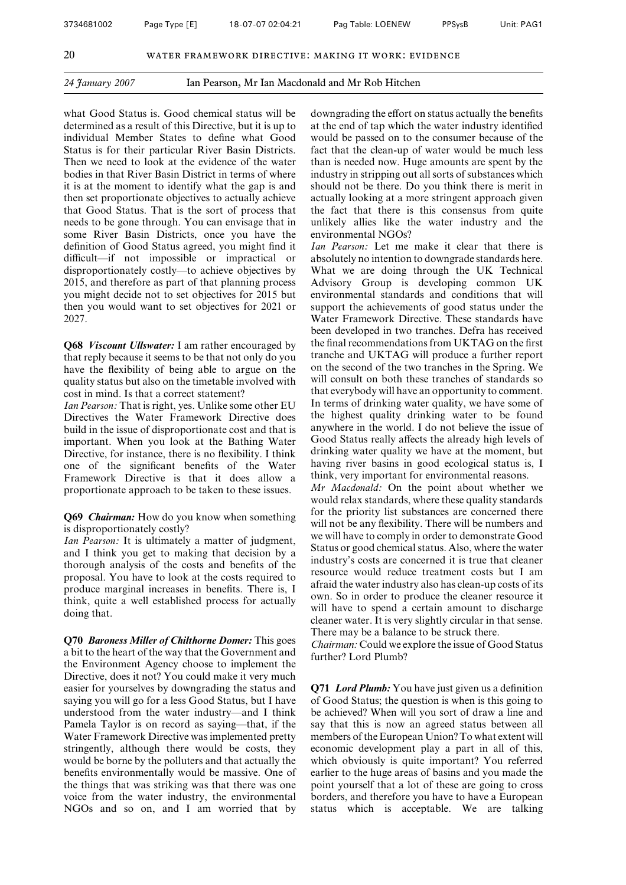*24 January 2007* Ian Pearson, Mr Ian Macdonald and Mr Rob Hitchen

what Good Status is. Good chemical status will be determined as a result of this Directive, but it is up to individual Member States to define what Good Status is for their particular River Basin Districts. Then we need to look at the evidence of the water bodies in that River Basin District in terms of where it is at the moment to identify what the gap is and then set proportionate objectives to actually achieve that Good Status. That is the sort of process that needs to be gone through. You can envisage that in some River Basin Districts, once you have the definition of Good Status agreed, you might find it difficult—if not impossible or impractical or disproportionately costly—to achieve objectives by 2015, and therefore as part of that planning process you might decide not to set objectives for 2015 but then you would want to set objectives for 2021 or 2027.

**Q68** ***Viscount Ullswater:*** I am rather encouraged by that reply because it seems to be that not only do you have the flexibility of being able to argue on the quality status but also on the timetable involved with cost in mind. Is that a correct statement?

*Ian Pearson:* That is right, yes. Unlike some other EU Directives the Water Framework Directive does build in the issue of disproportionate cost and that is important. When you look at the Bathing Water Directive, for instance, there is no flexibility. I think one of the significant benefits of the Water Framework Directive is that it does allow a proportionate approach to be taken to these issues.

**Q69** ***Chairman:*** How do you know when something is disproportionately costly?

*Ian Pearson:* It is ultimately a matter of judgment, and I think you get to making that decision by a thorough analysis of the costs and benefits of the proposal. You have to look at the costs required to produce marginal increases in benefits. There is, I think, quite a well established process for actually doing that.

**Q70** ***Baroness Miller of Chilthorne Domer:*** This goes a bit to the heart of the way that the Government and the Environment Agency choose to implement the Directive, does it not? You could make it very much easier for yourselves by downgrading the status and saying you will go for a less Good Status, but I have understood from the water industry—and I think Pamela Taylor is on record as saying—that, if the Water Framework Directive was implemented pretty stringently, although there would be costs, they would be borne by the polluters and that actually the benefits environmentally would be massive. One of the things that was striking was that there was one voice from the water industry, the environmental NGOs and so on, and I am worried that by downgrading the effort on status actually the benefits at the end of tap which the water industry identified would be passed on to the consumer because of the fact that the clean-up of water would be much less than is needed now. Huge amounts are spent by the industry in stripping out all sorts of substances which should not be there. Do you think there is merit in actually looking at a more stringent approach given the fact that there is this consensus from quite unlikely allies like the water industry and the environmental NGOs?

*Ian Pearson:* Let me make it clear that there is absolutely no intention to downgrade standards here. What we are doing through the UK Technical Advisory Group is developing common UK environmental standards and conditions that will support the achievements of good status under the Water Framework Directive. These standards have been developed in two tranches. Defra has received the final recommendations from UKTAG on the first tranche and UKTAG will produce a further report on the second of the two tranches in the Spring. We will consult on both these tranches of standards so that everybody will have an opportunity to comment. In terms of drinking water quality, we have some of the highest quality drinking water to be found anywhere in the world. I do not believe the issue of Good Status really affects the already high levels of drinking water quality we have at the moment, but having river basins in good ecological status is, I think, very important for environmental reasons.

*Mr Macdonald:* On the point about whether we would relax standards, where these quality standards for the priority list substances are concerned there will not be any flexibility. There will be numbers and we will have to comply in order to demonstrate Good Status or good chemical status. Also, where the water industry's costs are concerned it is true that cleaner resource would reduce treatment costs but I am afraid the water industry also has clean-up costs of its own. So in order to produce the cleaner resource it will have to spend a certain amount to discharge cleaner water. It is very slightly circular in that sense. There may be a balance to be struck there.

*Chairman:* Could we explore the issue of Good Status further? Lord Plumb?

**Q71** ***Lord Plumb:*** You have just given us a definition of Good Status; the question is when is this going to be achieved? When will you sort of draw a line and say that this is now an agreed status between all members of the European Union? To what extent will economic development play a part in all of this, which obviously is quite important? You referred earlier to the huge areas of basins and you made the point yourself that a lot of these are going to cross borders, and therefore you have to have a European status which is acceptable. We are talking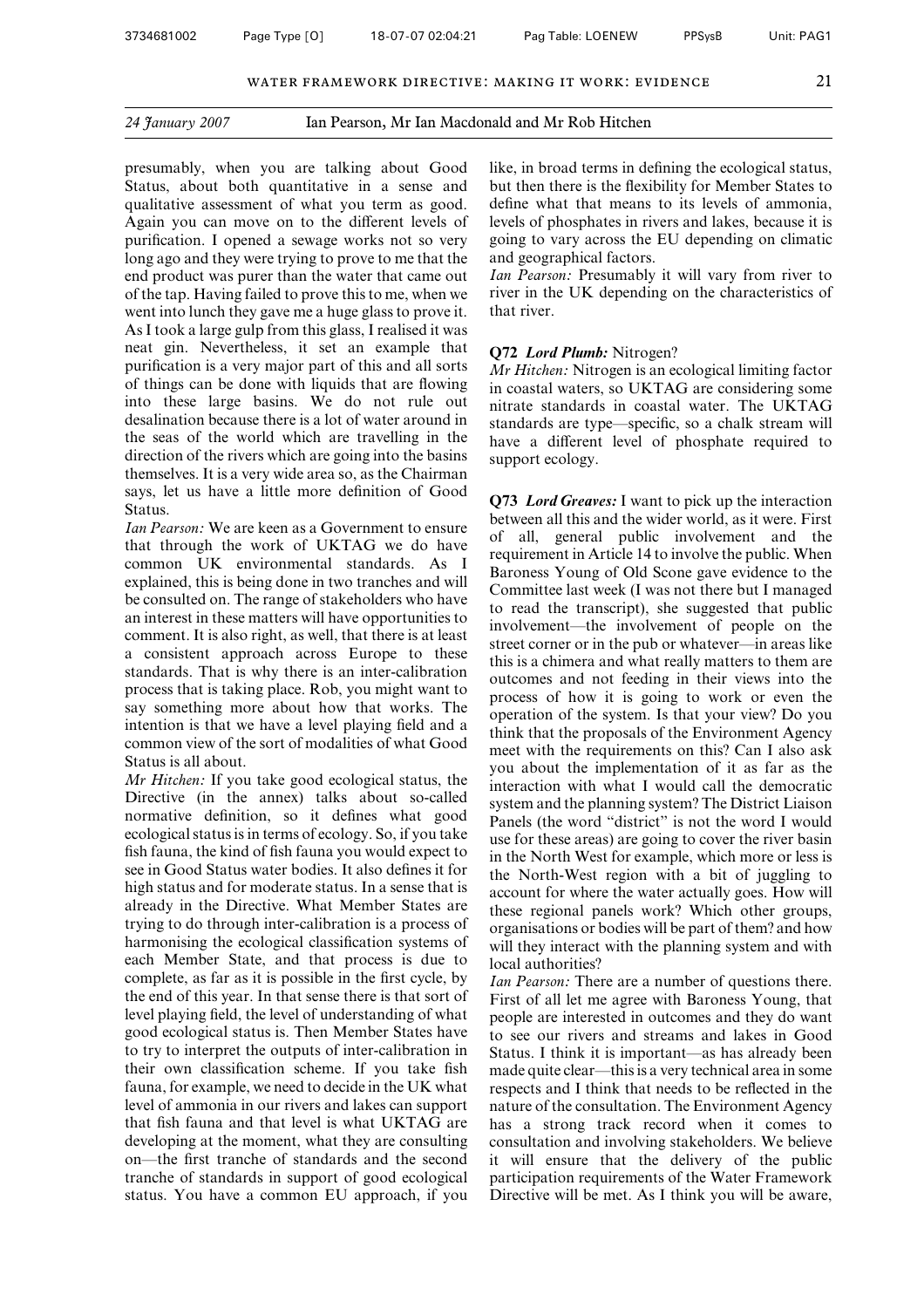*24 January 2007* Ian Pearson, Mr Ian Macdonald and Mr Rob Hitchen

presumably, when you are talking about Good Status, about both quantitative in a sense and qualitative assessment of what you term as good. Again you can move on to the different levels of purification. I opened a sewage works not so very long ago and they were trying to prove to me that the end product was purer than the water that came out of the tap. Having failed to prove this to me, when we went into lunch they gave me a huge glass to prove it. As I took a large gulp from this glass, I realised it was neat gin. Nevertheless, it set an example that purification is a very major part of this and all sorts of things can be done with liquids that are flowing into these large basins. We do not rule out desalination because there is a lot of water around in the seas of the world which are travelling in the direction of the rivers which are going into the basins themselves. It is a very wide area so, as the Chairman says, let us have a little more definition of Good Status.

*Ian Pearson:* We are keen as a Government to ensure that through the work of UKTAG we do have common UK environmental standards. As I explained, this is being done in two tranches and will be consulted on. The range of stakeholders who have an interest in these matters will have opportunities to comment. It is also right, as well, that there is at least a consistent approach across Europe to these standards. That is why there is an inter-calibration process that is taking place. Rob, you might want to say something more about how that works. The intention is that we have a level playing field and a common view of the sort of modalities of what Good Status is all about.

*Mr Hitchen:* If you take good ecological status, the Directive (in the annex) talks about so-called normative definition, so it defines what good ecological status is in terms of ecology. So, if you take fish fauna, the kind of fish fauna you would expect to see in Good Status water bodies. It also defines it for high status and for moderate status. In a sense that is already in the Directive. What Member States are trying to do through inter-calibration is a process of harmonising the ecological classification systems of each Member State, and that process is due to complete, as far as it is possible in the first cycle, by the end of this year. In that sense there is that sort of level playing field, the level of understanding of what good ecological status is. Then Member States have to try to interpret the outputs of inter-calibration in their own classification scheme. If you take fish fauna, for example, we need to decide in the UK what level of ammonia in our rivers and lakes can support that fish fauna and that level is what UKTAG are developing at the moment, what they are consulting on—the first tranche of standards and the second tranche of standards in support of good ecological status. You have a common EU approach, if you like, in broad terms in defining the ecological status, but then there is the flexibility for Member States to define what that means to its levels of ammonia, levels of phosphates in rivers and lakes, because it is going to vary across the EU depending on climatic and geographical factors.

*Ian Pearson:* Presumably it will vary from river to river in the UK depending on the characteristics of that river.

**Q72** ***Lord Plumb:*** Nitrogen?

*Mr Hitchen:* Nitrogen is an ecological limiting factor in coastal waters, so UKTAG are considering some nitrate standards in coastal water. The UKTAG standards are type—specific, so a chalk stream will have a different level of phosphate required to support ecology.

**Q73** ***Lord Greaves:*** I want to pick up the interaction between all this and the wider world, as it were. First of all, general public involvement and the requirement in Article 14 to involve the public. When Baroness Young of Old Scone gave evidence to the Committee last week (I was not there but I managed to read the transcript), she suggested that public involvement—the involvement of people on the street corner or in the pub or whatever—in areas like this is a chimera and what really matters to them are outcomes and not feeding in their views into the process of how it is going to work or even the operation of the system. Is that your view? Do you think that the proposals of the Environment Agency meet with the requirements on this? Can I also ask you about the implementation of it as far as the interaction with what I would call the democratic system and the planning system? The District Liaison Panels (the word "district" is not the word I would use for these areas) are going to cover the river basin in the North West for example, which more or less is the North-West region with a bit of juggling to account for where the water actually goes. How will these regional panels work? Which other groups, organisations or bodies will be part of them? and how will they interact with the planning system and with local authorities?

*Ian Pearson:* There are a number of questions there. First of all let me agree with Baroness Young, that people are interested in outcomes and they do want to see our rivers and streams and lakes in Good Status. I think it is important—as has already been made quite clear—this is a very technical area in some respects and I think that needs to be reflected in the nature of the consultation. The Environment Agency has a strong track record when it comes to consultation and involving stakeholders. We believe it will ensure that the delivery of the public participation requirements of the Water Framework Directive will be met. As I think you will be aware,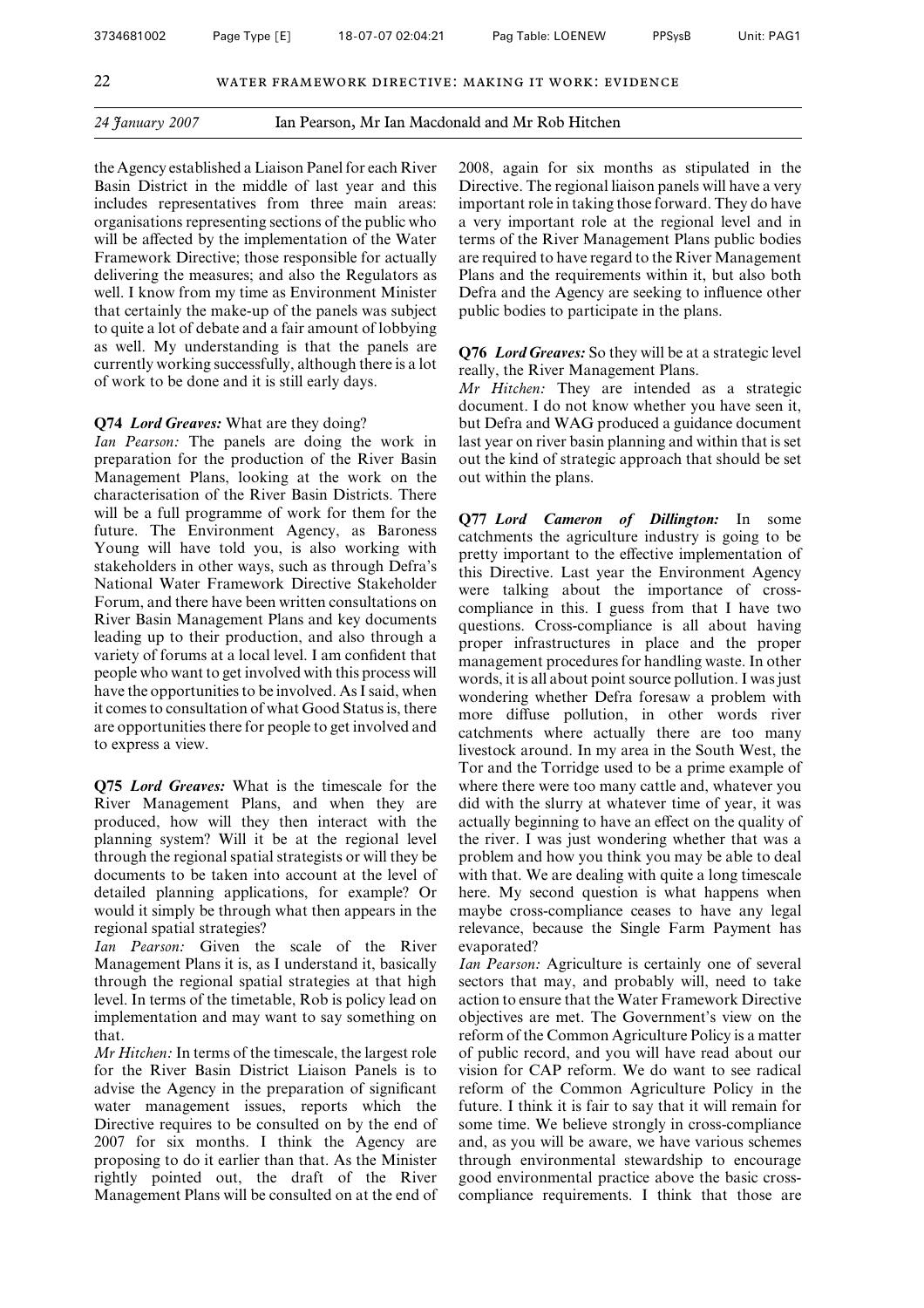*24 January 2007* Ian Pearson, Mr Ian Macdonald and Mr Rob Hitchen

the Agency established a Liaison Panel for each River Basin District in the middle of last year and this includes representatives from three main areas: organisations representing sections of the public who will be affected by the implementation of the Water Framework Directive; those responsible for actually delivering the measures; and also the Regulators as well. I know from my time as Environment Minister that certainly the make-up of the panels was subject to quite a lot of debate and a fair amount of lobbying as well. My understanding is that the panels are currently working successfully, although there is a lot of work to be done and it is still early days.

**Q74** ***Lord Greaves:*** What are they doing?

*Ian Pearson:* The panels are doing the work in preparation for the production of the River Basin Management Plans, looking at the work on the characterisation of the River Basin Districts. There will be a full programme of work for them for the future. The Environment Agency, as Baroness Young will have told you, is also working with stakeholders in other ways, such as through Defra's National Water Framework Directive Stakeholder Forum, and there have been written consultations on River Basin Management Plans and key documents leading up to their production, and also through a variety of forums at a local level. I am confident that people who want to get involved with this process will have the opportunities to be involved. As I said, when it comes to consultation of what Good Status is, there are opportunities there for people to get involved and to express a view.

**Q75** ***Lord Greaves:*** What is the timescale for the River Management Plans, and when they are produced, how will they then interact with the planning system? Will it be at the regional level through the regional spatial strategists or will they be documents to be taken into account at the level of detailed planning applications, for example? Or would it simply be through what then appears in the regional spatial strategies?

*Ian Pearson:* Given the scale of the River Management Plans it is, as I understand it, basically through the regional spatial strategies at that high level. In terms of the timetable, Rob is policy lead on implementation and may want to say something on that.

*Mr Hitchen:* In terms of the timescale, the largest role for the River Basin District Liaison Panels is to advise the Agency in the preparation of significant water management issues, reports which the Directive requires to be consulted on by the end of 2007 for six months. I think the Agency are proposing to do it earlier than that. As the Minister rightly pointed out, the draft of the River Management Plans will be consulted on at the end of 2008, again for six months as stipulated in the Directive. The regional liaison panels will have a very important role in taking those forward. They do have a very important role at the regional level and in terms of the River Management Plans public bodies are required to have regard to the River Management Plans and the requirements within it, but also both Defra and the Agency are seeking to influence other public bodies to participate in the plans.

**Q76** ***Lord Greaves:*** So they will be at a strategic level really, the River Management Plans.

*Mr Hitchen:* They are intended as a strategic document. I do not know whether you have seen it, but Defra and WAG produced a guidance document last year on river basin planning and within that is set out the kind of strategic approach that should be set out within the plans.

**Q77** ***Lord Cameron of Dillington:*** In some catchments the agriculture industry is going to be pretty important to the effective implementation of this Directive. Last year the Environment Agency were talking about the importance of cross-compliance in this. I guess from that I have two questions. Cross-compliance is all about having proper infrastructures in place and the proper management procedures for handling waste. In other words, it is all about point source pollution. I was just wondering whether Defra foresaw a problem with more diffuse pollution, in other words river catchments where actually there are too many livestock around. In my area in the South West, the Tor and the Torridge used to be a prime example of where there were too many cattle and, whatever you did with the slurry at whatever time of year, it was actually beginning to have an effect on the quality of the river. I was just wondering whether that was a problem and how you think you may be able to deal with that. We are dealing with quite a long timescale here. My second question is what happens when maybe cross-compliance ceases to have any legal relevance, because the Single Farm Payment has evaporated?

*Ian Pearson:* Agriculture is certainly one of several sectors that may, and probably will, need to take action to ensure that the Water Framework Directive objectives are met. The Government's view on the reform of the Common Agriculture Policy is a matter of public record, and you will have read about our vision for CAP reform. We do want to see radical reform of the Common Agriculture Policy in the future. I think it is fair to say that it will remain for some time. We believe strongly in cross-compliance and, as you will be aware, we have various schemes through environmental stewardship to encourage good environmental practice above the basic cross-compliance requirements. I think that those are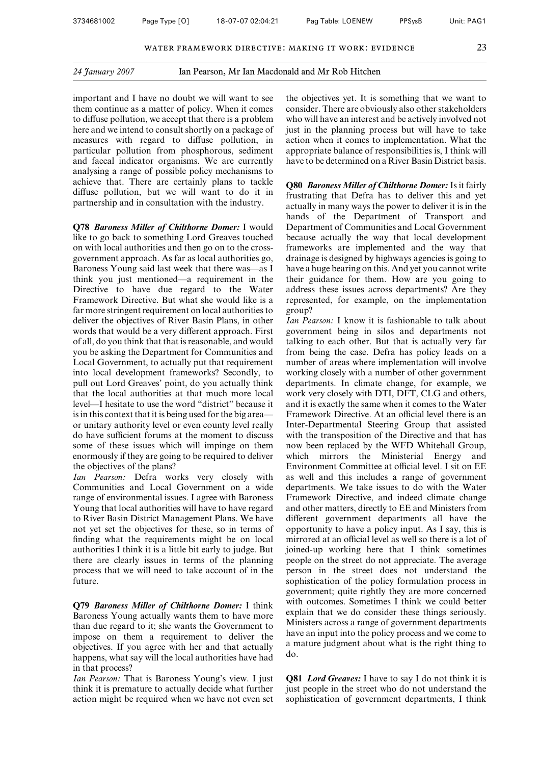important and I have no doubt we will want to see them continue as a matter of policy. When it comes to diffuse pollution, we accept that there is a problem here and we intend to consult shortly on a package of measures with regard to diffuse pollution, in particular pollution from phosphorous, sediment and faecal indicator organisms. We are currently analysing a range of possible policy mechanisms to achieve that. There are certainly plans to tackle diffuse pollution, but we will want to do it in partnership and in consultation with the industry.

**Q78** ***Baroness Miller of Chilthorne Domer:*** I would like to go back to something Lord Greaves touched on with local authorities and then go on to the cross-government approach. As far as local authorities go, Baroness Young said last week that there was—as I think you just mentioned—a requirement in the Directive to have due regard to the Water Framework Directive. But what she would like is a far more stringent requirement on local authorities to deliver the objectives of River Basin Plans, in other words that would be a very different approach. First of all, do you think that that is reasonable, and would you be asking the Department for Communities and Local Government, to actually put that requirement into local development frameworks? Secondly, to pull out Lord Greaves' point, do you actually think that the local authorities at that much more local level—I hesitate to use the word "district" because it is in this context that it is being used for the big area—or unitary authority level or even county level really do have sufficient forums at the moment to discuss some of these issues which will impinge on them enormously if they are going to be required to deliver the objectives of the plans?

*Ian Pearson:* Defra works very closely with Communities and Local Government on a wide range of environmental issues. I agree with Baroness Young that local authorities will have to have regard to River Basin District Management Plans. We have not yet set the objectives for these, so in terms of finding what the requirements might be on local authorities I think it is a little bit early to judge. But there are clearly issues in terms of the planning process that we will need to take account of in the future.

**Q79** ***Baroness Miller of Chilthorne Domer:*** I think Baroness Young actually wants them to have more than due regard to it; she wants the Government to impose on them a requirement to deliver the objectives. If you agree with her and that actually happens, what say will the local authorities have had in that process?

*Ian Pearson:* That is Baroness Young's view. I just think it is premature to actually decide what further action might be required when we have not even set the objectives yet. It is something that we want to consider. There are obviously also other stakeholders who will have an interest and be actively involved not just in the planning process but will have to take action when it comes to implementation. What the appropriate balance of responsibilities is, I think will have to be determined on a River Basin District basis.

**Q80** ***Baroness Miller of Chilthorne Domer:*** Is it fairly frustrating that Defra has to deliver this and yet actually in many ways the power to deliver it is in the hands of the Department of Transport and Department of Communities and Local Government because actually the way that local development frameworks are implemented and the way that drainage is designed by highways agencies is going to have a huge bearing on this. And yet you cannot write their guidance for them. How are you going to address these issues across departments? Are they represented, for example, on the implementation group?

*Ian Pearson:* I know it is fashionable to talk about government being in silos and departments not talking to each other. But that is actually very far from being the case. Defra has policy leads on a number of areas where implementation will involve working closely with a number of other government departments. In climate change, for example, we work very closely with DTI, DFT, CLG and others, and it is exactly the same when it comes to the Water Framework Directive. At an official level there is an Inter-Departmental Steering Group that assisted with the transposition of the Directive and that has now been replaced by the WFD Whitehall Group, which mirrors the Ministerial Energy and Environment Committee at official level. I sit on EE as well and this includes a range of government departments. We take issues to do with the Water Framework Directive, and indeed climate change and other matters, directly to EE and Ministers from different government departments all have the opportunity to have a policy input. As I say, this is mirrored at an official level as well so there is a lot of joined-up working here that I think sometimes people on the street do not appreciate. The average person in the street does not understand the sophistication of the policy formulation process in government; quite rightly they are more concerned with outcomes. Sometimes I think we could better explain that we do consider these things seriously. Ministers across a range of government departments have an input into the policy process and we come to a mature judgment about what is the right thing to do.

**Q81** ***Lord Greaves:*** I have to say I do not think it is just people in the street who do not understand the sophistication of government departments, I think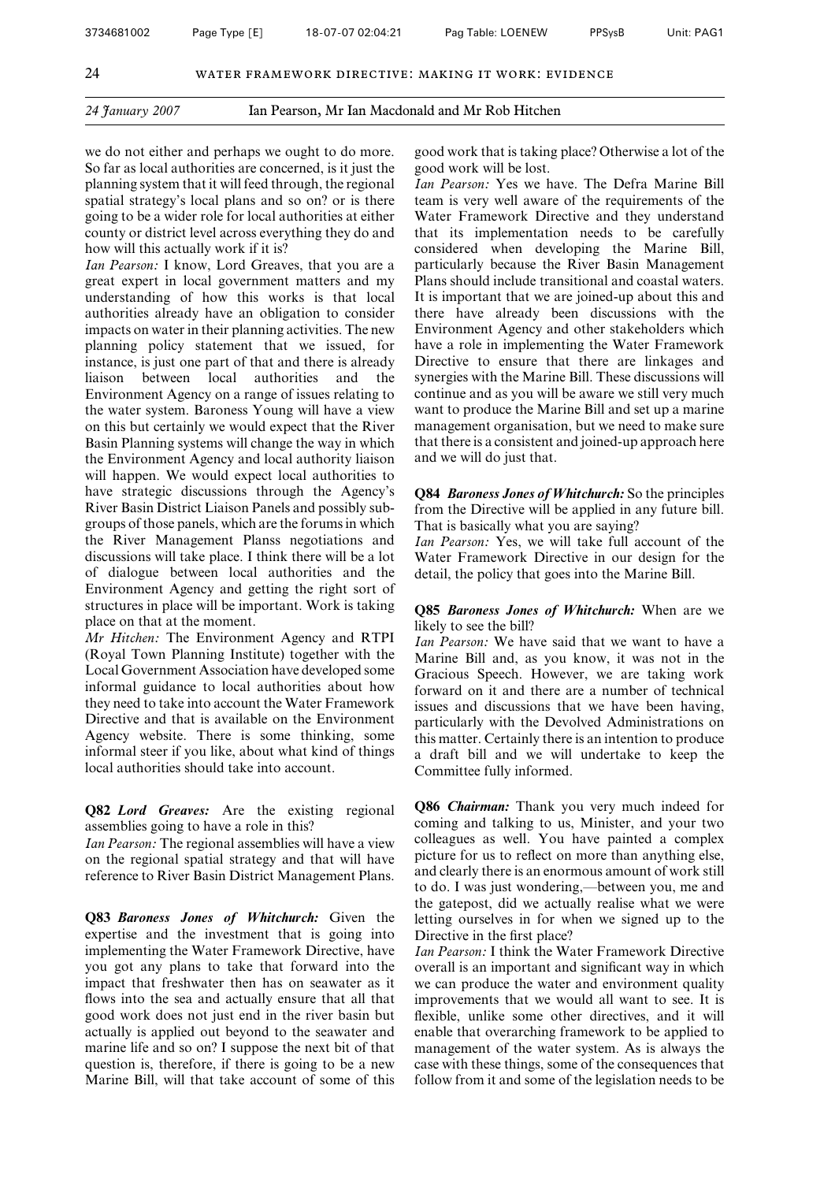we do not either and perhaps we ought to do more. So far as local authorities are concerned, is it just the planning system that it will feed through, the regional spatial strategy's local plans and so on? or is there going to be a wider role for local authorities at either county or district level across everything they do and how will this actually work if it is?

*Ian Pearson:* I know, Lord Greaves, that you are a great expert in local government matters and my understanding of how this works is that local authorities already have an obligation to consider impacts on water in their planning activities. The new planning policy statement that we issued, for instance, is just one part of that and there is already liaison between local authorities and the Environment Agency on a range of issues relating to the water system. Baroness Young will have a view on this but certainly we would expect that the River Basin Planning systems will change the way in which the Environment Agency and local authority liaison will happen. We would expect local authorities to have strategic discussions through the Agency's River Basin District Liaison Panels and possibly sub-groups of those panels, which are the forums in which the River Management Planss negotiations and discussions will take place. I think there will be a lot of dialogue between local authorities and the Environment Agency and getting the right sort of structures in place will be important. Work is taking place on that at the moment.

*Mr Hitchen:* The Environment Agency and RTPI (Royal Town Planning Institute) together with the Local Government Association have developed some informal guidance to local authorities about how they need to take into account the Water Framework Directive and that is available on the Environment Agency website. There is some thinking, some informal steer if you like, about what kind of things local authorities should take into account.

**Q82** ***Lord Greaves:*** Are the existing regional assemblies going to have a role in this?

*Ian Pearson:* The regional assemblies will have a view on the regional spatial strategy and that will have reference to River Basin District Management Plans.

**Q83** ***Baroness Jones of Whitchurch:*** Given the expertise and the investment that is going into implementing the Water Framework Directive, have you got any plans to take that forward into the impact that freshwater then has on seawater as it flows into the sea and actually ensure that all that good work does not just end in the river basin but actually is applied out beyond to the seawater and marine life and so on? I suppose the next bit of that question is, therefore, if there is going to be a new Marine Bill, will that take account of some of this good work that is taking place? Otherwise a lot of the good work will be lost.

*Ian Pearson:* Yes we have. The Defra Marine Bill team is very well aware of the requirements of the Water Framework Directive and they understand that its implementation needs to be carefully considered when developing the Marine Bill, particularly because the River Basin Management Plans should include transitional and coastal waters. It is important that we are joined-up about this and there have already been discussions with the Environment Agency and other stakeholders which have a role in implementing the Water Framework Directive to ensure that there are linkages and synergies with the Marine Bill. These discussions will continue and as you will be aware we still very much want to produce the Marine Bill and set up a marine management organisation, but we need to make sure that there is a consistent and joined-up approach here and we will do just that.

**Q84** ***Baroness Jones of Whitchurch:*** So the principles from the Directive will be applied in any future bill. That is basically what you are saying?

*Ian Pearson:* Yes, we will take full account of the Water Framework Directive in our design for the detail, the policy that goes into the Marine Bill.

**Q85** ***Baroness Jones of Whitchurch:*** When are we likely to see the bill?

*Ian Pearson:* We have said that we want to have a Marine Bill and, as you know, it was not in the Gracious Speech. However, we are taking work forward on it and there are a number of technical issues and discussions that we have been having, particularly with the Devolved Administrations on this matter. Certainly there is an intention to produce a draft bill and we will undertake to keep the Committee fully informed.

**Q86** ***Chairman:*** Thank you very much indeed for coming and talking to us, Minister, and your two colleagues as well. You have painted a complex picture for us to reflect on more than anything else, and clearly there is an enormous amount of work still to do. I was just wondering,—between you, me and the gatepost, did we actually realise what we were letting ourselves in for when we signed up to the Directive in the first place?

*Ian Pearson:* I think the Water Framework Directive overall is an important and significant way in which we can produce the water and environment quality improvements that we would all want to see. It is flexible, unlike some other directives, and it will enable that overarching framework to be applied to management of the water system. As is always the case with these things, some of the consequences that follow from it and some of the legislation needs to be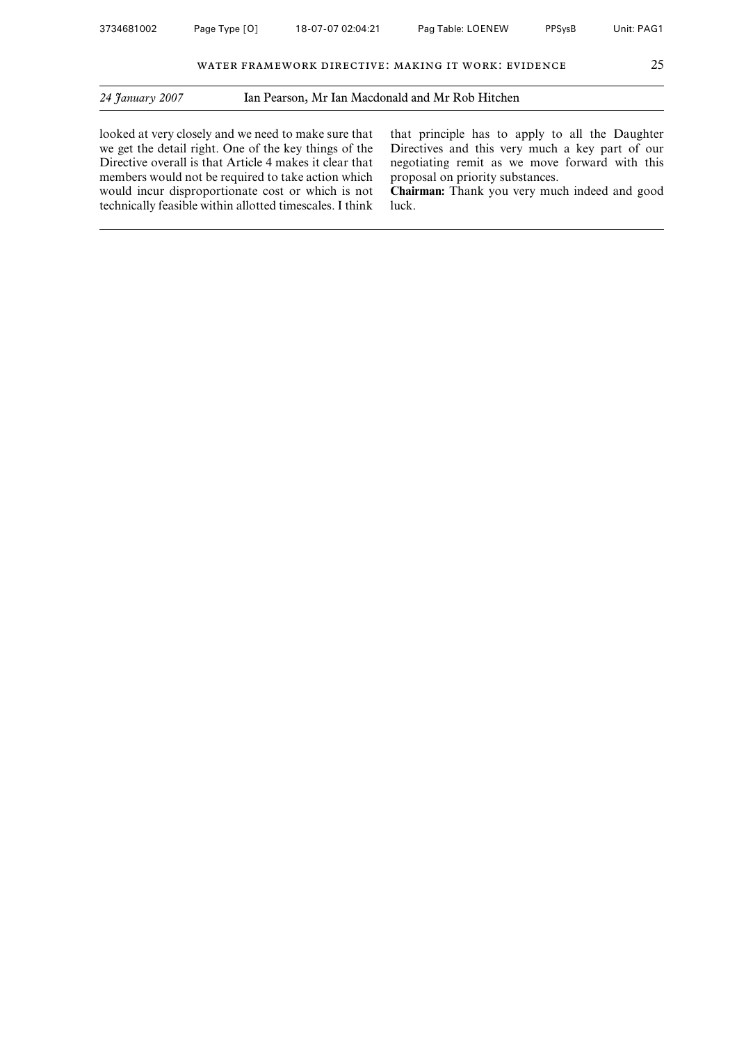*24 January 2007* Ian Pearson, Mr Ian Macdonald and Mr Rob Hitchen

looked at very closely and we need to make sure that we get the detail right. One of the key things of the Directive overall is that Article 4 makes it clear that members would not be required to take action which would incur disproportionate cost or which is not technically feasible within allotted timescales. I think that principle has to apply to all the Daughter Directives and this very much a key part of our negotiating remit as we move forward with this proposal on priority substances.

**Chairman:** Thank you very much indeed and good luck.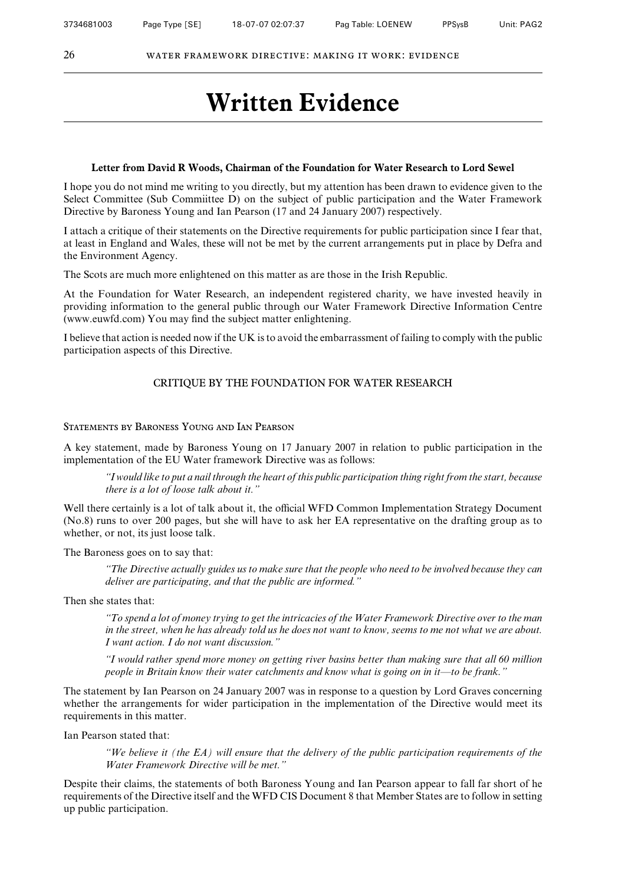# Written Evidence

**Letter from David R Woods, Chairman of the Foundation for Water Research to Lord Sewel**

I hope you do not mind me writing to you directly, but my attention has been drawn to evidence given to the Select Committee (Sub Commiittee D) on the subject of public participation and the Water Framework Directive by Baroness Young and Ian Pearson (17 and 24 January 2007) respectively.

I attach a critique of their statements on the Directive requirements for public participation since I fear that, at least in England and Wales, these will not be met by the current arrangements put in place by Defra and the Environment Agency.

The Scots are much more enlightened on this matter as are those in the Irish Republic.

At the Foundation for Water Research, an independent registered charity, we have invested heavily in providing information to the general public through our Water Framework Directive Information Centre (www.euwfd.com) You may find the subject matter enlightening.

I believe that action is needed now if the UK is to avoid the embarrassment of failing to comply with the public participation aspects of this Directive.

## CRITIQUE BY THE FOUNDATION FOR WATER RESEARCH

### Statements by Baroness Young and Ian Pearson

A key statement, made by Baroness Young on 17 January 2007 in relation to public participation in the implementation of the EU Water framework Directive was as follows:

> *"I would like to put a nail through the heart of this public participation thing right from the start, because there is a lot of loose talk about it."*

Well there certainly is a lot of talk about it, the official WFD Common Implementation Strategy Document (No.8) runs to over 200 pages, but she will have to ask her EA representative on the drafting group as to whether, or not, its just loose talk.

The Baroness goes on to say that:

> *"The Directive actually guides us to make sure that the people who need to be involved because they can deliver are participating, and that the public are informed."*

Then she states that:

> *"To spend a lot of money trying to get the intricacies of the Water Framework Directive over to the man in the street, when he has already told us he does not want to know, seems to me not what we are about. I want action. I do not want discussion."*
>
> *"I would rather spend more money on getting river basins better than making sure that all 60 million people in Britain know their water catchments and know what is going on in it—to be frank."*

The statement by Ian Pearson on 24 January 2007 was in response to a question by Lord Graves concerning whether the arrangements for wider participation in the implementation of the Directive would meet its requirements in this matter.

Ian Pearson stated that:

> *"We believe it (the EA) will ensure that the delivery of the public participation requirements of the Water Framework Directive will be met."*

Despite their claims, the statements of both Baroness Young and Ian Pearson appear to fall far short of he requirements of the Directive itself and the WFD CIS Document 8 that Member States are to follow in setting up public participation.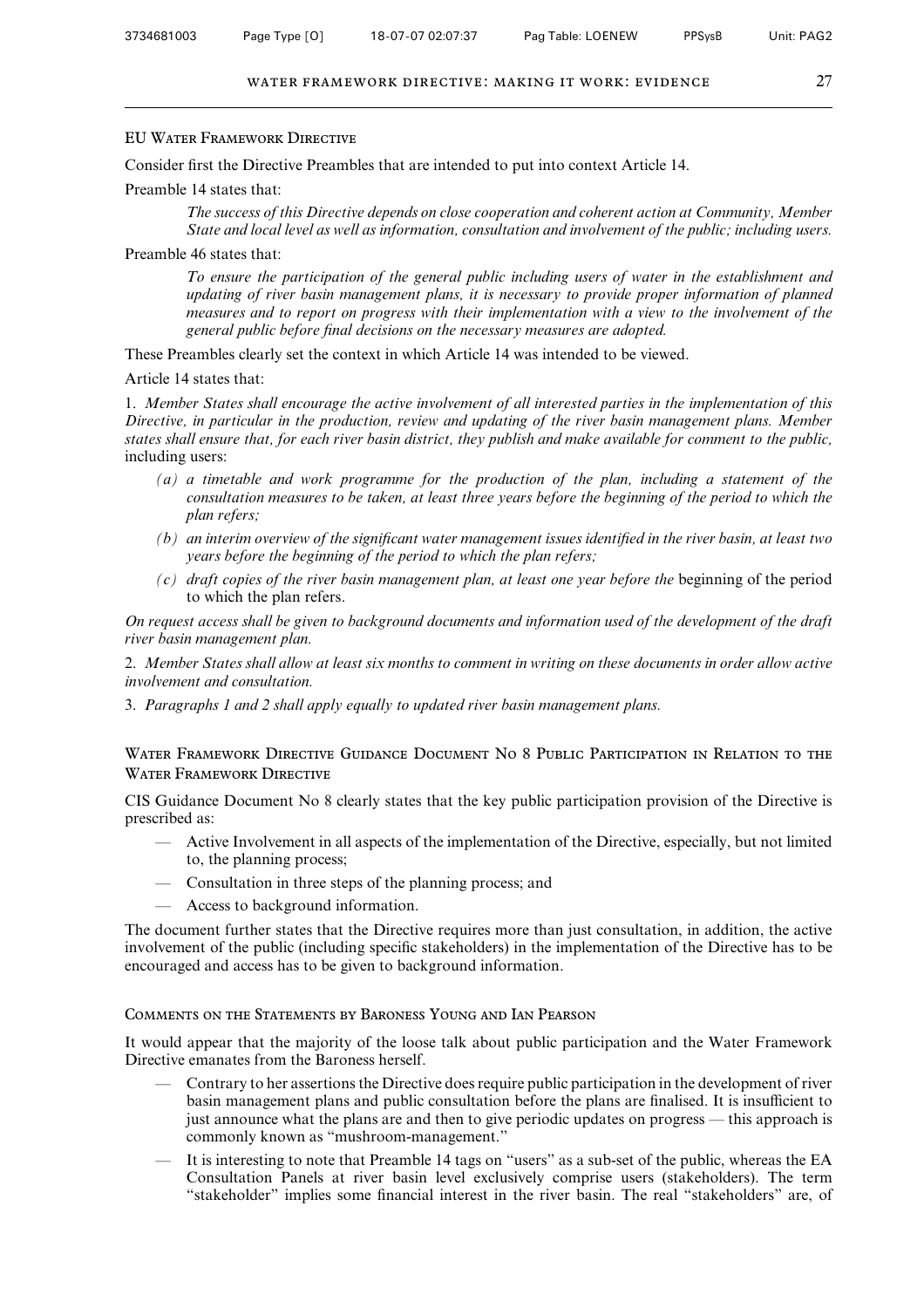### EU Water Framework Directive

Consider first the Directive Preambles that are intended to put into context Article 14.

Preamble 14 states that:

> *The success of this Directive depends on close cooperation and coherent action at Community, Member State and local level as well as information, consultation and involvement of the public; including users.*

Preamble 46 states that:

> *To ensure the participation of the general public including users of water in the establishment and updating of river basin management plans, it is necessary to provide proper information of planned measures and to report on progress with their implementation with a view to the involvement of the general public before final decisions on the necessary measures are adopted.*

These Preambles clearly set the context in which Article 14 was intended to be viewed.

Article 14 states that:

1. *Member States shall encourage the active involvement of all interested parties in the implementation of this Directive, in particular in the production, review and updating of the river basin management plans. Member states shall ensure that, for each river basin district, they publish and make available for comment to the public,* including users:

   *(a) a timetable and work programme for the production of the plan, including a statement of the consultation measures to be taken, at least three years before the beginning of the period to which the plan refers;*

   *(b) an interim overview of the significant water management issues identified in the river basin, at least two years before the beginning of the period to which the plan refers;*

   *(c) draft copies of the river basin management plan, at least one year before the* beginning of the period to which the plan refers.

*On request access shall be given to background documents and information used of the development of the draft river basin management plan.*

2. *Member States shall allow at least six months to comment in writing on these documents in order allow active involvement and consultation.*

3. *Paragraphs 1 and 2 shall apply equally to updated river basin management plans.*

### Water Framework Directive Guidance Document No 8 Public Participation in Relation to the Water Framework Directive

CIS Guidance Document No 8 clearly states that the key public participation provision of the Directive is prescribed as:

- Active Involvement in all aspects of the implementation of the Directive, especially, but not limited to, the planning process;
- Consultation in three steps of the planning process; and
- Access to background information.

The document further states that the Directive requires more than just consultation, in addition, the active involvement of the public (including specific stakeholders) in the implementation of the Directive has to be encouraged and access has to be given to background information.

### Comments on the Statements by Baroness Young and Ian Pearson

It would appear that the majority of the loose talk about public participation and the Water Framework Directive emanates from the Baroness herself.

- Contrary to her assertions the Directive does require public participation in the development of river basin management plans and public consultation before the plans are finalised. It is insufficient to just announce what the plans are and then to give periodic updates on progress — this approach is commonly known as "mushroom-management."
- It is interesting to note that Preamble 14 tags on "users" as a sub-set of the public, whereas the EA Consultation Panels at river basin level exclusively comprise users (stakeholders). The term "stakeholder" implies some financial interest in the river basin. The real "stakeholders" are, of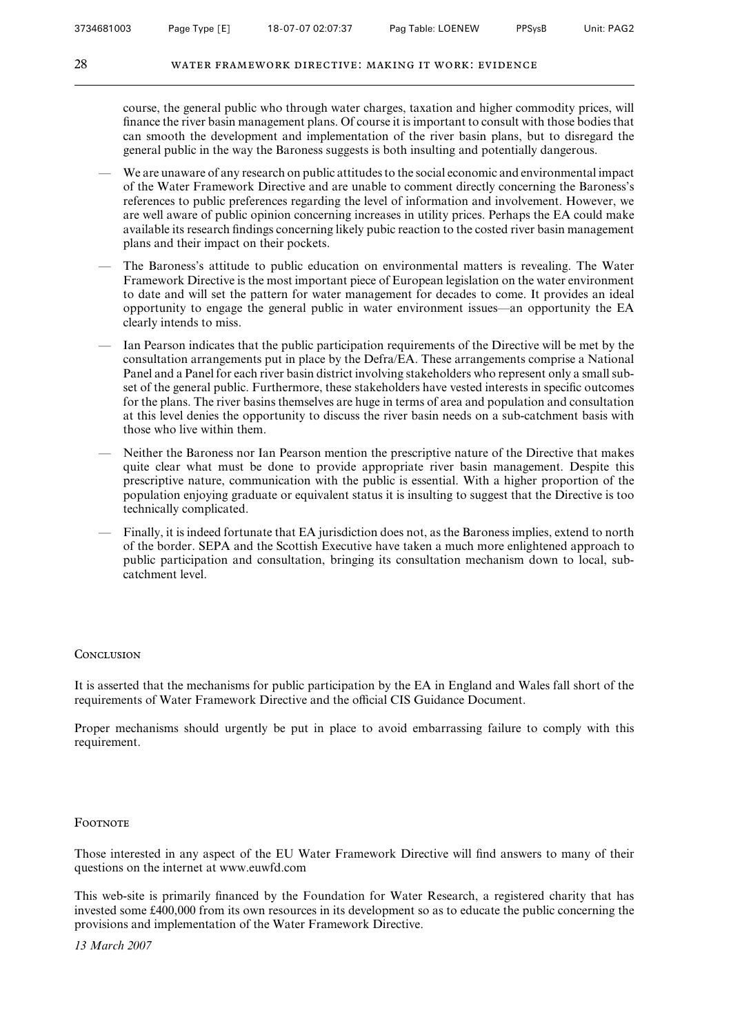course, the general public who through water charges, taxation and higher commodity prices, will finance the river basin management plans. Of course it is important to consult with those bodies that can smooth the development and implementation of the river basin plans, but to disregard the general public in the way the Baroness suggests is both insulting and potentially dangerous.

- We are unaware of any research on public attitudes to the social economic and environmental impact of the Water Framework Directive and are unable to comment directly concerning the Baroness's references to public preferences regarding the level of information and involvement. However, we are well aware of public opinion concerning increases in utility prices. Perhaps the EA could make available its research findings concerning likely pubic reaction to the costed river basin management plans and their impact on their pockets.
- The Baroness's attitude to public education on environmental matters is revealing. The Water Framework Directive is the most important piece of European legislation on the water environment to date and will set the pattern for water management for decades to come. It provides an ideal opportunity to engage the general public in water environment issues—an opportunity the EA clearly intends to miss.
- Ian Pearson indicates that the public participation requirements of the Directive will be met by the consultation arrangements put in place by the Defra/EA. These arrangements comprise a National Panel and a Panel for each river basin district involving stakeholders who represent only a small subset of the general public. Furthermore, these stakeholders have vested interests in specific outcomes for the plans. The river basins themselves are huge in terms of area and population and consultation at this level denies the opportunity to discuss the river basin needs on a sub-catchment basis with those who live within them.
- Neither the Baroness nor Ian Pearson mention the prescriptive nature of the Directive that makes quite clear what must be done to provide appropriate river basin management. Despite this prescriptive nature, communication with the public is essential. With a higher proportion of the population enjoying graduate or equivalent status it is insulting to suggest that the Directive is too technically complicated.
- Finally, it is indeed fortunate that EA jurisdiction does not, as the Baroness implies, extend to north of the border. SEPA and the Scottish Executive have taken a much more enlightened approach to public participation and consultation, bringing its consultation mechanism down to local, sub-catchment level.

## Conclusion

It is asserted that the mechanisms for public participation by the EA in England and Wales fall short of the requirements of Water Framework Directive and the official CIS Guidance Document.

Proper mechanisms should urgently be put in place to avoid embarrassing failure to comply with this requirement.

## Footnote

Those interested in any aspect of the EU Water Framework Directive will find answers to many of their questions on the internet at www.euwfd.com

This web-site is primarily financed by the Foundation for Water Research, a registered charity that has invested some £400,000 from its own resources in its development so as to educate the public concerning the provisions and implementation of the Water Framework Directive.

*13 March 2007*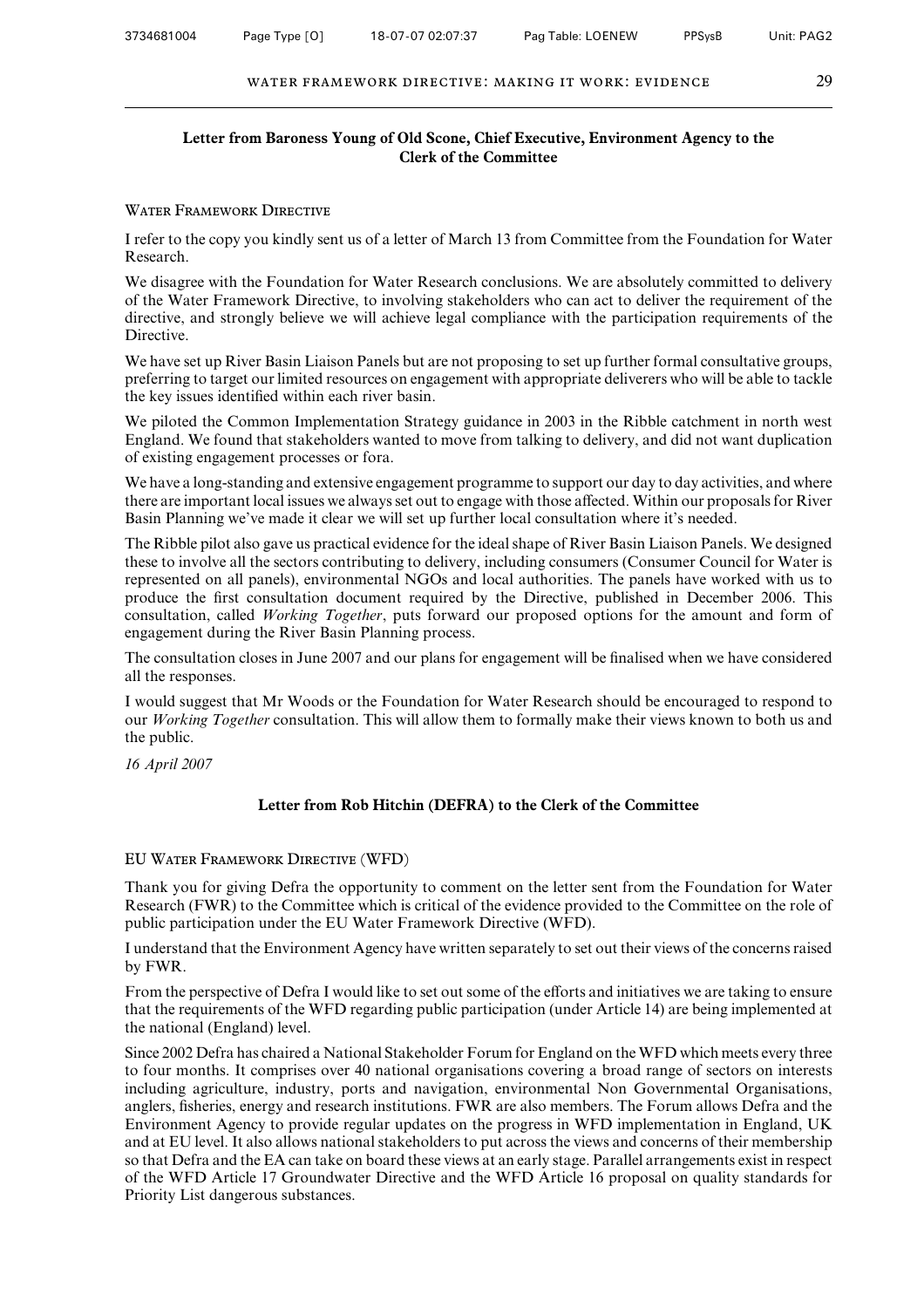## Letter from Baroness Young of Old Scone, Chief Executive, Environment Agency to the Clerk of the Committee

Water Framework Directive

I refer to the copy you kindly sent us of a letter of March 13 from Committee from the Foundation for Water Research.

We disagree with the Foundation for Water Research conclusions. We are absolutely committed to delivery of the Water Framework Directive, to involving stakeholders who can act to deliver the requirement of the directive, and strongly believe we will achieve legal compliance with the participation requirements of the Directive.

We have set up River Basin Liaison Panels but are not proposing to set up further formal consultative groups, preferring to target our limited resources on engagement with appropriate deliverers who will be able to tackle the key issues identified within each river basin.

We piloted the Common Implementation Strategy guidance in 2003 in the Ribble catchment in north west England. We found that stakeholders wanted to move from talking to delivery, and did not want duplication of existing engagement processes or fora.

We have a long-standing and extensive engagement programme to support our day to day activities, and where there are important local issues we always set out to engage with those affected. Within our proposals for River Basin Planning we've made it clear we will set up further local consultation where it's needed.

The Ribble pilot also gave us practical evidence for the ideal shape of River Basin Liaison Panels. We designed these to involve all the sectors contributing to delivery, including consumers (Consumer Council for Water is represented on all panels), environmental NGOs and local authorities. The panels have worked with us to produce the first consultation document required by the Directive, published in December 2006. This consultation, called *Working Together*, puts forward our proposed options for the amount and form of engagement during the River Basin Planning process.

The consultation closes in June 2007 and our plans for engagement will be finalised when we have considered all the responses.

I would suggest that Mr Woods or the Foundation for Water Research should be encouraged to respond to our *Working Together* consultation. This will allow them to formally make their views known to both us and the public.

*16 April 2007*

## Letter from Rob Hitchin (DEFRA) to the Clerk of the Committee

EU Water Framework Directive (WFD)

Thank you for giving Defra the opportunity to comment on the letter sent from the Foundation for Water Research (FWR) to the Committee which is critical of the evidence provided to the Committee on the role of public participation under the EU Water Framework Directive (WFD).

I understand that the Environment Agency have written separately to set out their views of the concerns raised by FWR.

From the perspective of Defra I would like to set out some of the efforts and initiatives we are taking to ensure that the requirements of the WFD regarding public participation (under Article 14) are being implemented at the national (England) level.

Since 2002 Defra has chaired a National Stakeholder Forum for England on the WFD which meets every three to four months. It comprises over 40 national organisations covering a broad range of sectors on interests including agriculture, industry, ports and navigation, environmental Non Governmental Organisations, anglers, fisheries, energy and research institutions. FWR are also members. The Forum allows Defra and the Environment Agency to provide regular updates on the progress in WFD implementation in England, UK and at EU level. It also allows national stakeholders to put across the views and concerns of their membership so that Defra and the EA can take on board these views at an early stage. Parallel arrangements exist in respect of the WFD Article 17 Groundwater Directive and the WFD Article 16 proposal on quality standards for Priority List dangerous substances.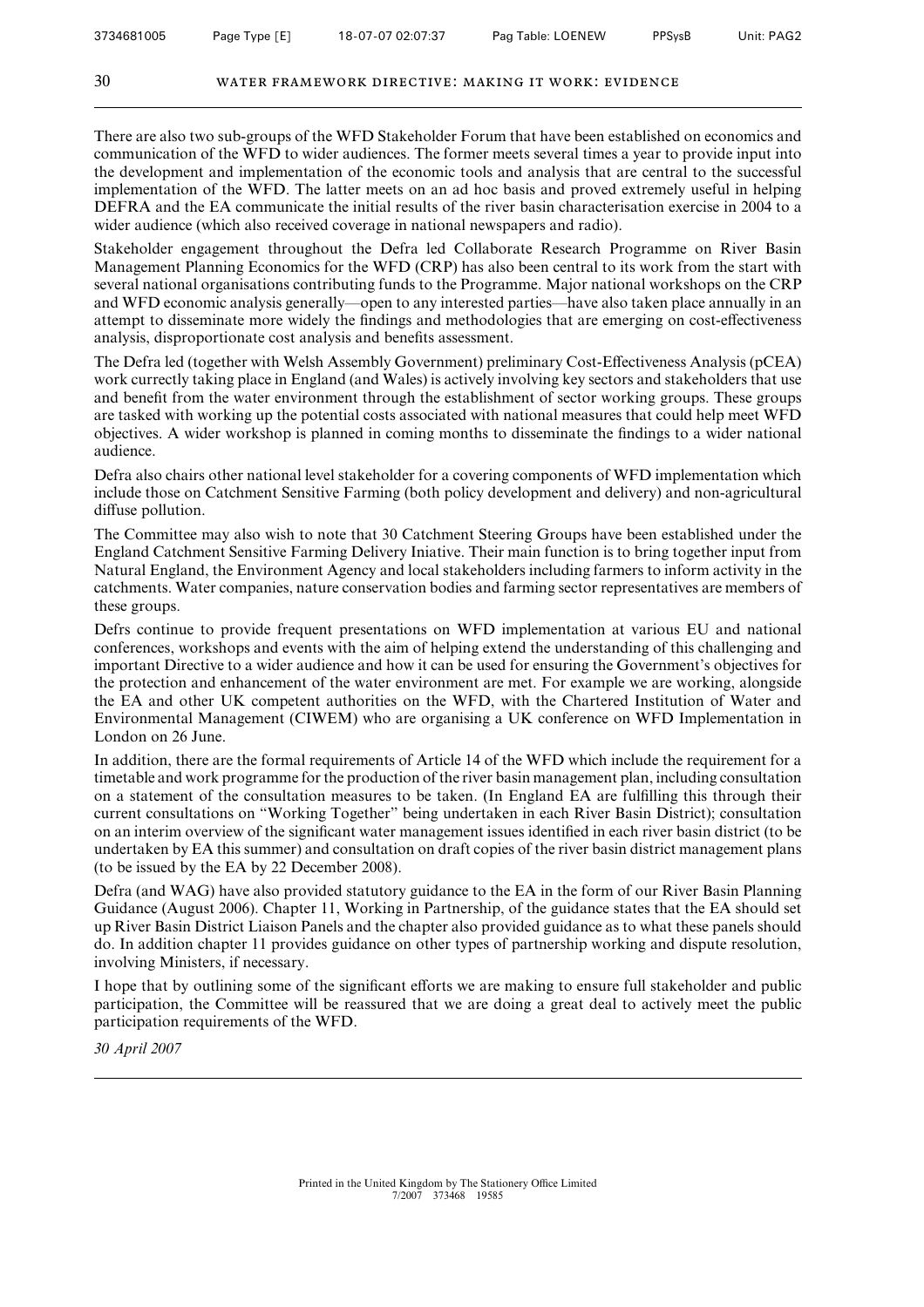There are also two sub-groups of the WFD Stakeholder Forum that have been established on economics and communication of the WFD to wider audiences. The former meets several times a year to provide input into the development and implementation of the economic tools and analysis that are central to the successful implementation of the WFD. The latter meets on an ad hoc basis and proved extremely useful in helping DEFRA and the EA communicate the initial results of the river basin characterisation exercise in 2004 to a wider audience (which also received coverage in national newspapers and radio).

Stakeholder engagement throughout the Defra led Collaborate Research Programme on River Basin Management Planning Economics for the WFD (CRP) has also been central to its work from the start with several national organisations contributing funds to the Programme. Major national workshops on the CRP and WFD economic analysis generally—open to any interested parties—have also taken place annually in an attempt to disseminate more widely the findings and methodologies that are emerging on cost-effectiveness analysis, disproportionate cost analysis and benefits assessment.

The Defra led (together with Welsh Assembly Government) preliminary Cost-Effectiveness Analysis (pCEA) work currectly taking place in England (and Wales) is actively involving key sectors and stakeholders that use and benefit from the water environment through the establishment of sector working groups. These groups are tasked with working up the potential costs associated with national measures that could help meet WFD objectives. A wider workshop is planned in coming months to disseminate the findings to a wider national audience.

Defra also chairs other national level stakeholder for a covering components of WFD implementation which include those on Catchment Sensitive Farming (both policy development and delivery) and non-agricultural diffuse pollution.

The Committee may also wish to note that 30 Catchment Steering Groups have been established under the England Catchment Sensitive Farming Delivery Iniative. Their main function is to bring together input from Natural England, the Environment Agency and local stakeholders including farmers to inform activity in the catchments. Water companies, nature conservation bodies and farming sector representatives are members of these groups.

Defrs continue to provide frequent presentations on WFD implementation at various EU and national conferences, workshops and events with the aim of helping extend the understanding of this challenging and important Directive to a wider audience and how it can be used for ensuring the Government's objectives for the protection and enhancement of the water environment are met. For example we are working, alongside the EA and other UK competent authorities on the WFD, with the Chartered Institution of Water and Environmental Management (CIWEM) who are organising a UK conference on WFD Implementation in London on 26 June.

In addition, there are the formal requirements of Article 14 of the WFD which include the requirement for a timetable and work programme for the production of the river basin management plan, including consultation on a statement of the consultation measures to be taken. (In England EA are fulfilling this through their current consultations on "Working Together" being undertaken in each River Basin District); consultation on an interim overview of the significant water management issues identified in each river basin district (to be undertaken by EA this summer) and consultation on draft copies of the river basin district management plans (to be issued by the EA by 22 December 2008).

Defra (and WAG) have also provided statutory guidance to the EA in the form of our River Basin Planning Guidance (August 2006). Chapter 11, Working in Partnership, of the guidance states that the EA should set up River Basin District Liaison Panels and the chapter also provided guidance as to what these panels should do. In addition chapter 11 provides guidance on other types of partnership working and dispute resolution, involving Ministers, if necessary.

I hope that by outlining some of the significant efforts we are making to ensure full stakeholder and public participation, the Committee will be reassured that we are doing a great deal to actively meet the public participation requirements of the WFD.

*30 April 2007*

Printed in the United Kingdom by The Stationery Office Limited
7/2007 373468 19585